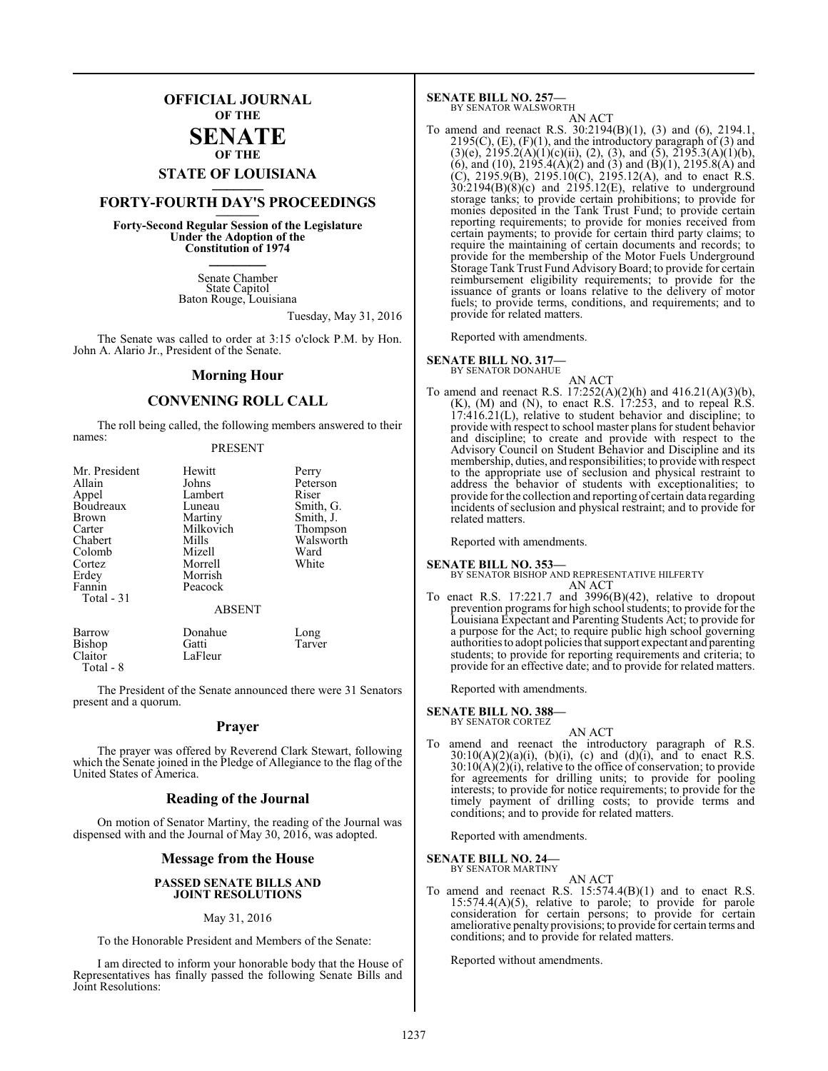# OFFICIAL JOURNAL OF THE SENATE OF THE STATE OF LOUISIANA

## FORTY-FOURTH DAY'S PROCEEDINGS

**Forty-Second Regular Session of the Legislature Under the Adoption of the Constitution of 1974**

Senate Chamber
State Capitol
Baton Rouge, Louisiana

Tuesday, May 31, 2016

The Senate was called to order at 3:15 o'clock P.M. by Hon. John A. Alario Jr., President of the Senate.

## Morning Hour

## CONVENING ROLL CALL

The roll being called, the following members answered to their names:

PRESENT

| | | |
|---|---|---|
| Mr. President | Hewitt | Perry |
| Allain | Johns | Peterson |
| Appel | Lambert | Riser |
| Boudreaux | Luneau | Smith, G. |
| Brown | Martiny | Smith, J. |
| Carter | Milkovich | Thompson |
| Chabert | Mills | Walsworth |
| Colomb | Mizell | Ward |
| Cortez | Morrell | White |
| Erdey | Morrish | |
| Fannin | Peacock | |

Total - 31

ABSENT

| | | |
|---|---|---|
| Barrow | Donahue | Long |
| Bishop | Gatti | Tarver |
| Claitor | LaFleur | |

Total - 8

The President of the Senate announced there were 31 Senators present and a quorum.

## Prayer

The prayer was offered by Reverend Clark Stewart, following which the Senate joined in the Pledge of Allegiance to the flag of the United States of America.

## Reading of the Journal

On motion of Senator Martiny, the reading of the Journal was dispensed with and the Journal of May 30, 2016, was adopted.

## Message from the House

**PASSED SENATE BILLS AND JOINT RESOLUTIONS**

May 31, 2016

To the Honorable President and Members of the Senate:

I am directed to inform your honorable body that the House of Representatives has finally passed the following Senate Bills and Joint Resolutions:

**SENATE BILL NO. 257—**
BY SENATOR WALSWORTH

AN ACT

To amend and reenact R.S. 30:2194(B)(1), (3) and (6), 2194.1, 2195(C), (E), (F)(1), and the introductory paragraph of (3) and (3)(e), 2195.2(A)(1)(c)(ii), (2), (3), and (5), 2195.3(A)(1)(b), (6), and (10), 2195.4(A)(2) and (3) and (B)(1), 2195.8(A) and (C), 2195.9(B), 2195.10(C), 2195.12(A), and to enact R.S. 30:2194(B)(8)(c) and 2195.12(E), relative to underground storage tanks; to provide certain prohibitions; to provide for monies deposited in the Tank Trust Fund; to provide certain reporting requirements; to provide for monies received from certain payments; to provide for certain third party claims; to require the maintaining of certain documents and records; to provide for the membership of the Motor Fuels Underground Storage Tank Trust Fund Advisory Board; to provide for certain reimbursement eligibility requirements; to provide for the issuance of grants or loans relative to the delivery of motor fuels; to provide terms, conditions, and requirements; and to provide for related matters.

Reported with amendments.

**SENATE BILL NO. 317—**
BY SENATOR DONAHUE

AN ACT

To amend and reenact R.S. 17:252(A)(2)(h) and 416.21(A)(3)(b), (K), (M) and (N), to enact R.S. 17:253, and to repeal R.S. 17:416.21(L), relative to student behavior and discipline; to provide with respect to school master plans for student behavior and discipline; to create and provide with respect to the Advisory Council on Student Behavior and Discipline and its membership, duties, and responsibilities; to provide with respect to the appropriate use of seclusion and physical restraint to address the behavior of students with exceptionalities; to provide for the collection and reporting of certain data regarding incidents of seclusion and physical restraint; and to provide for related matters.

Reported with amendments.

**SENATE BILL NO. 353—**
BY SENATOR BISHOP AND REPRESENTATIVE HILFERTY

AN ACT

To enact R.S. 17:221.7 and 3996(B)(42), relative to dropout prevention programs for high school students; to provide for the Louisiana Expectant and Parenting Students Act; to provide for a purpose for the Act; to require public high school governing authorities to adopt policies that support expectant and parenting students; to provide for reporting requirements and criteria; to provide for an effective date; and to provide for related matters.

Reported with amendments.

**SENATE BILL NO. 388—**
BY SENATOR CORTEZ

AN ACT

To amend and reenact the introductory paragraph of R.S. 30:10(A)(2)(a)(i), (b)(i), (c) and (d)(i), and to enact R.S. 30:10(A)(2)(i), relative to the office of conservation; to provide for agreements for drilling units; to provide for pooling interests; to provide for notice requirements; to provide for the timely payment of drilling costs; to provide terms and conditions; and to provide for related matters.

Reported with amendments.

**SENATE BILL NO. 24—**
BY SENATOR MARTINY

AN ACT

To amend and reenact R.S. 15:574.4(B)(1) and to enact R.S. 15:574.4(A)(5), relative to parole; to provide for parole consideration for certain persons; to provide for certain ameliorative penalty provisions; to provide for certain terms and conditions; and to provide for related matters.

Reported without amendments.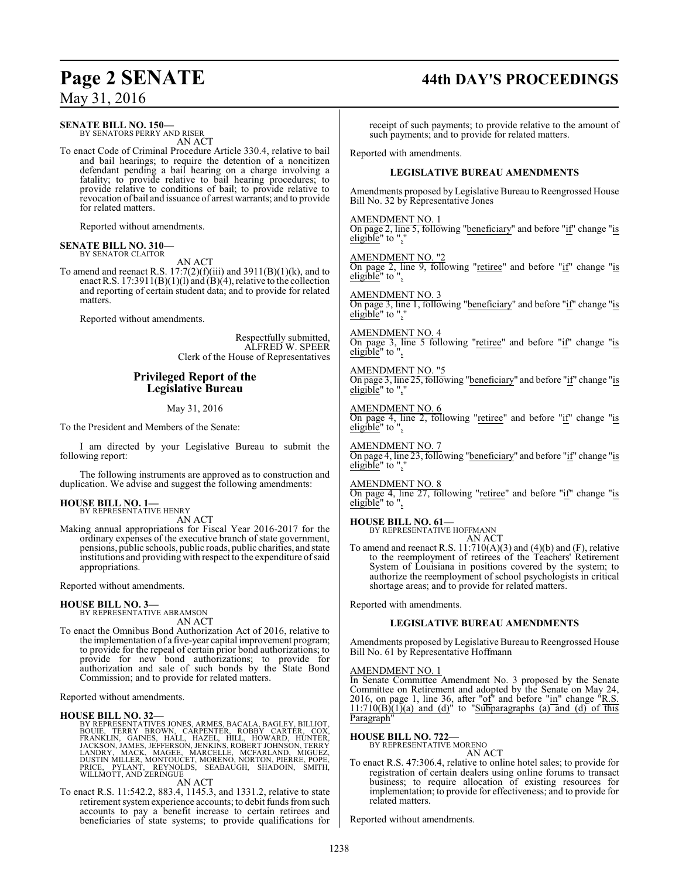**SENATE BILL NO. 150—**
BY SENATORS PERRY AND RISER

AN ACT

To enact Code of Criminal Procedure Article 330.4, relative to bail and bail hearings; to require the detention of a noncitizen defendant pending a bail hearing on a charge involving a fatality; to provide relative to bail hearing procedures; to provide relative to conditions of bail; to provide relative to revocation of bail and issuance of arrest warrants; and to provide for related matters.

Reported without amendments.

**SENATE BILL NO. 310—**
BY SENATOR CLAITOR

AN ACT

To amend and reenact R.S. 17:7(2)(f)(iii) and 3911(B)(1)(k), and to enact R.S. 17:3911(B)(1)(l) and (B)(4), relative to the collection and reporting of certain student data; and to provide for related matters.

Reported without amendments.

Respectfully submitted,
ALFRED W. SPEER
Clerk of the House of Representatives

## Privileged Report of the Legislative Bureau

May 31, 2016

To the President and Members of the Senate:

I am directed by your Legislative Bureau to submit the following report:

The following instruments are approved as to construction and duplication. We advise and suggest the following amendments:

**HOUSE BILL NO. 1—**
BY REPRESENTATIVE HENRY

AN ACT

Making annual appropriations for Fiscal Year 2016-2017 for the ordinary expenses of the executive branch of state government, pensions, public schools, public roads, public charities, and state institutions and providing with respect to the expenditure of said appropriations.

Reported without amendments.

**HOUSE BILL NO. 3—**
BY REPRESENTATIVE ABRAMSON

AN ACT

To enact the Omnibus Bond Authorization Act of 2016, relative to the implementation of a five-year capital improvement program; to provide for the repeal of certain prior bond authorizations; to provide for new bond authorizations; to provide for authorization and sale of such bonds by the State Bond Commission; and to provide for related matters.

Reported without amendments.

**HOUSE BILL NO. 32—**
BY REPRESENTATIVES JONES, ARMES, BACALA, BAGLEY, BILLIOT, BOUIE, TERRY BROWN, CARPENTER, ROBBY CARTER, COX, FRANKLIN, GAINES, HALL, HAZEL, HILL, HOWARD, HUNTER, JACKSON, JAMES, JEFFERSON, JENKINS, ROBERT JOHNSON, TERRY LANDRY, MACK, MAGEE, MARCELLE, MCFARLAND, MIGUEZ, DUSTIN MILLER, MONTOUCET, MORENO, NORTON, PIERRE, POPE, PRICE, PYLANT, REYNOLDS, SEABAUGH, SHADOIN, SMITH, WILLMOTT, AND ZERINGUE

AN ACT

To enact R.S. 11:542.2, 883.4, 1145.3, and 1331.2, relative to state retirement system experience accounts; to debit funds from such accounts to pay a benefit increase to certain retirees and beneficiaries of state systems; to provide qualifications for receipt of such payments; to provide relative to the amount of such payments; and to provide for related matters.

Reported with amendments.

### LEGISLATIVE BUREAU AMENDMENTS

Amendments proposed by Legislative Bureau to Reengrossed House Bill No. 32 by Representative Jones

AMENDMENT NO. 1
On page 2, line 5, following "beneficiary" and before "if" change "is eligible" to ","

AMENDMENT NO. "2
On page 2, line 9, following "retiree" and before "if" change "is eligible" to ",

AMENDMENT NO. 3
On page 3, line 1, following "beneficiary" and before "if" change "is eligible" to ","

AMENDMENT NO. 4
On page 3, line 5 following "retiree" and before "if" change "is eligible" to ",

AMENDMENT NO. "5
On page 3, line 25, following "beneficiary" and before "if" change "is eligible" to ","

AMENDMENT NO. 6
On page 4, line 2, following "retiree" and before "if" change "is eligible" to ",

AMENDMENT NO. 7
On page 4, line 23, following "beneficiary" and before "if" change "is eligible" to ","

AMENDMENT NO. 8
On page 4, line 27, following "retiree" and before "if" change "is eligible" to ",

**HOUSE BILL NO. 61—**
BY REPRESENTATIVE HOFFMANN

AN ACT

To amend and reenact R.S. 11:710(A)(3) and (4)(b) and (F), relative to the reemployment of retirees of the Teachers' Retirement System of Louisiana in positions covered by the system; to authorize the reemployment of school psychologists in critical shortage areas; and to provide for related matters.

Reported with amendments.

### LEGISLATIVE BUREAU AMENDMENTS

Amendments proposed by Legislative Bureau to Reengrossed House Bill No. 61 by Representative Hoffmann

AMENDMENT NO. 1
In Senate Committee Amendment No. 3 proposed by the Senate Committee on Retirement and adopted by the Senate on May 24, 2016, on page 1, line 36, after "of" and before "in" change "R.S. 11:710(B)(1)(a) and (d)" to "Subparagraphs (a) and (d) of this Paragraph"

**HOUSE BILL NO. 722—**
BY REPRESENTATIVE MORENO

AN ACT

To enact R.S. 47:306.4, relative to online hotel sales; to provide for registration of certain dealers using online forums to transact business; to require allocation of existing resources for implementation; to provide for effectiveness; and to provide for related matters.

Reported without amendments.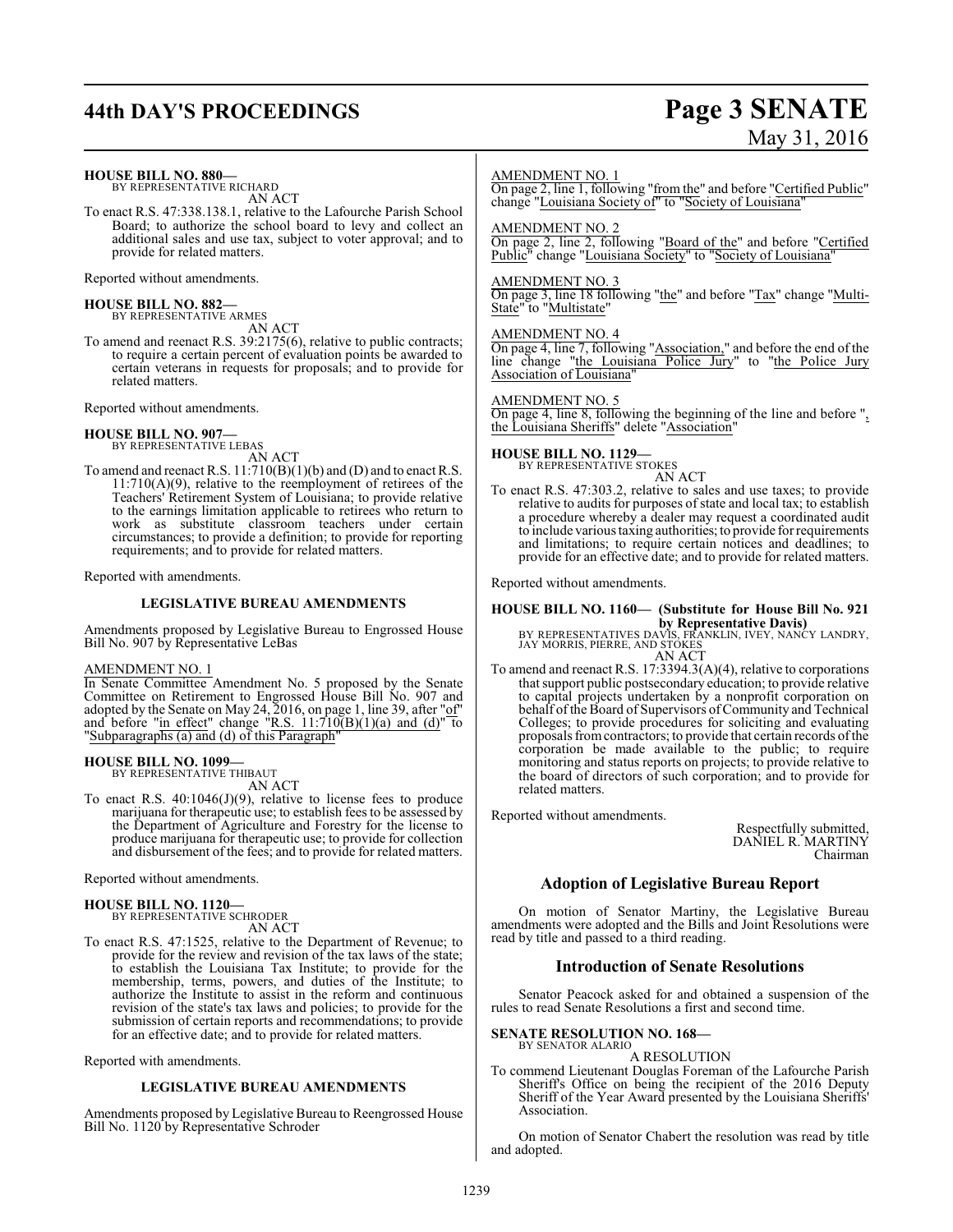**HOUSE BILL NO. 880—**
BY REPRESENTATIVE RICHARD
AN ACT

To enact R.S. 47:338.138.1, relative to the Lafourche Parish School Board; to authorize the school board to levy and collect an additional sales and use tax, subject to voter approval; and to provide for related matters.

Reported without amendments.

**HOUSE BILL NO. 882—**
BY REPRESENTATIVE ARMES
AN ACT

To amend and reenact R.S. 39:2175(6), relative to public contracts; to require a certain percent of evaluation points be awarded to certain veterans in requests for proposals; and to provide for related matters.

Reported without amendments.

**HOUSE BILL NO. 907—**
BY REPRESENTATIVE LEBAS
AN ACT

To amend and reenact R.S. 11:710(B)(1)(b) and (D) and to enact R.S. 11:710(A)(9), relative to the reemployment of retirees of the Teachers' Retirement System of Louisiana; to provide relative to the earnings limitation applicable to retirees who return to work as substitute classroom teachers under certain circumstances; to provide a definition; to provide for reporting requirements; and to provide for related matters.

Reported with amendments.

**LEGISLATIVE BUREAU AMENDMENTS**

Amendments proposed by Legislative Bureau to Engrossed House Bill No. 907 by Representative LeBas

AMENDMENT NO. 1
In Senate Committee Amendment No. 5 proposed by the Senate Committee on Retirement to Engrossed House Bill No. 907 and adopted by the Senate on May 24, 2016, on page 1, line 39, after "of" and before "in effect" change "R.S. 11:710(B)(1)(a) and (d)" to "Subparagraphs (a) and (d) of this Paragraph"

**HOUSE BILL NO. 1099—**
BY REPRESENTATIVE THIBAUT
AN ACT

To enact R.S. 40:1046(J)(9), relative to license fees to produce marijuana for therapeutic use; to establish fees to be assessed by the Department of Agriculture and Forestry for the license to produce marijuana for therapeutic use; to provide for collection and disbursement of the fees; and to provide for related matters.

Reported without amendments.

**HOUSE BILL NO. 1120—**
BY REPRESENTATIVE SCHRODER
AN ACT

To enact R.S. 47:1525, relative to the Department of Revenue; to provide for the review and revision of the tax laws of the state; to establish the Louisiana Tax Institute; to provide for the membership, terms, powers, and duties of the Institute; to authorize the Institute to assist in the reform and continuous revision of the state's tax laws and policies; to provide for the submission of certain reports and recommendations; to provide for an effective date; and to provide for related matters.

Reported with amendments.

**LEGISLATIVE BUREAU AMENDMENTS**

Amendments proposed by Legislative Bureau to Reengrossed House Bill No. 1120 by Representative Schroder

AMENDMENT NO. 1
On page 2, line 1, following "from the" and before "Certified Public" change "Louisiana Society of" to "Society of Louisiana"

AMENDMENT NO. 2
On page 2, line 2, following "Board of the" and before "Certified Public" change "Louisiana Society" to "Society of Louisiana"

AMENDMENT NO. 3
On page 3, line 18 following "the" and before "Tax" change "Multi-State" to "Multistate"

AMENDMENT NO. 4
On page 4, line 7, following "Association," and before the end of the line change "the Louisiana Police Jury" to "the Police Jury Association of Louisiana"

AMENDMENT NO. 5
On page 4, line 8, following the beginning of the line and before ", the Louisiana Sheriffs" delete "Association"

**HOUSE BILL NO. 1129—**
BY REPRESENTATIVE STOKES
AN ACT

To enact R.S. 47:303.2, relative to sales and use taxes; to provide relative to audits for purposes of state and local tax; to establish a procedure whereby a dealer may request a coordinated audit to include various taxing authorities; to provide for requirements and limitations; to require certain notices and deadlines; to provide for an effective date; and to provide for related matters.

Reported without amendments.

**HOUSE BILL NO. 1160— (Substitute for House Bill No. 921 by Representative Davis)**
BY REPRESENTATIVES DAVIS, FRANKLIN, IVEY, NANCY LANDRY, JAY MORRIS, PIERRE, AND STOKES
AN ACT

To amend and reenact R.S. 17:3394.3(A)(4), relative to corporations that support public postsecondary education; to provide relative to capital projects undertaken by a nonprofit corporation on behalf of the Board of Supervisors of Community and Technical Colleges; to provide procedures for soliciting and evaluating proposals from contractors; to provide that certain records of the corporation be made available to the public; to require monitoring and status reports on projects; to provide relative to the board of directors of such corporation; and to provide for related matters.

Reported without amendments.

Respectfully submitted,
DANIEL R. MARTINY
Chairman

## Adoption of Legislative Bureau Report

On motion of Senator Martiny, the Legislative Bureau amendments were adopted and the Bills and Joint Resolutions were read by title and passed to a third reading.

## Introduction of Senate Resolutions

Senator Peacock asked for and obtained a suspension of the rules to read Senate Resolutions a first and second time.

**SENATE RESOLUTION NO. 168—**
BY SENATOR ALARIO
A RESOLUTION

To commend Lieutenant Douglas Foreman of the Lafourche Parish Sheriff's Office on being the recipient of the 2016 Deputy Sheriff of the Year Award presented by the Louisiana Sheriffs' Association.

On motion of Senator Chabert the resolution was read by title and adopted.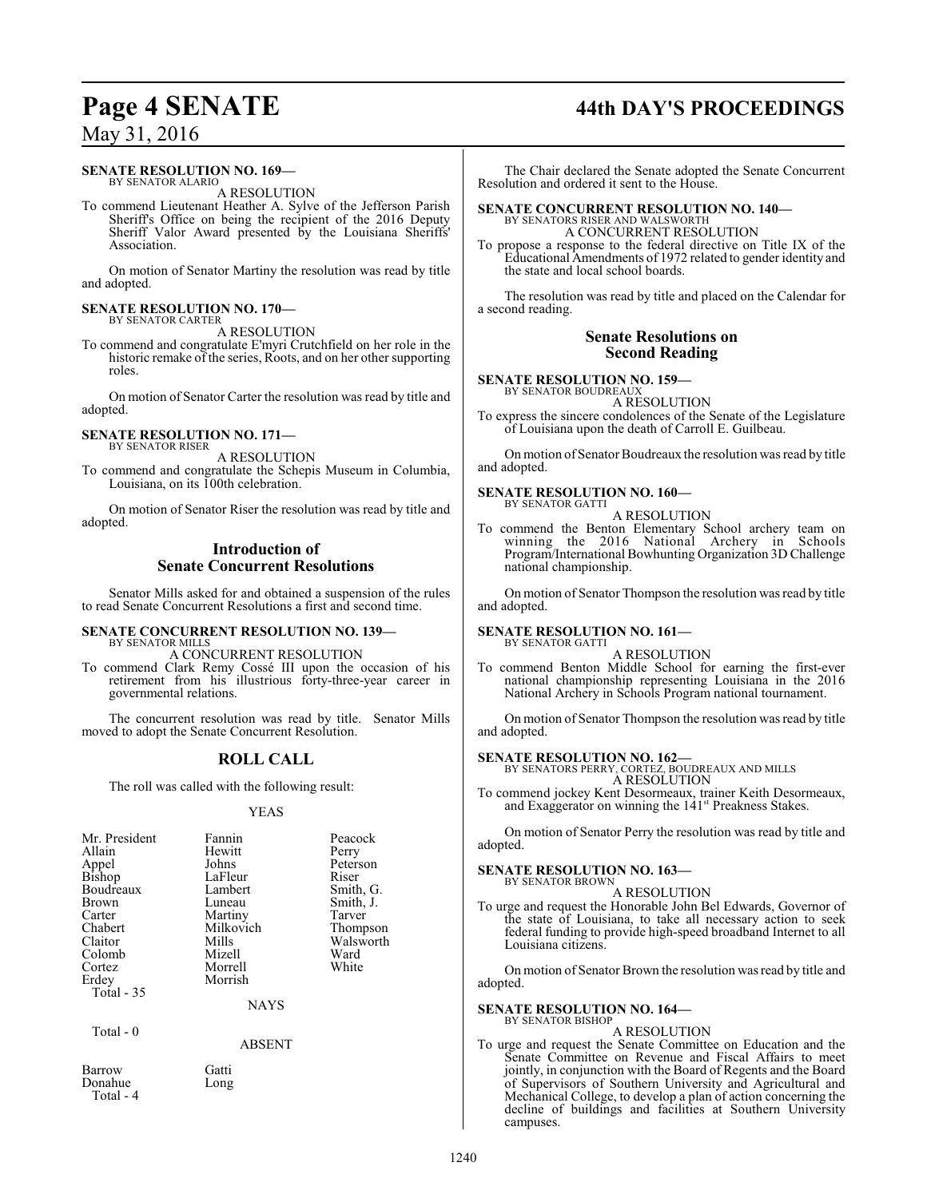**SENATE RESOLUTION NO. 169—**
BY SENATOR ALARIO

A RESOLUTION

To commend Lieutenant Heather A. Sylve of the Jefferson Parish Sheriff's Office on being the recipient of the 2016 Deputy Sheriff Valor Award presented by the Louisiana Sheriffs' Association.

On motion of Senator Martiny the resolution was read by title and adopted.

**SENATE RESOLUTION NO. 170—**
BY SENATOR CARTER

A RESOLUTION

To commend and congratulate E'myri Crutchfield on her role in the historic remake of the series, Roots, and on her other supporting roles.

On motion of Senator Carter the resolution was read by title and adopted.

**SENATE RESOLUTION NO. 171—**
BY SENATOR RISER

A RESOLUTION

To commend and congratulate the Schepis Museum in Columbia, Louisiana, on its 100th celebration.

On motion of Senator Riser the resolution was read by title and adopted.

## Introduction of Senate Concurrent Resolutions

Senator Mills asked for and obtained a suspension of the rules to read Senate Concurrent Resolutions a first and second time.

**SENATE CONCURRENT RESOLUTION NO. 139—**
BY SENATOR MILLS

A CONCURRENT RESOLUTION

To commend Clark Remy Cossé III upon the occasion of his retirement from his illustrious forty-three-year career in governmental relations.

The concurrent resolution was read by title. Senator Mills moved to adopt the Senate Concurrent Resolution.

## ROLL CALL

The roll was called with the following result:

YEAS

| | | |
|---|---|---|
| Mr. President | Fannin | Peacock |
| Allain | Hewitt | Perry |
| Appel | Johns | Peterson |
| Bishop | LaFleur | Riser |
| Boudreaux | Lambert | Smith, G. |
| Brown | Luneau | Smith, J. |
| Carter | Martiny | Tarver |
| Chabert | Milkovich | Thompson |
| Claitor | Mills | Walsworth |
| Colomb | Mizell | Ward |
| Cortez | Morrell | White |
| Erdey | Morrish | |

Total - 35

NAYS

Total - 0

ABSENT

| | |
|---|---|
| Barrow | Gatti |
| Donahue | Long |

Total - 4

The Chair declared the Senate adopted the Senate Concurrent Resolution and ordered it sent to the House.

**SENATE CONCURRENT RESOLUTION NO. 140—**
BY SENATORS RISER AND WALSWORTH

A CONCURRENT RESOLUTION

To propose a response to the federal directive on Title IX of the Educational Amendments of 1972 related to gender identity and the state and local school boards.

The resolution was read by title and placed on the Calendar for a second reading.

## Senate Resolutions on Second Reading

**SENATE RESOLUTION NO. 159—**
BY SENATOR BOUDREAUX

A RESOLUTION

To express the sincere condolences of the Senate of the Legislature of Louisiana upon the death of Carroll E. Guilbeau.

On motion of Senator Boudreaux the resolution was read by title and adopted.

**SENATE RESOLUTION NO. 160—**
BY SENATOR GATTI

A RESOLUTION

To commend the Benton Elementary School archery team on winning the 2016 National Archery in Schools Program/International Bowhunting Organization 3D Challenge national championship.

On motion of Senator Thompson the resolution was read by title and adopted.

**SENATE RESOLUTION NO. 161—**
BY SENATOR GATTI

A RESOLUTION

To commend Benton Middle School for earning the first-ever national championship representing Louisiana in the 2016 National Archery in Schools Program national tournament.

On motion of Senator Thompson the resolution was read by title and adopted.

**SENATE RESOLUTION NO. 162—**
BY SENATORS PERRY, CORTEZ, BOUDREAUX AND MILLS

A RESOLUTION

To commend jockey Kent Desormeaux, trainer Keith Desormeaux, and Exaggerator on winning the 141st Preakness Stakes.

On motion of Senator Perry the resolution was read by title and adopted.

**SENATE RESOLUTION NO. 163—**
BY SENATOR BROWN

A RESOLUTION

To urge and request the Honorable John Bel Edwards, Governor of the state of Louisiana, to take all necessary action to seek federal funding to provide high-speed broadband Internet to all Louisiana citizens.

On motion of Senator Brown the resolution was read by title and adopted.

**SENATE RESOLUTION NO. 164—**
BY SENATOR BISHOP

A RESOLUTION

To urge and request the Senate Committee on Education and the Senate Committee on Revenue and Fiscal Affairs to meet jointly, in conjunction with the Board of Regents and the Board of Supervisors of Southern University and Agricultural and Mechanical College, to develop a plan of action concerning the decline of buildings and facilities at Southern University campuses.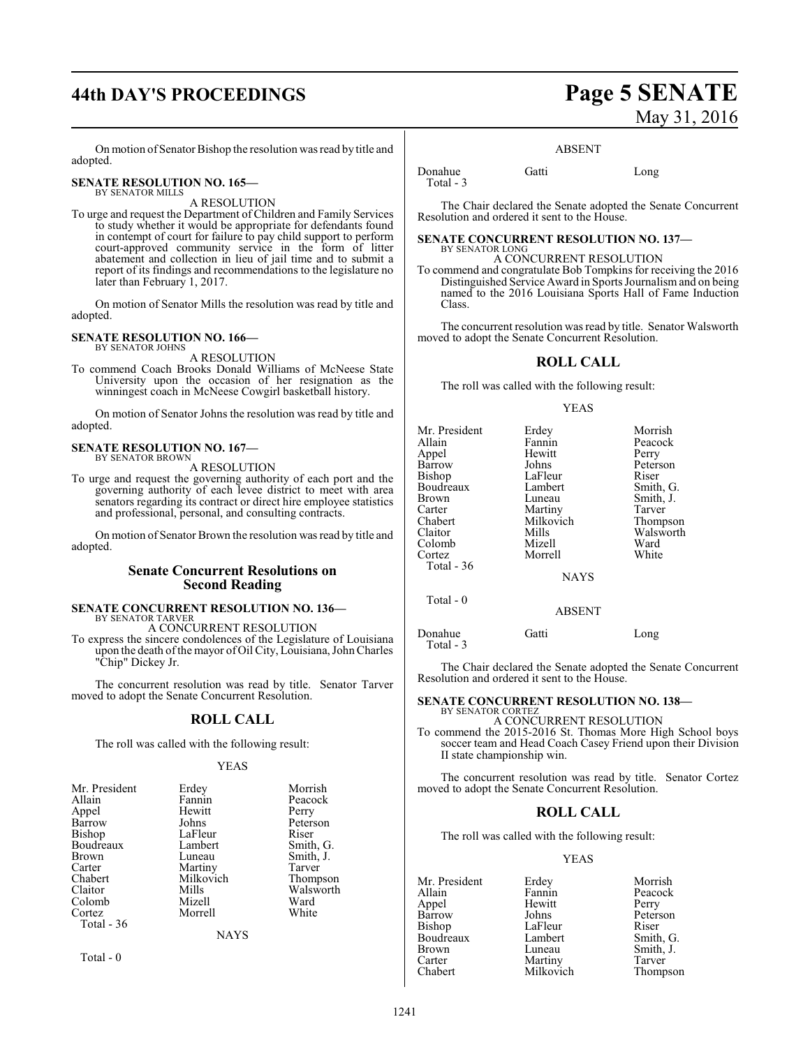On motion of Senator Bishop the resolution was read by title and adopted.

**SENATE RESOLUTION NO. 165—**
BY SENATOR MILLS

A RESOLUTION

To urge and request the Department of Children and Family Services to study whether it would be appropriate for defendants found in contempt of court for failure to pay child support to perform court-approved community service in the form of litter abatement and collection in lieu of jail time and to submit a report of its findings and recommendations to the legislature no later than February 1, 2017.

On motion of Senator Mills the resolution was read by title and adopted.

**SENATE RESOLUTION NO. 166—**
BY SENATOR JOHNS

A RESOLUTION

To commend Coach Brooks Donald Williams of McNeese State University upon the occasion of her resignation as the winningest coach in McNeese Cowgirl basketball history.

On motion of Senator Johns the resolution was read by title and adopted.

**SENATE RESOLUTION NO. 167—**
BY SENATOR BROWN

A RESOLUTION

To urge and request the governing authority of each port and the governing authority of each levee district to meet with area senators regarding its contract or direct hire employee statistics and professional, personal, and consulting contracts.

On motion of Senator Brown the resolution was read by title and adopted.

## Senate Concurrent Resolutions on Second Reading

**SENATE CONCURRENT RESOLUTION NO. 136—**
BY SENATOR TARVER

A CONCURRENT RESOLUTION

To express the sincere condolences of the Legislature of Louisiana upon the death of the mayor of Oil City, Louisiana, John Charles "Chip" Dickey Jr.

The concurrent resolution was read by title. Senator Tarver moved to adopt the Senate Concurrent Resolution.

## ROLL CALL

The roll was called with the following result:

YEAS

| | | |
|---|---|---|
| Mr. President | Erdey | Morrish |
| Allain | Fannin | Peacock |
| Appel | Hewitt | Perry |
| Barrow | Johns | Peterson |
| Bishop | LaFleur | Riser |
| Boudreaux | Lambert | Smith, G. |
| Brown | Luneau | Smith, J. |
| Carter | Martiny | Tarver |
| Chabert | Milkovich | Thompson |
| Claitor | Mills | Walsworth |
| Colomb | Mizell | Ward |
| Cortez | Morrell | White |
| Total - 36 | | |

NAYS

Total - 0

ABSENT

| | | |
|---|---|---|
| Donahue | Gatti | Long |
| Total - 3 | | |

The Chair declared the Senate adopted the Senate Concurrent Resolution and ordered it sent to the House.

**SENATE CONCURRENT RESOLUTION NO. 137—**
BY SENATOR LONG

A CONCURRENT RESOLUTION

To commend and congratulate Bob Tompkins for receiving the 2016 Distinguished Service Award in Sports Journalism and on being named to the 2016 Louisiana Sports Hall of Fame Induction Class.

The concurrent resolution was read by title. Senator Walsworth moved to adopt the Senate Concurrent Resolution.

## ROLL CALL

The roll was called with the following result:

YEAS

| | | |
|---|---|---|
| Mr. President | Erdey | Morrish |
| Allain | Fannin | Peacock |
| Appel | Hewitt | Perry |
| Barrow | Johns | Peterson |
| Bishop | LaFleur | Riser |
| Boudreaux | Lambert | Smith, G. |
| Brown | Luneau | Smith, J. |
| Carter | Martiny | Tarver |
| Chabert | Milkovich | Thompson |
| Claitor | Mills | Walsworth |
| Colomb | Mizell | Ward |
| Cortez | Morrell | White |
| Total - 36 | | |

NAYS

Total - 0

ABSENT

| | | |
|---|---|---|
| Donahue | Gatti | Long |
| Total - 3 | | |

The Chair declared the Senate adopted the Senate Concurrent Resolution and ordered it sent to the House.

**SENATE CONCURRENT RESOLUTION NO. 138—**
BY SENATOR CORTEZ

A CONCURRENT RESOLUTION

To commend the 2015-2016 St. Thomas More High School boys soccer team and Head Coach Casey Friend upon their Division II state championship win.

The concurrent resolution was read by title. Senator Cortez moved to adopt the Senate Concurrent Resolution.

## ROLL CALL

The roll was called with the following result:

YEAS

| | | |
|---|---|---|
| Mr. President | Erdey | Morrish |
| Allain | Fannin | Peacock |
| Appel | Hewitt | Perry |
| Barrow | Johns | Peterson |
| Bishop | LaFleur | Riser |
| Boudreaux | Lambert | Smith, G. |
| Brown | Luneau | Smith, J. |
| Carter | Martiny | Tarver |
| Chabert | Milkovich | Thompson |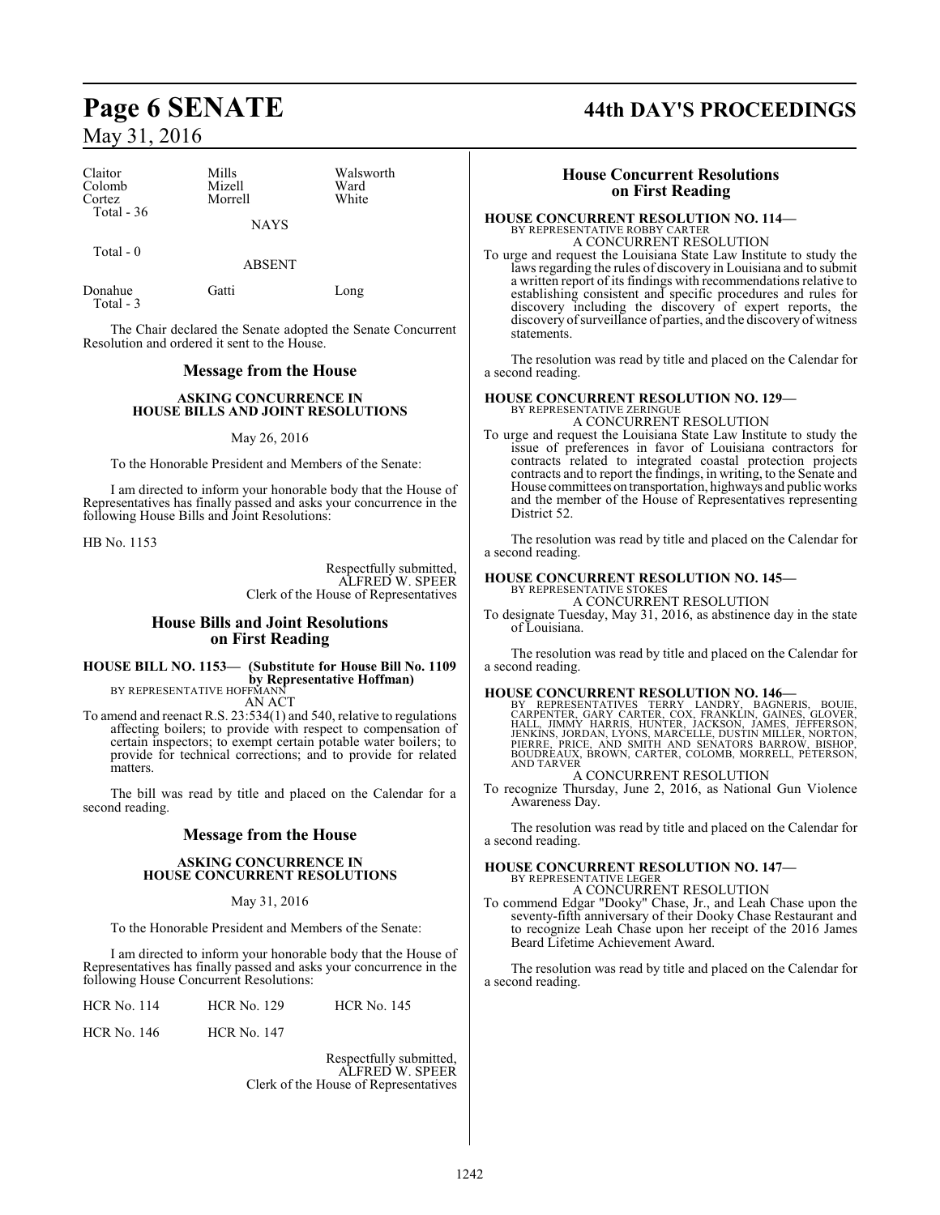| | | |
|---|---|---|
| Claitor | Mills | Walsworth |
| Colomb | Mizell | Ward |
| Cortez | Morrell | White |
| Total - 36 | | |

NAYS

Total - 0

ABSENT

| | | |
|---|---|---|
| Donahue | Gatti | Long |
| Total - 3 | | |

The Chair declared the Senate adopted the Senate Concurrent Resolution and ordered it sent to the House.

## Message from the House

### ASKING CONCURRENCE IN HOUSE BILLS AND JOINT RESOLUTIONS

May 26, 2016

To the Honorable President and Members of the Senate:

I am directed to inform your honorable body that the House of Representatives has finally passed and asks your concurrence in the following House Bills and Joint Resolutions:

HB No. 1153

Respectfully submitted,
ALFRED W. SPEER
Clerk of the House of Representatives

## House Bills and Joint Resolutions on First Reading

**HOUSE BILL NO. 1153— (Substitute for House Bill No. 1109 by Representative Hoffman)**
BY REPRESENTATIVE HOFFMANN
AN ACT

To amend and reenact R.S. 23:534(1) and 540, relative to regulations affecting boilers; to provide with respect to compensation of certain inspectors; to exempt certain potable water boilers; to provide for technical corrections; and to provide for related matters.

The bill was read by title and placed on the Calendar for a second reading.

## Message from the House

### ASKING CONCURRENCE IN HOUSE CONCURRENT RESOLUTIONS

May 31, 2016

To the Honorable President and Members of the Senate:

I am directed to inform your honorable body that the House of Representatives has finally passed and asks your concurrence in the following House Concurrent Resolutions:

| | | |
|---|---|---|
| HCR No. 114 | HCR No. 129 | HCR No. 145 |
| HCR No. 146 | HCR No. 147 | |

Respectfully submitted,
ALFRED W. SPEER
Clerk of the House of Representatives

## House Concurrent Resolutions on First Reading

**HOUSE CONCURRENT RESOLUTION NO. 114—**
BY REPRESENTATIVE ROBBY CARTER
A CONCURRENT RESOLUTION

To urge and request the Louisiana State Law Institute to study the laws regarding the rules of discovery in Louisiana and to submit a written report of its findings with recommendations relative to establishing consistent and specific procedures and rules for discovery including the discovery of expert reports, the discovery of surveillance of parties, and the discovery of witness statements.

The resolution was read by title and placed on the Calendar for a second reading.

**HOUSE CONCURRENT RESOLUTION NO. 129—**
BY REPRESENTATIVE ZERINGUE
A CONCURRENT RESOLUTION

To urge and request the Louisiana State Law Institute to study the issue of preferences in favor of Louisiana contractors for contracts related to integrated coastal protection projects contracts and to report the findings, in writing, to the Senate and House committees on transportation, highways and public works and the member of the House of Representatives representing District 52.

The resolution was read by title and placed on the Calendar for a second reading.

**HOUSE CONCURRENT RESOLUTION NO. 145—**
BY REPRESENTATIVE STOKES
A CONCURRENT RESOLUTION

To designate Tuesday, May 31, 2016, as abstinence day in the state of Louisiana.

The resolution was read by title and placed on the Calendar for a second reading.

**HOUSE CONCURRENT RESOLUTION NO. 146—**
BY REPRESENTATIVES TERRY LANDRY, BAGNERIS, BOUIE, CARPENTER, GARY CARTER, COX, FRANKLIN, GAINES, GLOVER, HALL, JIMMY HARRIS, HUNTER, JACKSON, JAMES, JEFFERSON, JENKINS, JORDAN, LYONS, MARCELLE, DUSTIN MILLER, NORTON, PIERRE, PRICE, AND SMITH AND SENATORS BARROW, BISHOP, BOUDREAUX, BROWN, CARTER, COLOMB, MORRELL, PETERSON, AND TARVER
A CONCURRENT RESOLUTION

To recognize Thursday, June 2, 2016, as National Gun Violence Awareness Day.

The resolution was read by title and placed on the Calendar for a second reading.

**HOUSE CONCURRENT RESOLUTION NO. 147—**
BY REPRESENTATIVE LEGER
A CONCURRENT RESOLUTION

To commend Edgar "Dooky" Chase, Jr., and Leah Chase upon the seventy-fifth anniversary of their Dooky Chase Restaurant and to recognize Leah Chase upon her receipt of the 2016 James Beard Lifetime Achievement Award.

The resolution was read by title and placed on the Calendar for a second reading.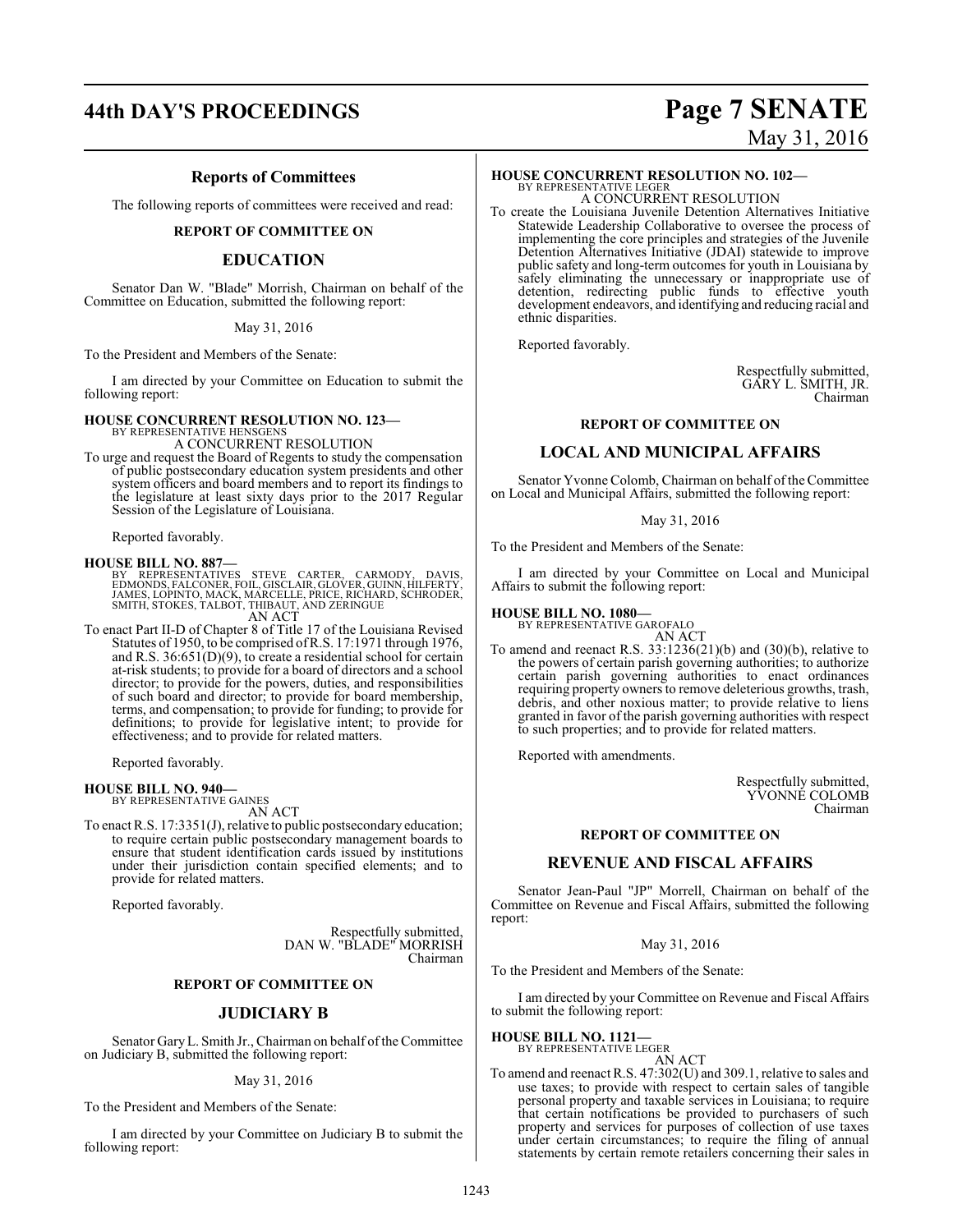## Reports of Committees

The following reports of committees were received and read:

### REPORT OF COMMITTEE ON

## EDUCATION

Senator Dan W. "Blade" Morrish, Chairman on behalf of the Committee on Education, submitted the following report:

May 31, 2016

To the President and Members of the Senate:

I am directed by your Committee on Education to submit the following report:

**HOUSE CONCURRENT RESOLUTION NO. 123—**
BY REPRESENTATIVE HENSGENS
A CONCURRENT RESOLUTION

To urge and request the Board of Regents to study the compensation of public postsecondary education system presidents and other system officers and board members and to report its findings to the legislature at least sixty days prior to the 2017 Regular Session of the Legislature of Louisiana.

Reported favorably.

**HOUSE BILL NO. 887—**
BY REPRESENTATIVES STEVE CARTER, CARMODY, DAVIS, EDMONDS, FALCONER, FOIL, GISCLAIR, GLOVER, GUINN, HILFERTY, JAMES, LOPINTO, MACK, MARCELLE, PRICE, RICHARD, SCHRODER, SMITH, STOKES, TALBOT, THIBAUT, AND ZERINGUE
AN ACT

To enact Part II-D of Chapter 8 of Title 17 of the Louisiana Revised Statutes of 1950, to be comprised of R.S. 17:1971 through 1976, and R.S. 36:651(D)(9), to create a residential school for certain at-risk students; to provide for a board of directors and a school director; to provide for the powers, duties, and responsibilities of such board and director; to provide for board membership, terms, and compensation; to provide for funding; to provide for definitions; to provide for legislative intent; to provide for effectiveness; and to provide for related matters.

Reported favorably.

**HOUSE BILL NO. 940—**
BY REPRESENTATIVE GAINES
AN ACT

To enact R.S. 17:3351(J), relative to public postsecondary education; to require certain public postsecondary management boards to ensure that student identification cards issued by institutions under their jurisdiction contain specified elements; and to provide for related matters.

Reported favorably.

Respectfully submitted,
DAN W. "BLADE" MORRISH
Chairman

### REPORT OF COMMITTEE ON

## JUDICIARY B

Senator Gary L. Smith Jr., Chairman on behalf of the Committee on Judiciary B, submitted the following report:

May 31, 2016

To the President and Members of the Senate:

I am directed by your Committee on Judiciary B to submit the following report:

**HOUSE CONCURRENT RESOLUTION NO. 102—**
BY REPRESENTATIVE LEGER
A CONCURRENT RESOLUTION

To create the Louisiana Juvenile Detention Alternatives Initiative Statewide Leadership Collaborative to oversee the process of implementing the core principles and strategies of the Juvenile Detention Alternatives Initiative (JDAI) statewide to improve public safety and long-term outcomes for youth in Louisiana by safely eliminating the unnecessary or inappropriate use of detention, redirecting public funds to effective youth development endeavors, and identifying and reducing racial and ethnic disparities.

Reported favorably.

Respectfully submitted,
GARY L. SMITH, JR.
Chairman

### REPORT OF COMMITTEE ON

## LOCAL AND MUNICIPAL AFFAIRS

Senator Yvonne Colomb, Chairman on behalf of the Committee on Local and Municipal Affairs, submitted the following report:

May 31, 2016

To the President and Members of the Senate:

I am directed by your Committee on Local and Municipal Affairs to submit the following report:

**HOUSE BILL NO. 1080—**
BY REPRESENTATIVE GAROFALO
AN ACT

To amend and reenact R.S. 33:1236(21)(b) and (30)(b), relative to the powers of certain parish governing authorities; to authorize certain parish governing authorities to enact ordinances requiring property owners to remove deleterious growths, trash, debris, and other noxious matter; to provide relative to liens granted in favor of the parish governing authorities with respect to such properties; and to provide for related matters.

Reported with amendments.

Respectfully submitted,
YVONNE COLOMB
Chairman

### REPORT OF COMMITTEE ON

## REVENUE AND FISCAL AFFAIRS

Senator Jean-Paul "JP" Morrell, Chairman on behalf of the Committee on Revenue and Fiscal Affairs, submitted the following report:

May 31, 2016

To the President and Members of the Senate:

I am directed by your Committee on Revenue and Fiscal Affairs to submit the following report:

**HOUSE BILL NO. 1121—**
BY REPRESENTATIVE LEGER
AN ACT

To amend and reenact R.S. 47:302(U) and 309.1, relative to sales and use taxes; to provide with respect to certain sales of tangible personal property and taxable services in Louisiana; to require that certain notifications be provided to purchasers of such property and services for purposes of collection of use taxes under certain circumstances; to require the filing of annual statements by certain remote retailers concerning their sales in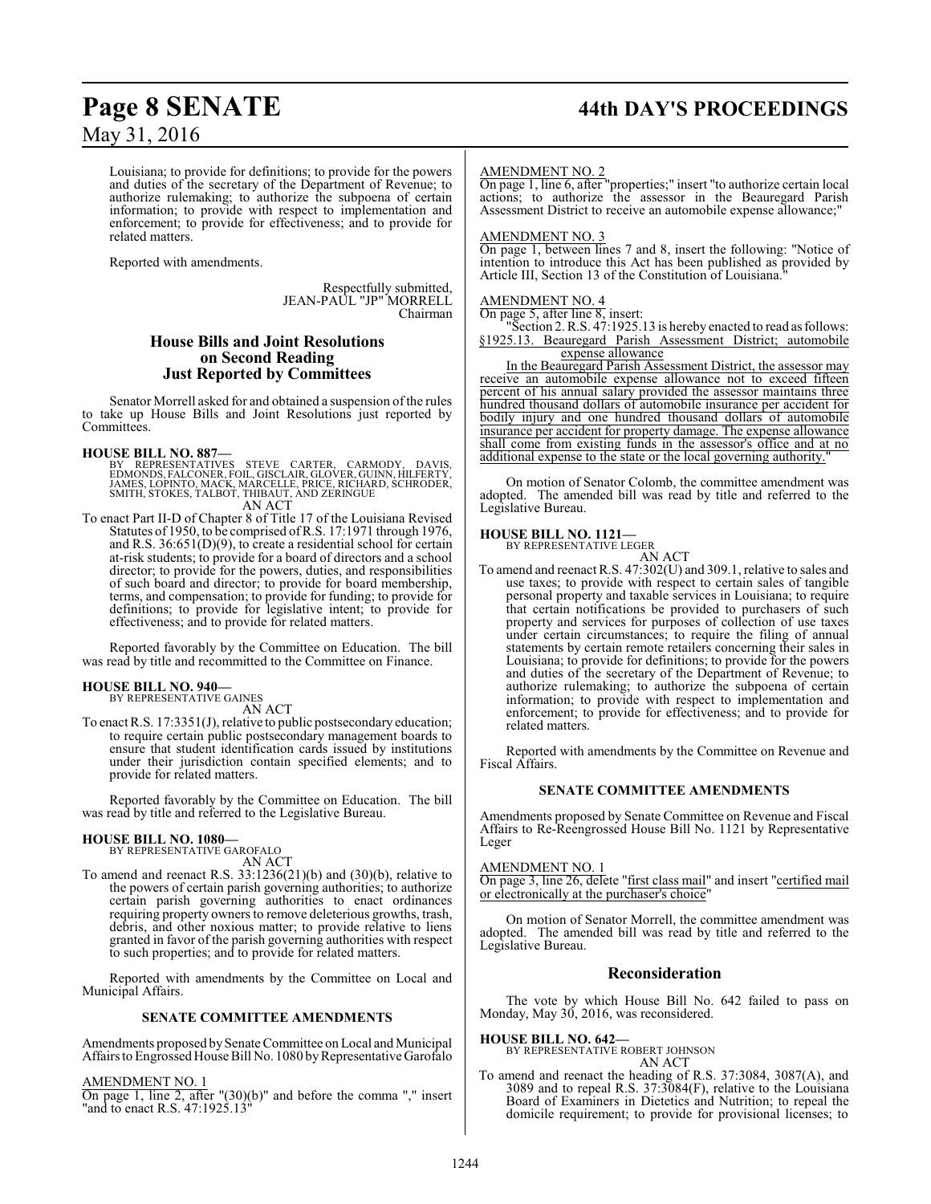Louisiana; to provide for definitions; to provide for the powers and duties of the secretary of the Department of Revenue; to authorize rulemaking; to authorize the subpoena of certain information; to provide with respect to implementation and enforcement; to provide for effectiveness; and to provide for related matters.

Reported with amendments.

Respectfully submitted,
JEAN-PAUL "JP" MORRELL
Chairman

## House Bills and Joint Resolutions on Second Reading Just Reported by Committees

Senator Morrell asked for and obtained a suspension of the rules to take up House Bills and Joint Resolutions just reported by Committees.

**HOUSE BILL NO. 887—**
BY REPRESENTATIVES STEVE CARTER, CARMODY, DAVIS, EDMONDS, FALCONER, FOIL, GISCLAIR, GLOVER, GUINN, HILFERTY, JAMES, LOPINTO, MACK, MARCELLE, PRICE, RICHARD, SCHRODER, SMITH, STOKES, TALBOT, THIBAUT, AND ZERINGUE
AN ACT

To enact Part II-D of Chapter 8 of Title 17 of the Louisiana Revised Statutes of 1950, to be comprised of R.S. 17:1971 through 1976, and R.S. 36:651(D)(9), to create a residential school for certain at-risk students; to provide for a board of directors and a school director; to provide for the powers, duties, and responsibilities of such board and director; to provide for board membership, terms, and compensation; to provide for funding; to provide for definitions; to provide for legislative intent; to provide for effectiveness; and to provide for related matters.

Reported favorably by the Committee on Education. The bill was read by title and recommitted to the Committee on Finance.

**HOUSE BILL NO. 940—**
BY REPRESENTATIVE GAINES
AN ACT

To enact R.S. 17:3351(J), relative to public postsecondary education; to require certain public postsecondary management boards to ensure that student identification cards issued by institutions under their jurisdiction contain specified elements; and to provide for related matters.

Reported favorably by the Committee on Education. The bill was read by title and referred to the Legislative Bureau.

**HOUSE BILL NO. 1080—**
BY REPRESENTATIVE GAROFALO
AN ACT

To amend and reenact R.S. 33:1236(21)(b) and (30)(b), relative to the powers of certain parish governing authorities; to authorize certain parish governing authorities to enact ordinances requiring property owners to remove deleterious growths, trash, debris, and other noxious matter; to provide relative to liens granted in favor of the parish governing authorities with respect to such properties; and to provide for related matters.

Reported with amendments by the Committee on Local and Municipal Affairs.

### SENATE COMMITTEE AMENDMENTS

Amendments proposed by Senate Committee on Local and Municipal Affairs to Engrossed House Bill No. 1080 by Representative Garofalo

AMENDMENT NO. 1
On page 1, line 2, after "(30)(b)" and before the comma "," insert "and to enact R.S. 47:1925.13"

AMENDMENT NO. 2
On page 1, line 6, after "properties;" insert "to authorize certain local actions; to authorize the assessor in the Beauregard Parish Assessment District to receive an automobile expense allowance;"

AMENDMENT NO. 3
On page 1, between lines 7 and 8, insert the following: "Notice of intention to introduce this Act has been published as provided by Article III, Section 13 of the Constitution of Louisiana."

AMENDMENT NO. 4
On page 5, after line 8, insert:

"Section 2. R.S. 47:1925.13 is hereby enacted to read as follows:
§1925.13. Beauregard Parish Assessment District; automobile expense allowance

In the Beauregard Parish Assessment District, the assessor may receive an automobile expense allowance not to exceed fifteen percent of his annual salary provided the assessor maintains three hundred thousand dollars of automobile insurance per accident for bodily injury and one hundred thousand dollars of automobile insurance per accident for property damage. The expense allowance shall come from existing funds in the assessor's office and at no additional expense to the state or the local governing authority."

On motion of Senator Colomb, the committee amendment was adopted. The amended bill was read by title and referred to the Legislative Bureau.

**HOUSE BILL NO. 1121—**
BY REPRESENTATIVE LEGER
AN ACT

To amend and reenact R.S. 47:302(U) and 309.1, relative to sales and use taxes; to provide with respect to certain sales of tangible personal property and taxable services in Louisiana; to require that certain notifications be provided to purchasers of such property and services for purposes of collection of use taxes under certain circumstances; to require the filing of annual statements by certain remote retailers concerning their sales in Louisiana; to provide for definitions; to provide for the powers and duties of the secretary of the Department of Revenue; to authorize rulemaking; to authorize the subpoena of certain information; to provide with respect to implementation and enforcement; to provide for effectiveness; and to provide for related matters.

Reported with amendments by the Committee on Revenue and Fiscal Affairs.

### SENATE COMMITTEE AMENDMENTS

Amendments proposed by Senate Committee on Revenue and Fiscal Affairs to Re-Reengrossed House Bill No. 1121 by Representative Leger

AMENDMENT NO. 1
On page 3, line 26, delete "first class mail" and insert "certified mail or electronically at the purchaser's choice"

On motion of Senator Morrell, the committee amendment was adopted. The amended bill was read by title and referred to the Legislative Bureau.

## Reconsideration

The vote by which House Bill No. 642 failed to pass on Monday, May 30, 2016, was reconsidered.

**HOUSE BILL NO. 642—**
BY REPRESENTATIVE ROBERT JOHNSON
AN ACT

To amend and reenact the heading of R.S. 37:3084, 3087(A), and 3089 and to repeal R.S. 37:3084(F), relative to the Louisiana Board of Examiners in Dietetics and Nutrition; to repeal the domicile requirement; to provide for provisional licenses; to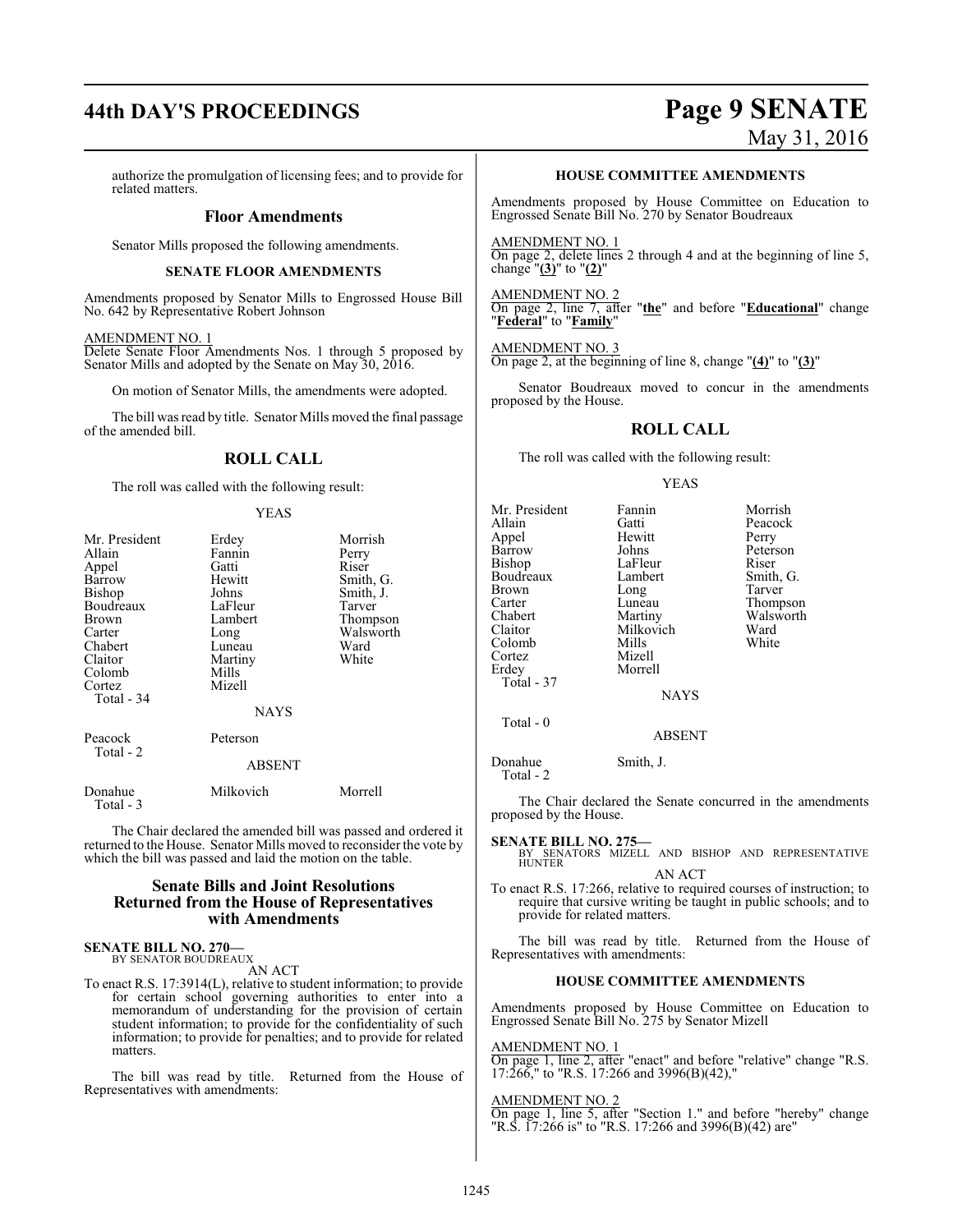authorize the promulgation of licensing fees; and to provide for related matters.

## Floor Amendments

Senator Mills proposed the following amendments.

### SENATE FLOOR AMENDMENTS

Amendments proposed by Senator Mills to Engrossed House Bill No. 642 by Representative Robert Johnson

AMENDMENT NO. 1
Delete Senate Floor Amendments Nos. 1 through 5 proposed by Senator Mills and adopted by the Senate on May 30, 2016.

On motion of Senator Mills, the amendments were adopted.

The bill was read by title. Senator Mills moved the final passage of the amended bill.

## ROLL CALL

The roll was called with the following result:

YEAS

| | | |
|---|---|---|
| Mr. President | Erdey | Morrish |
| Allain | Fannin | Perry |
| Appel | Gatti | Riser |
| Barrow | Hewitt | Smith, G. |
| Bishop | Johns | Smith, J. |
| Boudreaux | LaFleur | Tarver |
| Brown | Lambert | Thompson |
| Carter | Long | Walsworth |
| Chabert | Luneau | Ward |
| Claitor | Martiny | White |
| Colomb | Mills | |
| Cortez | Mizell | |
| Total - 34 | | |

NAYS

| | |
|---|---|
| Peacock | Peterson |
| Total - 2 | |

ABSENT

| | | |
|---|---|---|
| Donahue | Milkovich | Morrell |
| Total - 3 | | |

The Chair declared the amended bill was passed and ordered it returned to the House. Senator Mills moved to reconsider the vote by which the bill was passed and laid the motion on the table.

## Senate Bills and Joint Resolutions Returned from the House of Representatives with Amendments

**SENATE BILL NO. 270—**
BY SENATOR BOUDREAUX

AN ACT

To enact R.S. 17:3914(L), relative to student information; to provide for certain school governing authorities to enter into a memorandum of understanding for the provision of certain student information; to provide for the confidentiality of such information; to provide for penalties; and to provide for related matters.

The bill was read by title. Returned from the House of Representatives with amendments:

### HOUSE COMMITTEE AMENDMENTS

Amendments proposed by House Committee on Education to Engrossed Senate Bill No. 270 by Senator Boudreaux

AMENDMENT NO. 1
On page 2, delete lines 2 through 4 and at the beginning of line 5, change "**(3)**" to "**(2)**"

AMENDMENT NO. 2
On page 2, line 7, after "**the**" and before "**Educational**" change "**Federal**" to "**Family**"

AMENDMENT NO. 3
On page 2, at the beginning of line 8, change "**(4)**" to "**(3)**"

Senator Boudreaux moved to concur in the amendments proposed by the House.

## ROLL CALL

The roll was called with the following result:

YEAS

| | | |
|---|---|---|
| Mr. President | Fannin | Morrish |
| Allain | Gatti | Peacock |
| Appel | Hewitt | Perry |
| Barrow | Johns | Peterson |
| Bishop | LaFleur | Riser |
| Boudreaux | Lambert | Smith, G. |
| Brown | Long | Tarver |
| Carter | Luneau | Thompson |
| Chabert | Martiny | Walsworth |
| Claitor | Milkovich | Ward |
| Colomb | Mills | White |
| Cortez | Mizell | |
| Erdey | Morrell | |
| Total - 37 | | |

NAYS

Total - 0

ABSENT

| | |
|---|---|
| Donahue | Smith, J. |
| Total - 2 | |

The Chair declared the Senate concurred in the amendments proposed by the House.

**SENATE BILL NO. 275—**
BY SENATORS MIZELL AND BISHOP AND REPRESENTATIVE HUNTER

AN ACT

To enact R.S. 17:266, relative to required courses of instruction; to require that cursive writing be taught in public schools; and to provide for related matters.

The bill was read by title. Returned from the House of Representatives with amendments:

### HOUSE COMMITTEE AMENDMENTS

Amendments proposed by House Committee on Education to Engrossed Senate Bill No. 275 by Senator Mizell

AMENDMENT NO. 1
On page 1, line 2, after "enact" and before "relative" change "R.S. 17:266," to "R.S. 17:266 and 3996(B)(42),"

AMENDMENT NO. 2
On page 1, line 5, after "Section 1." and before "hereby" change "R.S. 17:266 is" to "R.S. 17:266 and 3996(B)(42) are"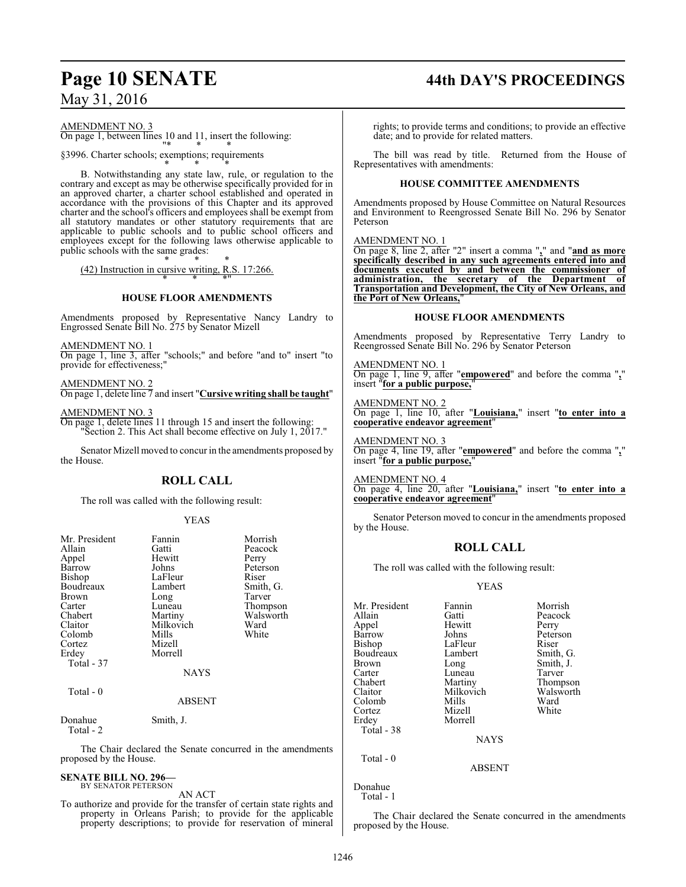AMENDMENT NO. 3
On page 1, between lines 10 and 11, insert the following:
"* * *

§3996. Charter schools; exemptions; requirements
* * *

B. Notwithstanding any state law, rule, or regulation to the contrary and except as may be otherwise specifically provided for in an approved charter, a charter school established and operated in accordance with the provisions of this Chapter and its approved charter and the school's officers and employees shall be exempt from all statutory mandates or other statutory requirements that are applicable to public schools and to public school officers and employees except for the following laws otherwise applicable to public schools with the same grades:
* * *

(42) Instruction in cursive writing, R.S. 17:266.
* * *"

### HOUSE FLOOR AMENDMENTS

Amendments proposed by Representative Nancy Landry to Engrossed Senate Bill No. 275 by Senator Mizell

AMENDMENT NO. 1
On page 1, line 3, after "schools;" and before "and to" insert "to provide for effectiveness;"

AMENDMENT NO. 2
On page 1, delete line 7 and insert "**Cursive writing shall be taught**"

AMENDMENT NO. 3
On page 1, delete lines 11 through 15 and insert the following:
"Section 2. This Act shall become effective on July 1, 2017."

Senator Mizell moved to concur in the amendments proposed by the House.

## ROLL CALL

The roll was called with the following result:

YEAS

| | | |
|---|---|---|
| Mr. President | Fannin | Morrish |
| Allain | Gatti | Peacock |
| Appel | Hewitt | Perry |
| Barrow | Johns | Peterson |
| Bishop | LaFleur | Riser |
| Boudreaux | Lambert | Smith, G. |
| Brown | Long | Tarver |
| Carter | Luneau | Thompson |
| Chabert | Martiny | Walsworth |
| Claitor | Milkovich | Ward |
| Colomb | Mills | White |
| Cortez | Mizell | |
| Erdey | Morrell | |

Total - 37

NAYS

Total - 0

ABSENT

Donahue Smith, J.

Total - 2

The Chair declared the Senate concurred in the amendments proposed by the House.

**SENATE BILL NO. 296—**
BY SENATOR PETERSON

AN ACT

To authorize and provide for the transfer of certain state rights and property in Orleans Parish; to provide for the applicable property descriptions; to provide for reservation of mineral rights; to provide terms and conditions; to provide an effective date; and to provide for related matters.

The bill was read by title. Returned from the House of Representatives with amendments:

### HOUSE COMMITTEE AMENDMENTS

Amendments proposed by House Committee on Natural Resources and Environment to Reengrossed Senate Bill No. 296 by Senator Peterson

AMENDMENT NO. 1
On page 8, line 2, after "2" insert a comma "**,**" and "**and as more specifically described in any such agreements entered into and documents executed by and between the commissioner of administration, the secretary of the Department of Transportation and Development, the City of New Orleans, and the Port of New Orleans,**"

### HOUSE FLOOR AMENDMENTS

Amendments proposed by Representative Terry Landry to Reengrossed Senate Bill No. 296 by Senator Peterson

AMENDMENT NO. 1
On page 1, line 9, after "**empowered**" and before the comma "**,**" insert "**for a public purpose,**"

AMENDMENT NO. 2
On page 1, line 10, after "**Louisiana,**" insert "**to enter into a cooperative endeavor agreement**"

AMENDMENT NO. 3
On page 4, line 19, after "**empowered**" and before the comma "**,**" insert "**for a public purpose,**"

AMENDMENT NO. 4
On page 4, line 20, after "**Louisiana,**" insert "**to enter into a cooperative endeavor agreement**"

Senator Peterson moved to concur in the amendments proposed by the House.

## ROLL CALL

The roll was called with the following result:

YEAS

| | | |
|---|---|---|
| Mr. President | Fannin | Morrish |
| Allain | Gatti | Peacock |
| Appel | Hewitt | Perry |
| Barrow | Johns | Peterson |
| Bishop | LaFleur | Riser |
| Boudreaux | Lambert | Smith, G. |
| Brown | Long | Smith, J. |
| Carter | Luneau | Tarver |
| Chabert | Martiny | Thompson |
| Claitor | Milkovich | Walsworth |
| Colomb | Mills | Ward |
| Cortez | Mizell | White |
| Erdey | Morrell | |

Total - 38

NAYS

Total - 0

ABSENT

Donahue

Total - 1

The Chair declared the Senate concurred in the amendments proposed by the House.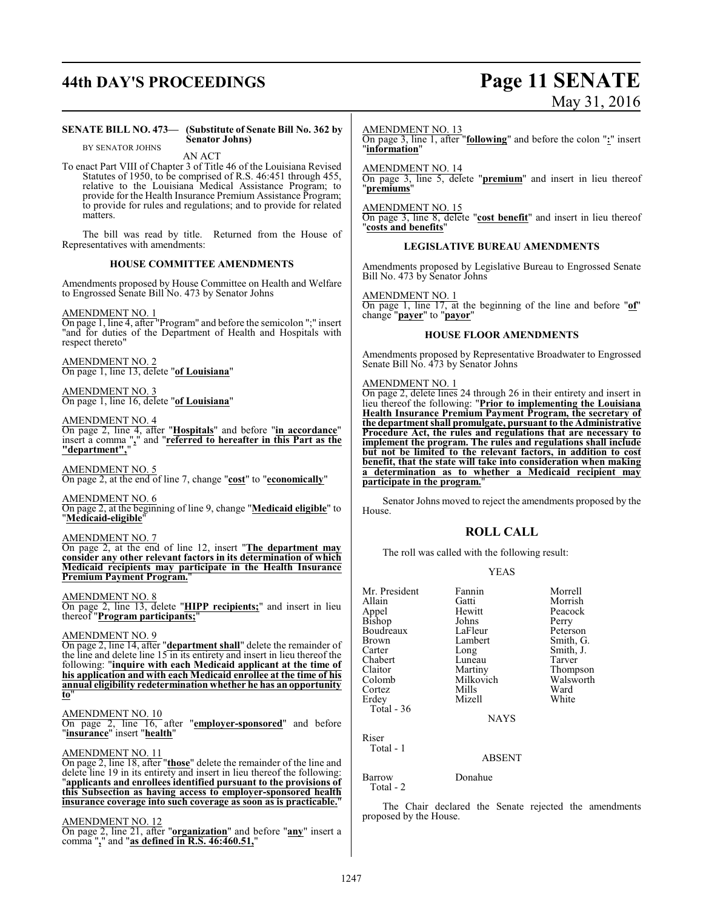**SENATE BILL NO. 473— (Substitute of Senate Bill No. 362 by Senator Johns)**

BY SENATOR JOHNS

AN ACT

To enact Part VIII of Chapter 3 of Title 46 of the Louisiana Revised Statutes of 1950, to be comprised of R.S. 46:451 through 455, relative to the Louisiana Medical Assistance Program; to provide for the Health Insurance Premium Assistance Program; to provide for rules and regulations; and to provide for related matters.

The bill was read by title. Returned from the House of Representatives with amendments:

### HOUSE COMMITTEE AMENDMENTS

Amendments proposed by House Committee on Health and Welfare to Engrossed Senate Bill No. 473 by Senator Johns

AMENDMENT NO. 1

On page 1, line 4, after "Program" and before the semicolon ";" insert "and for duties of the Department of Health and Hospitals with respect thereto"

AMENDMENT NO. 2

On page 1, line 13, delete "**of Louisiana**"

AMENDMENT NO. 3

On page 1, line 16, delete "**of Louisiana**"

AMENDMENT NO. 4

On page 2, line 4, after "**Hospitals**" and before "**in accordance**" insert a comma "**,**" and "**referred to hereafter in this Part as the "department",**"

AMENDMENT NO. 5

On page 2, at the end of line 7, change "**cost**" to "**economically**"

AMENDMENT NO. 6

On page 2, at the beginning of line 9, change "**Medicaid eligible**" to "**Medicaid-eligible**"

AMENDMENT NO. 7

On page 2, at the end of line 12, insert "**The department may consider any other relevant factors in its determination of which Medicaid recipients may participate in the Health Insurance Premium Payment Program.**"

AMENDMENT NO. 8

On page 2, line 13, delete "**HIPP recipients;**" and insert in lieu thereof "**Program participants;**"

AMENDMENT NO. 9

On page 2, line 14, after "**department shall**" delete the remainder of the line and delete line 15 in its entirety and insert in lieu thereof the following: "**inquire with each Medicaid applicant at the time of his application and with each Medicaid enrollee at the time of his annual eligibility redetermination whether he has an opportunity to**"

AMENDMENT NO. 10

On page 2, line 16, after "**employer-sponsored**" and before "**insurance**" insert "**health**"

AMENDMENT NO. 11

On page 2, line 18, after "**those**" delete the remainder of the line and delete line 19 in its entirety and insert in lieu thereof the following: "**applicants and enrollees identified pursuant to the provisions of this Subsection as having access to employer-sponsored health insurance coverage into such coverage as soon as is practicable.**"

AMENDMENT NO. 12

On page 2, line 21, after "**organization**" and before "**any**" insert a comma "**,**" and "**as defined in R.S. 46:460.51,**"

AMENDMENT NO. 13

On page 3, line 1, after "**following**" and before the colon "**:**" insert "**information**"

AMENDMENT NO. 14

On page 3, line 5, delete "**premium**" and insert in lieu thereof "**premiums**"

AMENDMENT NO. 15

On page 3, line 8, delete "**cost benefit**" and insert in lieu thereof "**costs and benefits**"

### LEGISLATIVE BUREAU AMENDMENTS

Amendments proposed by Legislative Bureau to Engrossed Senate Bill No. 473 by Senator Johns

AMENDMENT NO. 1

On page 1, line 17, at the beginning of the line and before "**of**" change "**payer**" to "**payor**"

### HOUSE FLOOR AMENDMENTS

Amendments proposed by Representative Broadwater to Engrossed Senate Bill No. 473 by Senator Johns

AMENDMENT NO. 1

On page 2, delete lines 24 through 26 in their entirety and insert in lieu thereof the following: "**Prior to implementing the Louisiana Health Insurance Premium Payment Program, the secretary of the department shall promulgate, pursuant to the Administrative Procedure Act, the rules and regulations that are necessary to implement the program. The rules and regulations shall include but not be limited to the relevant factors, in addition to cost benefit, that the state will take into consideration when making a determination as to whether a Medicaid recipient may participate in the program.**"

Senator Johns moved to reject the amendments proposed by the House.

## ROLL CALL

The roll was called with the following result:

YEAS

| | | |
|---|---|---|
| Mr. President | Fannin | Morrell |
| Allain | Gatti | Morrish |
| Appel | Hewitt | Peacock |
| Bishop | Johns | Perry |
| Boudreaux | LaFleur | Peterson |
| Brown | Lambert | Smith, G. |
| Carter | Long | Smith, J. |
| Chabert | Luneau | Tarver |
| Claitor | Martiny | Thompson |
| Colomb | Milkovich | Walsworth |
| Cortez | Mills | Ward |
| Erdey | Mizell | White |

Total - 36

NAYS

Riser

Total - 1

ABSENT

Barrow Donahue

Total - 2

The Chair declared the Senate rejected the amendments proposed by the House.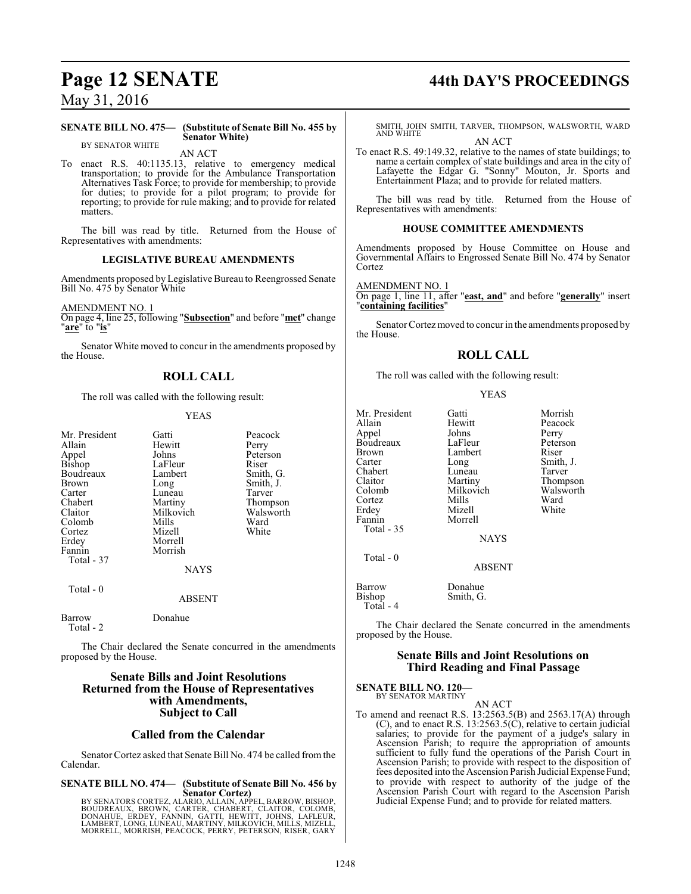**SENATE BILL NO. 475— (Substitute of Senate Bill No. 455 by Senator White)**
BY SENATOR WHITE

AN ACT

To enact R.S. 40:1135.13, relative to emergency medical transportation; to provide for the Ambulance Transportation Alternatives Task Force; to provide for membership; to provide for duties; to provide for a pilot program; to provide for reporting; to provide for rule making; and to provide for related matters.

The bill was read by title. Returned from the House of Representatives with amendments:

**LEGISLATIVE BUREAU AMENDMENTS**

Amendments proposed by Legislative Bureau to Reengrossed Senate Bill No. 475 by Senator White

AMENDMENT NO. 1
On page 4, line 25, following "**Subsection**" and before "**met**" change "**are**" to "**is**"

Senator White moved to concur in the amendments proposed by the House.

## ROLL CALL

The roll was called with the following result:

YEAS

| | | |
|---|---|---|
| Mr. President | Gatti | Peacock |
| Allain | Hewitt | Perry |
| Appel | Johns | Peterson |
| Bishop | LaFleur | Riser |
| Boudreaux | Lambert | Smith, G. |
| Brown | Long | Smith, J. |
| Carter | Luneau | Tarver |
| Chabert | Martiny | Thompson |
| Claitor | Milkovich | Walsworth |
| Colomb | Mills | Ward |
| Cortez | Mizell | White |
| Erdey | Morrell | |
| Fannin | Morrish | |
| Total - 37 | | |

NAYS

Total - 0

ABSENT

Barrow Donahue
Total - 2

The Chair declared the Senate concurred in the amendments proposed by the House.

## Senate Bills and Joint Resolutions Returned from the House of Representatives with Amendments, Subject to Call

## Called from the Calendar

Senator Cortez asked that Senate Bill No. 474 be called from the Calendar.

**SENATE BILL NO. 474— (Substitute of Senate Bill No. 456 by Senator Cortez)**
BY SENATORS CORTEZ, ALARIO, ALLAIN, APPEL, BARROW, BISHOP, BOUDREAUX, BROWN, CARTER, CHABERT, CLAITOR, COLOMB, DONAHUE, ERDEY, FANNIN, GATTI, HEWITT, JOHNS, LAFLEUR, LAMBERT, LONG, LUNEAU, MARTINY, MILKOVICH, MILLS, MIZELL, MORRELL, MORRISH, PEACOCK, PERRY, PETERSON, RISER, GARY SMITH, JOHN SMITH, TARVER, THOMPSON, WALSWORTH, WARD AND WHITE

AN ACT

To enact R.S. 49:149.32, relative to the names of state buildings; to name a certain complex of state buildings and area in the city of Lafayette the Edgar G. "Sonny" Mouton, Jr. Sports and Entertainment Plaza; and to provide for related matters.

The bill was read by title. Returned from the House of Representatives with amendments:

**HOUSE COMMITTEE AMENDMENTS**

Amendments proposed by House Committee on House and Governmental Affairs to Engrossed Senate Bill No. 474 by Senator Cortez

AMENDMENT NO. 1
On page 1, line 11, after "**east, and**" and before "**generally**" insert "**containing facilities**"

Senator Cortez moved to concur in the amendments proposed by the House.

## ROLL CALL

The roll was called with the following result:

YEAS

| | | |
|---|---|---|
| Mr. President | Gatti | Morrish |
| Allain | Hewitt | Peacock |
| Appel | Johns | Perry |
| Boudreaux | LaFleur | Peterson |
| Brown | Lambert | Riser |
| Carter | Long | Smith, J. |
| Chabert | Luneau | Tarver |
| Claitor | Martiny | Thompson |
| Colomb | Milkovich | Walsworth |
| Cortez | Mills | Ward |
| Erdey | Mizell | White |
| Fannin | Morrell | |
| Total - 35 | | |

NAYS

Total - 0

ABSENT

Barrow Donahue
Bishop Smith, G.
Total - 4

The Chair declared the Senate concurred in the amendments proposed by the House.

## Senate Bills and Joint Resolutions on Third Reading and Final Passage

**SENATE BILL NO. 120—**
BY SENATOR MARTINY

AN ACT

To amend and reenact R.S. 13:2563.5(B) and 2563.17(A) through (C), and to enact R.S. 13:2563.5(C), relative to certain judicial salaries; to provide for the payment of a judge's salary in Ascension Parish; to require the appropriation of amounts sufficient to fully fund the operations of the Parish Court in Ascension Parish; to provide with respect to the disposition of fees deposited into the Ascension Parish Judicial Expense Fund; to provide with respect to authority of the judge of the Ascension Parish Court with regard to the Ascension Parish Judicial Expense Fund; and to provide for related matters.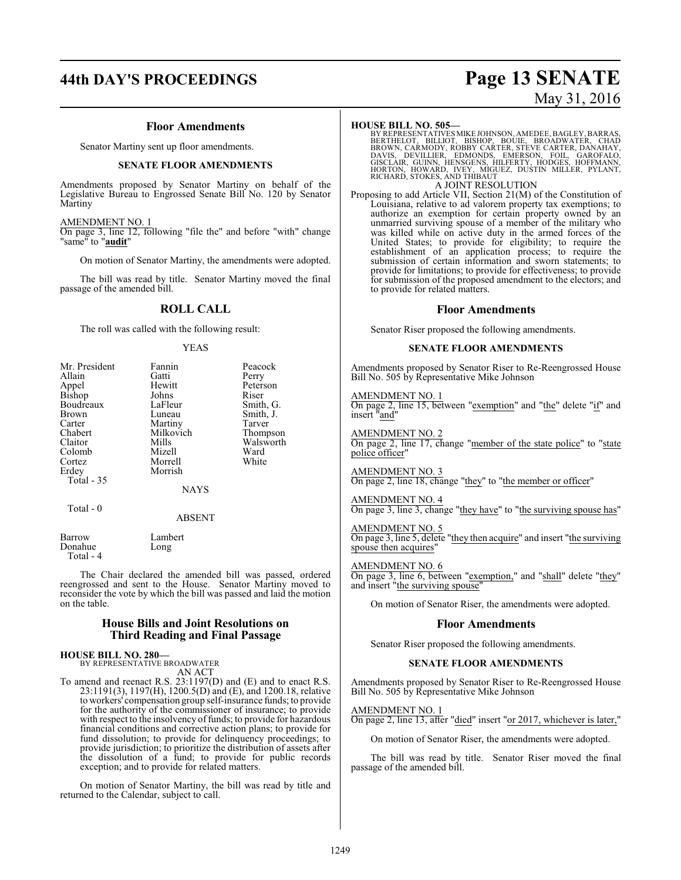### Floor Amendments

Senator Martiny sent up floor amendments.

#### SENATE FLOOR AMENDMENTS

Amendments proposed by Senator Martiny on behalf of the Legislative Bureau to Engrossed Senate Bill No. 120 by Senator Martiny

AMENDMENT NO. 1
On page 3, line 12, following "file the" and before "with" change "same" to "**audit**"

On motion of Senator Martiny, the amendments were adopted.

The bill was read by title. Senator Martiny moved the final passage of the amended bill.

## ROLL CALL

The roll was called with the following result:

YEAS

| | | |
|---|---|---|
| Mr. President | Fannin | Peacock |
| Allain | Gatti | Perry |
| Appel | Hewitt | Peterson |
| Bishop | Johns | Riser |
| Boudreaux | LaFleur | Smith, G. |
| Brown | Luneau | Smith, J. |
| Carter | Martiny | Tarver |
| Chabert | Milkovich | Thompson |
| Claitor | Mills | Walsworth |
| Colomb | Mizell | Ward |
| Cortez | Morrell | White |
| Erdey | Morrish | |

Total - 35

NAYS

Total - 0

ABSENT

| | |
|---|---|
| Barrow | Lambert |
| Donahue | Long |

Total - 4

The Chair declared the amended bill was passed, ordered reengrossed and sent to the House. Senator Martiny moved to reconsider the vote by which the bill was passed and laid the motion on the table.

### House Bills and Joint Resolutions on Third Reading and Final Passage

**HOUSE BILL NO. 280—**
BY REPRESENTATIVE BROADWATER
AN ACT

To amend and reenact R.S. 23:1197(D) and (E) and to enact R.S. 23:1191(3), 1197(H), 1200.5(D) and (E), and 1200.18, relative to workers' compensation group self-insurance funds; to provide for the authority of the commissioner of insurance; to provide with respect to the insolvency of funds; to provide for hazardous financial conditions and corrective action plans; to provide for fund dissolution; to provide for delinquency proceedings; to provide jurisdiction; to prioritize the distribution of assets after the dissolution of a fund; to provide for public records exception; and to provide for related matters.

On motion of Senator Martiny, the bill was read by title and returned to the Calendar, subject to call.

**HOUSE BILL NO. 505—**
BY REPRESENTATIVES MIKE JOHNSON, AMEDEE, BAGLEY, BARRAS, BERTHELOT, BILLIOT, BISHOP, BOUIE, BROADWATER, CHAD BROWN, CARMODY, ROBBY CARTER, STEVE CARTER, DANAHAY, DAVIS, DEVILLIER, EDMONDS, EMERSON, FOIL, GAROFALO, GISCLAIR, GUINN, HENSGENS, HILFERTY, HODGES, HOFFMANN, HORTON, HOWARD, IVEY, MIGUEZ, DUSTIN MILLER, PYLANT, RICHARD, STOKES, AND THIBAUT
A JOINT RESOLUTION

Proposing to add Article VII, Section 21(M) of the Constitution of Louisiana, relative to ad valorem property tax exemptions; to authorize an exemption for certain property owned by an unmarried surviving spouse of a member of the military who was killed while on active duty in the armed forces of the United States; to provide for eligibility; to require the establishment of an application process; to require the submission of certain information and sworn statements; to provide for limitations; to provide for effectiveness; to provide for submission of the proposed amendment to the electors; and to provide for related matters.

### Floor Amendments

Senator Riser proposed the following amendments.

#### SENATE FLOOR AMENDMENTS

Amendments proposed by Senator Riser to Re-Reengrossed House Bill No. 505 by Representative Mike Johnson

AMENDMENT NO. 1
On page 2, line 15, between "exemption" and "the" delete "if" and insert "and"

AMENDMENT NO. 2
On page 2, line 17, change "member of the state police" to "state police officer"

AMENDMENT NO. 3
On page 2, line 18, change "they" to "the member or officer"

AMENDMENT NO. 4
On page 3, line 3, change "they have" to "the surviving spouse has"

AMENDMENT NO. 5
On page 3, line 5, delete "they then acquire" and insert "the surviving spouse then acquires"

AMENDMENT NO. 6
On page 3, line 6, between "exemption," and "shall" delete "they" and insert "the surviving spouse"

On motion of Senator Riser, the amendments were adopted.

### Floor Amendments

Senator Riser proposed the following amendments.

#### SENATE FLOOR AMENDMENTS

Amendments proposed by Senator Riser to Re-Reengrossed House Bill No. 505 by Representative Mike Johnson

AMENDMENT NO. 1
On page 2, line 13, after "died" insert "or 2017, whichever is later,"

On motion of Senator Riser, the amendments were adopted.

The bill was read by title. Senator Riser moved the final passage of the amended bill.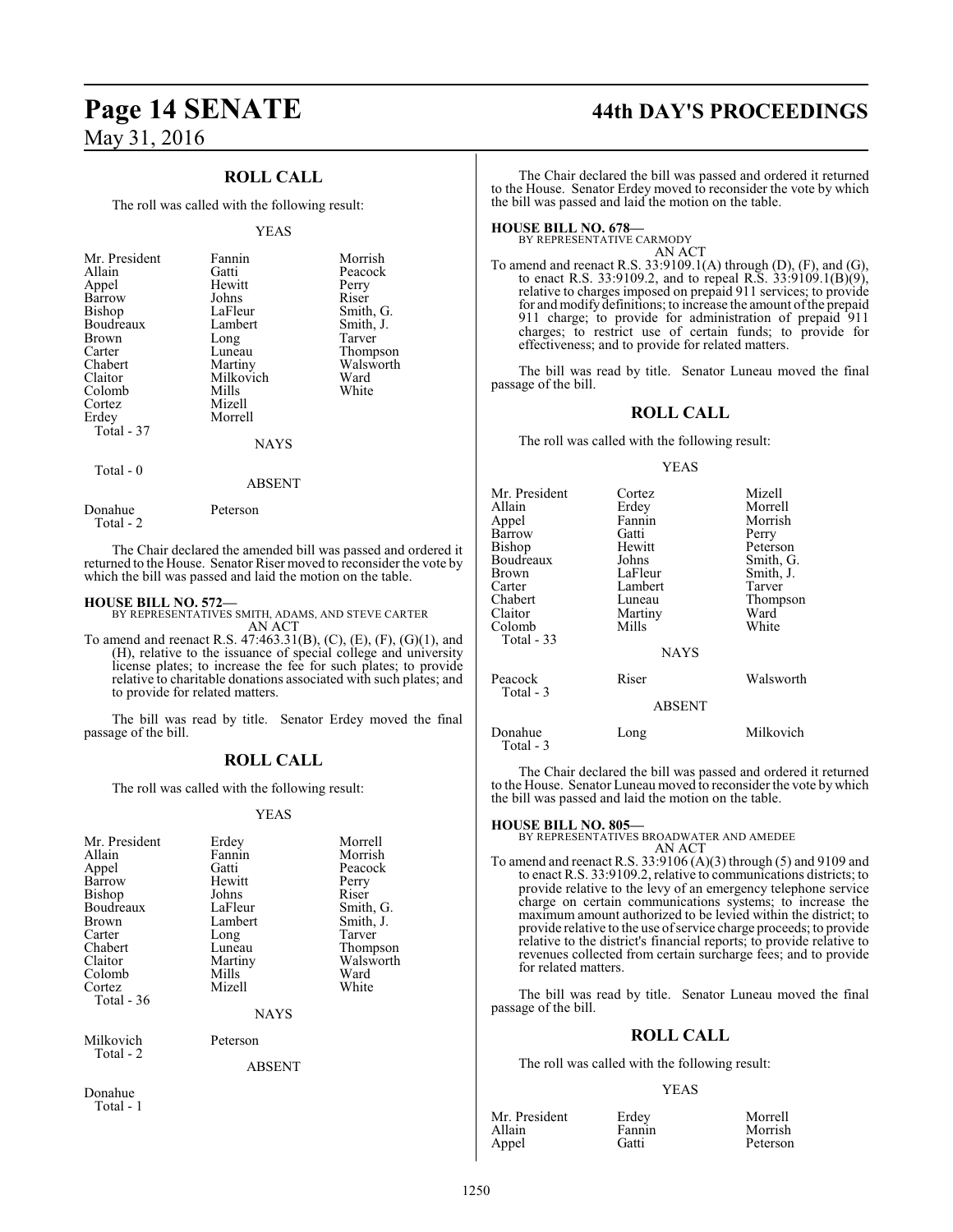## ROLL CALL

The roll was called with the following result:

YEAS

| | | |
|---|---|---|
| Mr. President | Fannin | Morrish |
| Allain | Gatti | Peacock |
| Appel | Hewitt | Perry |
| Barrow | Johns | Riser |
| Bishop | LaFleur | Smith, G. |
| Boudreaux | Lambert | Smith, J. |
| Brown | Long | Tarver |
| Carter | Luneau | Thompson |
| Chabert | Martiny | Walsworth |
| Claitor | Milkovich | Ward |
| Colomb | Mills | White |
| Cortez | Mizell | |
| Erdey | Morrell | |

Total - 37

NAYS

Total - 0

ABSENT

| | |
|---|---|
| Donahue | Peterson |

Total - 2

The Chair declared the amended bill was passed and ordered it returned to the House. Senator Riser moved to reconsider the vote by which the bill was passed and laid the motion on the table.

**HOUSE BILL NO. 572—**
BY REPRESENTATIVES SMITH, ADAMS, AND STEVE CARTER
AN ACT

To amend and reenact R.S. 47:463.31(B), (C), (E), (F), (G)(1), and (H), relative to the issuance of special college and university license plates; to increase the fee for such plates; to provide relative to charitable donations associated with such plates; and to provide for related matters.

The bill was read by title. Senator Erdey moved the final passage of the bill.

## ROLL CALL

The roll was called with the following result:

YEAS

| | | |
|---|---|---|
| Mr. President | Erdey | Morrell |
| Allain | Fannin | Morrish |
| Appel | Gatti | Peacock |
| Barrow | Hewitt | Perry |
| Bishop | Johns | Riser |
| Boudreaux | LaFleur | Smith, G. |
| Brown | Lambert | Smith, J. |
| Carter | Long | Tarver |
| Chabert | Luneau | Thompson |
| Claitor | Martiny | Walsworth |
| Colomb | Mills | Ward |
| Cortez | Mizell | White |

Total - 36

NAYS

| | |
|---|---|
| Milkovich | Peterson |

Total - 2

ABSENT

Donahue

Total - 1

The Chair declared the bill was passed and ordered it returned to the House. Senator Erdey moved to reconsider the vote by which the bill was passed and laid the motion on the table.

**HOUSE BILL NO. 678—**
BY REPRESENTATIVE CARMODY
AN ACT

To amend and reenact R.S. 33:9109.1(A) through (D), (F), and (G), to enact R.S. 33:9109.2, and to repeal R.S. 33:9109.1(B)(9), relative to charges imposed on prepaid 911 services; to provide for and modify definitions; to increase the amount of the prepaid 911 charge; to provide for administration of prepaid 911 charges; to restrict use of certain funds; to provide for effectiveness; and to provide for related matters.

The bill was read by title. Senator Luneau moved the final passage of the bill.

## ROLL CALL

The roll was called with the following result:

YEAS

| | | |
|---|---|---|
| Mr. President | Cortez | Mizell |
| Allain | Erdey | Morrell |
| Appel | Fannin | Morrish |
| Barrow | Gatti | Perry |
| Bishop | Hewitt | Peterson |
| Boudreaux | Johns | Smith, G. |
| Brown | LaFleur | Smith, J. |
| Carter | Lambert | Tarver |
| Chabert | Luneau | Thompson |
| Claitor | Martiny | Ward |
| Colomb | Mills | White |

Total - 33

NAYS

| | | |
|---|---|---|
| Peacock | Riser | Walsworth |

Total - 3

ABSENT

| | | |
|---|---|---|
| Donahue | Long | Milkovich |

Total - 3

The Chair declared the bill was passed and ordered it returned to the House. Senator Luneau moved to reconsider the vote by which the bill was passed and laid the motion on the table.

**HOUSE BILL NO. 805—**
BY REPRESENTATIVES BROADWATER AND AMEDEE
AN ACT

To amend and reenact R.S. 33:9106 (A)(3) through (5) and 9109 and to enact R.S. 33:9109.2, relative to communications districts; to provide relative to the levy of an emergency telephone service charge on certain communications systems; to increase the maximum amount authorized to be levied within the district; to provide relative to the use of service charge proceeds; to provide relative to the district's financial reports; to provide relative to revenues collected from certain surcharge fees; and to provide for related matters.

The bill was read by title. Senator Luneau moved the final passage of the bill.

## ROLL CALL

The roll was called with the following result:

YEAS

| | | |
|---|---|---|
| Mr. President | Erdey | Morrell |
| Allain | Fannin | Morrish |
| Appel | Gatti | Peterson |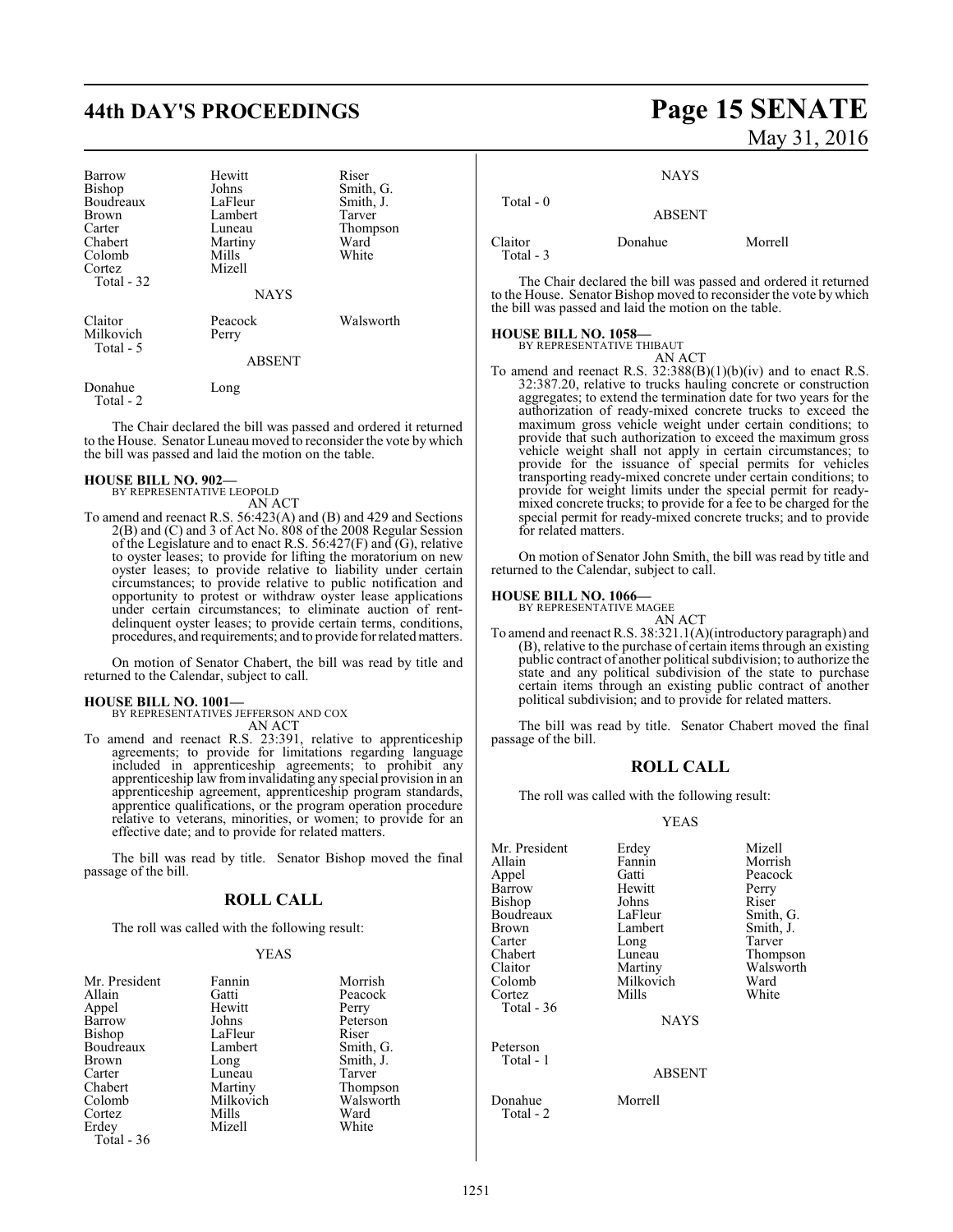| Barrow | Hewitt | Riser |
|---|---|---|
| Bishop | Johns | Smith, G. |
| Boudreaux | LaFleur | Smith, J. |
| Brown | Lambert | Tarver |
| Carter | Luneau | Thompson |
| Chabert | Martiny | Ward |
| Colomb | Mills | White |
| Cortez | Mizell | |
| Total - 32 | | |

NAYS

| Claitor | Peacock | Walsworth |
|---|---|---|
| Milkovich | Perry | |
| Total - 5 | | |

ABSENT

| Donahue | Long |
|---|---|
| Total - 2 | |

The Chair declared the bill was passed and ordered it returned to the House. Senator Luneau moved to reconsider the vote by which the bill was passed and laid the motion on the table.

**HOUSE BILL NO. 902—**
BY REPRESENTATIVE LEOPOLD
AN ACT

To amend and reenact R.S. 56:423(A) and (B) and 429 and Sections 2(B) and (C) and 3 of Act No. 808 of the 2008 Regular Session of the Legislature and to enact R.S. 56:427(F) and (G), relative to oyster leases; to provide for lifting the moratorium on new oyster leases; to provide relative to liability under certain circumstances; to provide relative to public notification and opportunity to protest or withdraw oyster lease applications under certain circumstances; to eliminate auction of rent-delinquent oyster leases; to provide certain terms, conditions, procedures, and requirements; and to provide for related matters.

On motion of Senator Chabert, the bill was read by title and returned to the Calendar, subject to call.

**HOUSE BILL NO. 1001—**
BY REPRESENTATIVES JEFFERSON AND COX
AN ACT

To amend and reenact R.S. 23:391, relative to apprenticeship agreements; to provide for limitations regarding language included in apprenticeship agreements; to prohibit any apprenticeship law from invalidating any special provision in an apprenticeship agreement, apprenticeship program standards, apprentice qualifications, or the program operation procedure relative to veterans, minorities, or women; to provide for an effective date; and to provide for related matters.

The bill was read by title. Senator Bishop moved the final passage of the bill.

## ROLL CALL

The roll was called with the following result:

YEAS

| Mr. President | Fannin | Morrish |
|---|---|---|
| Allain | Gatti | Peacock |
| Appel | Hewitt | Perry |
| Barrow | Johns | Peterson |
| Bishop | LaFleur | Riser |
| Boudreaux | Lambert | Smith, G. |
| Brown | Long | Smith, J. |
| Carter | Luneau | Tarver |
| Chabert | Martiny | Thompson |
| Colomb | Milkovich | Walsworth |
| Cortez | Mills | Ward |
| Erdey | Mizell | White |
| Total - 36 | | |

NAYS

Total - 0

ABSENT

| Claitor | Donahue | Morrell |
|---|---|---|
| Total - 3 | | |

The Chair declared the bill was passed and ordered it returned to the House. Senator Bishop moved to reconsider the vote by which the bill was passed and laid the motion on the table.

**HOUSE BILL NO. 1058—**
BY REPRESENTATIVE THIBAUT
AN ACT

To amend and reenact R.S. 32:388(B)(1)(b)(iv) and to enact R.S. 32:387.20, relative to trucks hauling concrete or construction aggregates; to extend the termination date for two years for the authorization of ready-mixed concrete trucks to exceed the maximum gross vehicle weight under certain conditions; to provide that such authorization to exceed the maximum gross vehicle weight shall not apply in certain circumstances; to provide for the issuance of special permits for vehicles transporting ready-mixed concrete under certain conditions; to provide for weight limits under the special permit for ready-mixed concrete trucks; to provide for a fee to be charged for the special permit for ready-mixed concrete trucks; and to provide for related matters.

On motion of Senator John Smith, the bill was read by title and returned to the Calendar, subject to call.

**HOUSE BILL NO. 1066—**
BY REPRESENTATIVE MAGEE
AN ACT

To amend and reenact R.S. 38:321.1(A)(introductory paragraph) and (B), relative to the purchase of certain items through an existing public contract of another political subdivision; to authorize the state and any political subdivision of the state to purchase certain items through an existing public contract of another political subdivision; and to provide for related matters.

The bill was read by title. Senator Chabert moved the final passage of the bill.

## ROLL CALL

The roll was called with the following result:

YEAS

| Mr. President | Erdey | Mizell |
|---|---|---|
| Allain | Fannin | Morrish |
| Appel | Gatti | Peacock |
| Barrow | Hewitt | Perry |
| Bishop | Johns | Riser |
| Boudreaux | LaFleur | Smith, G. |
| Brown | Lambert | Smith, J. |
| Carter | Long | Tarver |
| Chabert | Luneau | Thompson |
| Claitor | Martiny | Walsworth |
| Colomb | Milkovich | Ward |
| Cortez | Mills | White |
| Total - 36 | | |

NAYS

Peterson
Total - 1

ABSENT

| Donahue | Morrell |
|---|---|
| Total - 2 | |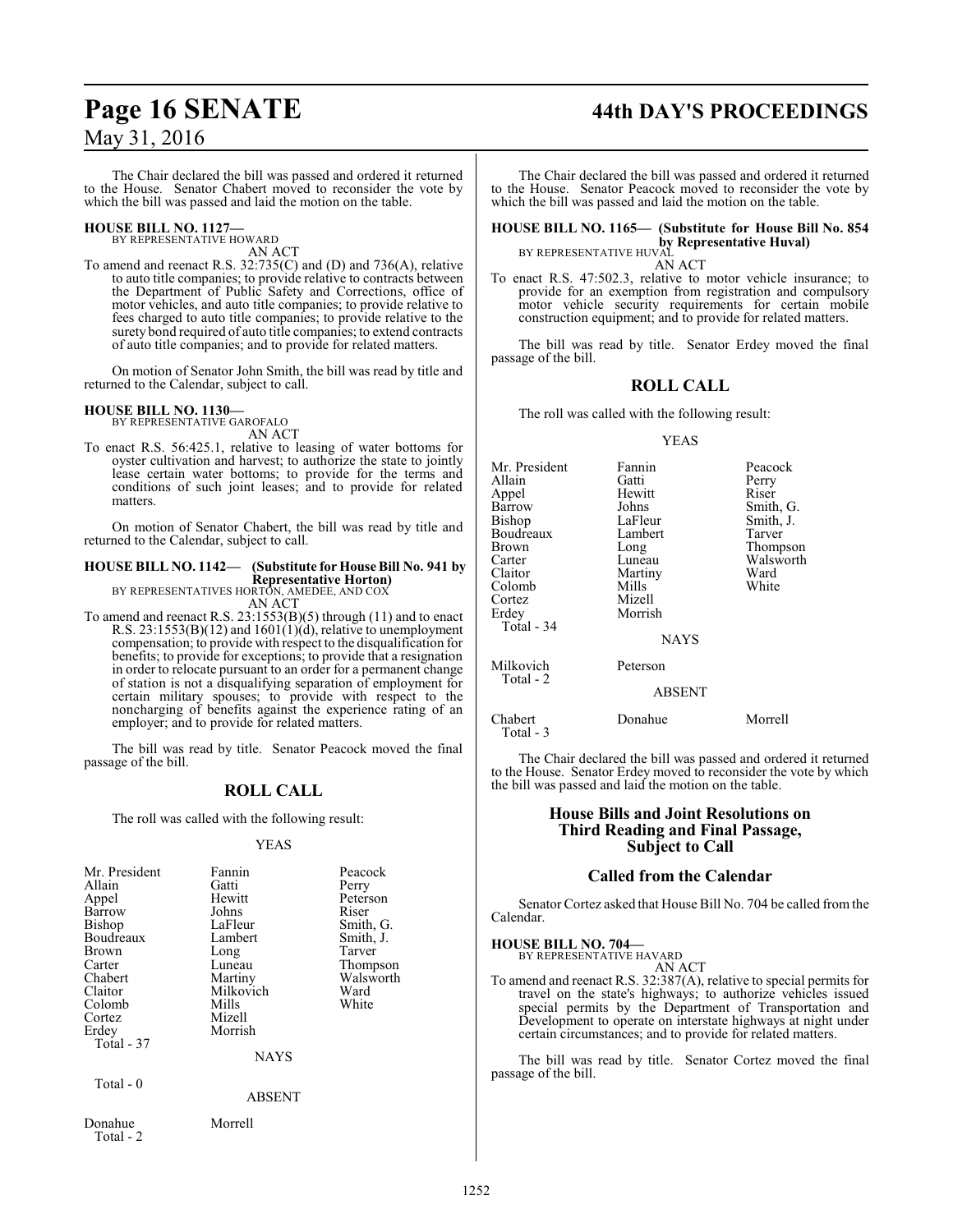The Chair declared the bill was passed and ordered it returned to the House. Senator Chabert moved to reconsider the vote by which the bill was passed and laid the motion on the table.

**HOUSE BILL NO. 1127—**
BY REPRESENTATIVE HOWARD
AN ACT

To amend and reenact R.S. 32:735(C) and (D) and 736(A), relative to auto title companies; to provide relative to contracts between the Department of Public Safety and Corrections, office of motor vehicles, and auto title companies; to provide relative to fees charged to auto title companies; to provide relative to the surety bond required of auto title companies; to extend contracts of auto title companies; and to provide for related matters.

On motion of Senator John Smith, the bill was read by title and returned to the Calendar, subject to call.

**HOUSE BILL NO. 1130—**
BY REPRESENTATIVE GAROFALO
AN ACT

To enact R.S. 56:425.1, relative to leasing of water bottoms for oyster cultivation and harvest; to authorize the state to jointly lease certain water bottoms; to provide for the terms and conditions of such joint leases; and to provide for related matters.

On motion of Senator Chabert, the bill was read by title and returned to the Calendar, subject to call.

**HOUSE BILL NO. 1142— (Substitute for House Bill No. 941 by Representative Horton)**
BY REPRESENTATIVES HORTON, AMEDEE, AND COX
AN ACT

To amend and reenact R.S. 23:1553(B)(5) through (11) and to enact R.S. 23:1553(B)(12) and 1601(1)(d), relative to unemployment compensation; to provide with respect to the disqualification for benefits; to provide for exceptions; to provide that a resignation in order to relocate pursuant to an order for a permanent change of station is not a disqualifying separation of employment for certain military spouses; to provide with respect to the noncharging of benefits against the experience rating of an employer; and to provide for related matters.

The bill was read by title. Senator Peacock moved the final passage of the bill.

## ROLL CALL

The roll was called with the following result:

YEAS

| | | |
|---|---|---|
| Mr. President | Fannin | Peacock |
| Allain | Gatti | Perry |
| Appel | Hewitt | Peterson |
| Barrow | Johns | Riser |
| Bishop | LaFleur | Smith, G. |
| Boudreaux | Lambert | Smith, J. |
| Brown | Long | Tarver |
| Carter | Luneau | Thompson |
| Chabert | Martiny | Walsworth |
| Claitor | Milkovich | Ward |
| Colomb | Mills | White |
| Cortez | Mizell | |
| Erdey | Morrish | |

Total - 37

NAYS

Total - 0

ABSENT

| | |
|---|---|
| Donahue | Morrell |

Total - 2

The Chair declared the bill was passed and ordered it returned to the House. Senator Peacock moved to reconsider the vote by which the bill was passed and laid the motion on the table.

**HOUSE BILL NO. 1165— (Substitute for House Bill No. 854 by Representative Huval)**
BY REPRESENTATIVE HUVAL
AN ACT

To enact R.S. 47:502.3, relative to motor vehicle insurance; to provide for an exemption from registration and compulsory motor vehicle security requirements for certain mobile construction equipment; and to provide for related matters.

The bill was read by title. Senator Erdey moved the final passage of the bill.

## ROLL CALL

The roll was called with the following result:

YEAS

| | | |
|---|---|---|
| Mr. President | Fannin | Peacock |
| Allain | Gatti | Perry |
| Appel | Hewitt | Riser |
| Barrow | Johns | Smith, G. |
| Bishop | LaFleur | Smith, J. |
| Boudreaux | Lambert | Tarver |
| Brown | Long | Thompson |
| Carter | Luneau | Walsworth |
| Claitor | Martiny | Ward |
| Colomb | Mills | White |
| Cortez | Mizell | |
| Erdey | Morrish | |

Total - 34

NAYS

| | |
|---|---|
| Milkovich | Peterson |

Total - 2

ABSENT

| | | |
|---|---|---|
| Chabert | Donahue | Morrell |

Total - 3

The Chair declared the bill was passed and ordered it returned to the House. Senator Erdey moved to reconsider the vote by which the bill was passed and laid the motion on the table.

## House Bills and Joint Resolutions on Third Reading and Final Passage, Subject to Call

## Called from the Calendar

Senator Cortez asked that House Bill No. 704 be called from the Calendar.

**HOUSE BILL NO. 704—**
BY REPRESENTATIVE HAVARD
AN ACT

To amend and reenact R.S. 32:387(A), relative to special permits for travel on the state's highways; to authorize vehicles issued special permits by the Department of Transportation and Development to operate on interstate highways at night under certain circumstances; and to provide for related matters.

The bill was read by title. Senator Cortez moved the final passage of the bill.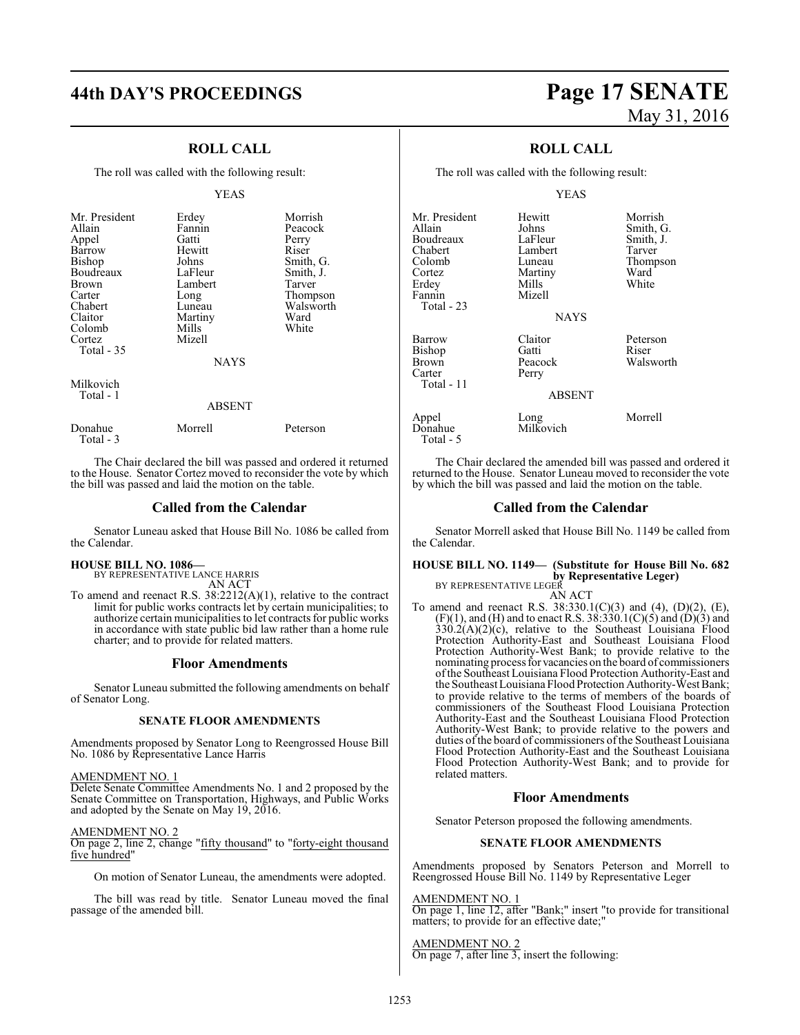## ROLL CALL

The roll was called with the following result:

YEAS

| | | |
|---|---|---|
| Mr. President | Erdey | Morrish |
| Allain | Fannin | Peacock |
| Appel | Gatti | Perry |
| Barrow | Hewitt | Riser |
| Bishop | Johns | Smith, G. |
| Boudreaux | LaFleur | Smith, J. |
| Brown | Lambert | Tarver |
| Carter | Long | Thompson |
| Chabert | Luneau | Walsworth |
| Claitor | Martiny | Ward |
| Colomb | Mills | White |
| Cortez | Mizell | |

Total - 35

NAYS

Milkovich
Total - 1

ABSENT

| | | |
|---|---|---|
| Donahue | Morrell | Peterson |

Total - 3

The Chair declared the bill was passed and ordered it returned to the House. Senator Cortez moved to reconsider the vote by which the bill was passed and laid the motion on the table.

## Called from the Calendar

Senator Luneau asked that House Bill No. 1086 be called from the Calendar.

**HOUSE BILL NO. 1086—**
BY REPRESENTATIVE LANCE HARRIS
AN ACT

To amend and reenact R.S. 38:2212(A)(1), relative to the contract limit for public works contracts let by certain municipalities; to authorize certain municipalities to let contracts for public works in accordance with state public bid law rather than a home rule charter; and to provide for related matters.

## Floor Amendments

Senator Luneau submitted the following amendments on behalf of Senator Long.

### SENATE FLOOR AMENDMENTS

Amendments proposed by Senator Long to Reengrossed House Bill No. 1086 by Representative Lance Harris

AMENDMENT NO. 1
Delete Senate Committee Amendments No. 1 and 2 proposed by the Senate Committee on Transportation, Highways, and Public Works and adopted by the Senate on May 19, 2016.

AMENDMENT NO. 2
On page 2, line 2, change "fifty thousand" to "forty-eight thousand five hundred"

On motion of Senator Luneau, the amendments were adopted.

The bill was read by title. Senator Luneau moved the final passage of the amended bill.

## ROLL CALL

The roll was called with the following result:

YEAS

| | | |
|---|---|---|
| Mr. President | Hewitt | Morrish |
| Allain | Johns | Smith, G. |
| Boudreaux | LaFleur | Smith, J. |
| Chabert | Lambert | Tarver |
| Colomb | Luneau | Thompson |
| Cortez | Martiny | Ward |
| Erdey | Mills | White |
| Fannin | Mizell | |

Total - 23

NAYS

| | | |
|---|---|---|
| Barrow | Claitor | Peterson |
| Bishop | Gatti | Riser |
| Brown | Peacock | Walsworth |
| Carter | Perry | |

Total - 11

ABSENT

| | | |
|---|---|---|
| Appel | Long | Morrell |
| Donahue | Milkovich | |

Total - 5

The Chair declared the amended bill was passed and ordered it returned to the House. Senator Luneau moved to reconsider the vote by which the bill was passed and laid the motion on the table.

## Called from the Calendar

Senator Morrell asked that House Bill No. 1149 be called from the Calendar.

**HOUSE BILL NO. 1149— (Substitute for House Bill No. 682 by Representative Leger)**
BY REPRESENTATIVE LEGER
AN ACT

To amend and reenact R.S. 38:330.1(C)(3) and (4), (D)(2), (E), (F)(1), and (H) and to enact R.S. 38:330.1(C)(5) and (D)(3) and 330.2(A)(2)(c), relative to the Southeast Louisiana Flood Protection Authority-East and Southeast Louisiana Flood Protection Authority-West Bank; to provide relative to the nominating process for vacancies on the board of commissioners of the Southeast Louisiana Flood Protection Authority-East and the Southeast Louisiana Flood Protection Authority-West Bank; to provide relative to the terms of members of the boards of commissioners of the Southeast Flood Louisiana Protection Authority-East and the Southeast Louisiana Flood Protection Authority-West Bank; to provide relative to the powers and duties of the board of commissioners of the Southeast Louisiana Flood Protection Authority-East and the Southeast Louisiana Flood Protection Authority-West Bank; and to provide for related matters.

## Floor Amendments

Senator Peterson proposed the following amendments.

### SENATE FLOOR AMENDMENTS

Amendments proposed by Senators Peterson and Morrell to Reengrossed House Bill No. 1149 by Representative Leger

AMENDMENT NO. 1
On page 1, line 12, after "Bank;" insert "to provide for transitional matters; to provide for an effective date;"

AMENDMENT NO. 2
On page 7, after line 3, insert the following: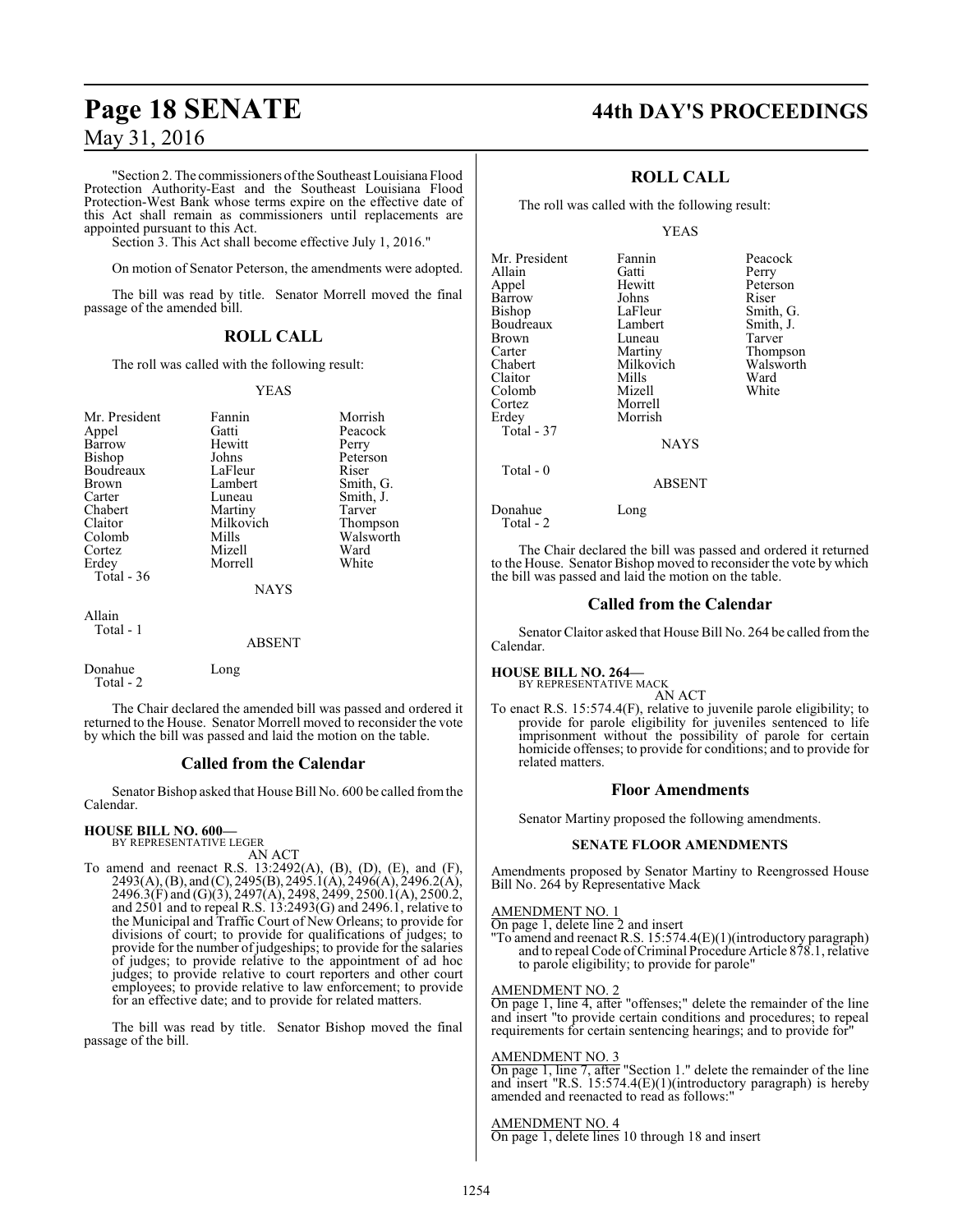"Section 2. The commissioners of the Southeast Louisiana Flood Protection Authority-East and the Southeast Louisiana Flood Protection-West Bank whose terms expire on the effective date of this Act shall remain as commissioners until replacements are appointed pursuant to this Act.

Section 3. This Act shall become effective July 1, 2016."

On motion of Senator Peterson, the amendments were adopted.

The bill was read by title. Senator Morrell moved the final passage of the amended bill.

## ROLL CALL

The roll was called with the following result:

YEAS

| | | |
|---|---|---|
| Mr. President | Fannin | Morrish |
| Appel | Gatti | Peacock |
| Barrow | Hewitt | Perry |
| Bishop | Johns | Peterson |
| Boudreaux | LaFleur | Riser |
| Brown | Lambert | Smith, G. |
| Carter | Luneau | Smith, J. |
| Chabert | Martiny | Tarver |
| Claitor | Milkovich | Thompson |
| Colomb | Mills | Walsworth |
| Cortez | Mizell | Ward |
| Erdey | Morrell | White |

Total - 36

NAYS

Allain

Total - 1

ABSENT

Donahue Long

Total - 2

The Chair declared the amended bill was passed and ordered it returned to the House. Senator Morrell moved to reconsider the vote by which the bill was passed and laid the motion on the table.

## Called from the Calendar

Senator Bishop asked that House Bill No. 600 be called from the Calendar.

**HOUSE BILL NO. 600—**
BY REPRESENTATIVE LEGER

AN ACT

To amend and reenact R.S. 13:2492(A), (B), (D), (E), and (F), 2493(A), (B), and (C), 2495(B), 2495.1(A), 2496(A), 2496.2(A), 2496.3(F) and (G)(3), 2497(A), 2498, 2499, 2500.1(A), 2500.2, and 2501 and to repeal R.S. 13:2493(G) and 2496.1, relative to the Municipal and Traffic Court of New Orleans; to provide for divisions of court; to provide for qualifications of judges; to provide for the number of judgeships; to provide for the salaries of judges; to provide relative to the appointment of ad hoc judges; to provide relative to court reporters and other court employees; to provide relative to law enforcement; to provide for an effective date; and to provide for related matters.

The bill was read by title. Senator Bishop moved the final passage of the bill.

## ROLL CALL

The roll was called with the following result:

YEAS

| | | |
|---|---|---|
| Mr. President | Fannin | Peacock |
| Allain | Gatti | Perry |
| Appel | Hewitt | Peterson |
| Barrow | Johns | Riser |
| Bishop | LaFleur | Smith, G. |
| Boudreaux | Lambert | Smith, J. |
| Brown | Luneau | Tarver |
| Carter | Martiny | Thompson |
| Chabert | Milkovich | Walsworth |
| Claitor | Mills | Ward |
| Colomb | Mizell | White |
| Cortez | Morrell | |
| Erdey | Morrish | |

Total - 37

NAYS

Total - 0

ABSENT

Donahue Long

Total - 2

The Chair declared the bill was passed and ordered it returned to the House. Senator Bishop moved to reconsider the vote by which the bill was passed and laid the motion on the table.

## Called from the Calendar

Senator Claitor asked that House Bill No. 264 be called from the Calendar.

**HOUSE BILL NO. 264—**
BY REPRESENTATIVE MACK

AN ACT

To enact R.S. 15:574.4(F), relative to juvenile parole eligibility; to provide for parole eligibility for juveniles sentenced to life imprisonment without the possibility of parole for certain homicide offenses; to provide for conditions; and to provide for related matters.

## Floor Amendments

Senator Martiny proposed the following amendments.

**SENATE FLOOR AMENDMENTS**

Amendments proposed by Senator Martiny to Reengrossed House Bill No. 264 by Representative Mack

AMENDMENT NO. 1

On page 1, delete line 2 and insert

"To amend and reenact R.S. 15:574.4(E)(1)(introductory paragraph) and to repeal Code of Criminal Procedure Article 878.1, relative to parole eligibility; to provide for parole"

AMENDMENT NO. 2

On page 1, line 4, after "offenses;" delete the remainder of the line and insert "to provide certain conditions and procedures; to repeal requirements for certain sentencing hearings; and to provide for"

AMENDMENT NO. 3

On page 1, line 7, after "Section 1." delete the remainder of the line and insert "R.S. 15:574.4(E)(1)(introductory paragraph) is hereby amended and reenacted to read as follows:"

AMENDMENT NO. 4

On page 1, delete lines 10 through 18 and insert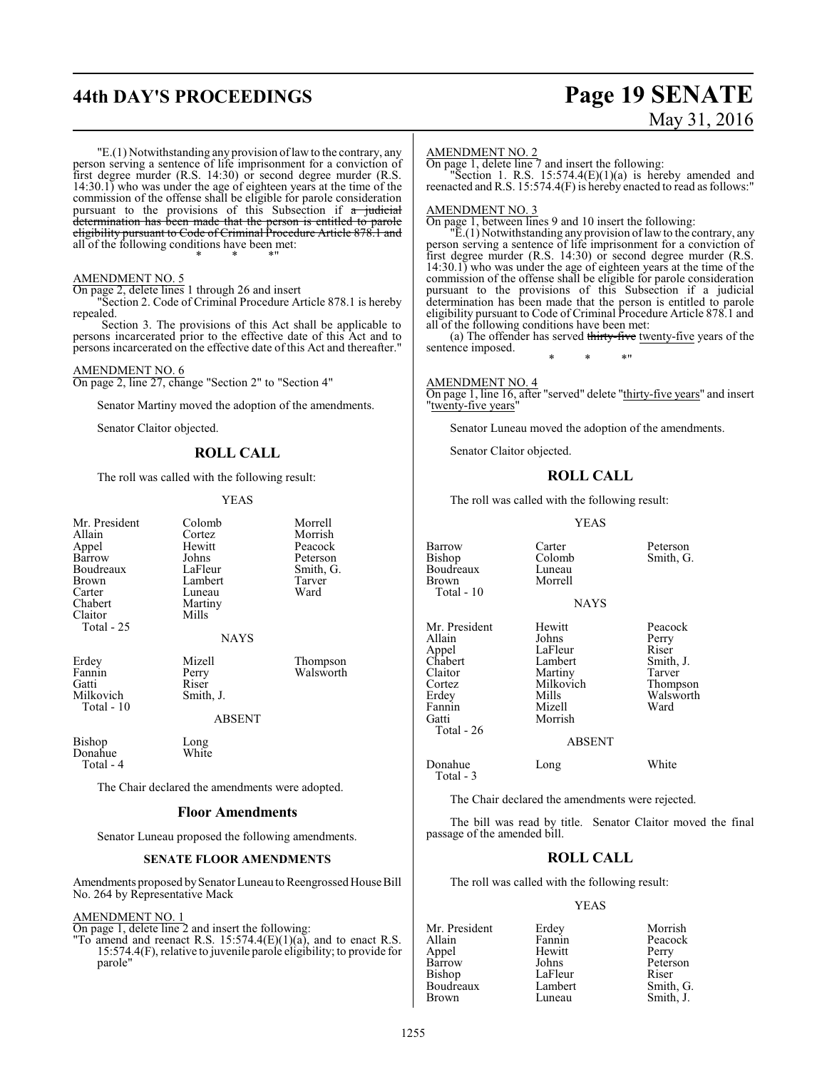"E.(1) Notwithstanding any provision of law to the contrary, any person serving a sentence of life imprisonment for a conviction of first degree murder (R.S. 14:30) or second degree murder (R.S. 14:30.1) who was under the age of eighteen years at the time of the commission of the offense shall be eligible for parole consideration pursuant to the provisions of this Subsection if ~~a judicial determination has been made that the person is entitled to parole eligibility pursuant to Code of Criminal Procedure Article 878.1 and~~ all of the following conditions have been met:

\* \* \*"

AMENDMENT NO. 5

On page 2, delete lines 1 through 26 and insert

"Section 2. Code of Criminal Procedure Article 878.1 is hereby repealed.

Section 3. The provisions of this Act shall be applicable to persons incarcerated prior to the effective date of this Act and to persons incarcerated on the effective date of this Act and thereafter."

AMENDMENT NO. 6

On page 2, line 27, change "Section 2" to "Section 4"

Senator Martiny moved the adoption of the amendments.

Senator Claitor objected.

## ROLL CALL

The roll was called with the following result:

YEAS

| | | |
|---|---|---|
| Mr. President | Colomb | Morrell |
| Allain | Cortez | Morrish |
| Appel | Hewitt | Peacock |
| Barrow | Johns | Peterson |
| Boudreaux | LaFleur | Smith, G. |
| Brown | Lambert | Tarver |
| Carter | Luneau | Ward |
| Chabert | Martiny | |
| Claitor | Mills | |

Total - 25

NAYS

| | | |
|---|---|---|
| Erdey | Mizell | Thompson |
| Fannin | Perry | Walsworth |
| Gatti | Riser | |
| Milkovich | Smith, J. | |

Total - 10

ABSENT

| | |
|---|---|
| Bishop | Long |
| Donahue | White |

Total - 4

The Chair declared the amendments were adopted.

### Floor Amendments

Senator Luneau proposed the following amendments.

#### SENATE FLOOR AMENDMENTS

Amendments proposed by Senator Luneau to Reengrossed House Bill No. 264 by Representative Mack

AMENDMENT NO. 1

On page 1, delete line 2 and insert the following:

"To amend and reenact R.S. 15:574.4(E)(1)(a), and to enact R.S. 15:574.4(F), relative to juvenile parole eligibility; to provide for parole"

AMENDMENT NO. 2

On page 1, delete line 7 and insert the following:

"Section 1. R.S. 15:574.4(E)(1)(a) is hereby amended and reenacted and R.S. 15:574.4(F) is hereby enacted to read as follows:"

AMENDMENT NO. 3

On page 1, between lines 9 and 10 insert the following:

"E.(1) Notwithstanding any provision of law to the contrary, any person serving a sentence of life imprisonment for a conviction of first degree murder (R.S. 14:30) or second degree murder (R.S. 14:30.1) who was under the age of eighteen years at the time of the commission of the offense shall be eligible for parole consideration pursuant to the provisions of this Subsection if a judicial determination has been made that the person is entitled to parole eligibility pursuant to Code of Criminal Procedure Article 878.1 and all of the following conditions have been met:

(a) The offender has served ~~thirty-five~~ twenty-five years of the sentence imposed.

\* \* \*"

AMENDMENT NO. 4

On page 1, line 16, after "served" delete "thirty-five years" and insert "twenty-five years"

Senator Luneau moved the adoption of the amendments.

Senator Claitor objected.

## ROLL CALL

The roll was called with the following result:

YEAS

| | | |
|---|---|---|
| Barrow | Carter | Peterson |
| Bishop | Colomb | Smith, G. |
| Boudreaux | Luneau | |
| Brown | Morrell | |

Total - 10

NAYS

| | | |
|---|---|---|
| Mr. President | Hewitt | Peacock |
| Allain | Johns | Perry |
| Appel | LaFleur | Riser |
| Chabert | Lambert | Smith, J. |
| Claitor | Martiny | Tarver |
| Cortez | Milkovich | Thompson |
| Erdey | Mills | Walsworth |
| Fannin | Mizell | Ward |
| Gatti | Morrish | |

Total - 26

ABSENT

| | | |
|---|---|---|
| Donahue | Long | White |

Total - 3

The Chair declared the amendments were rejected.

The bill was read by title. Senator Claitor moved the final passage of the amended bill.

## ROLL CALL

The roll was called with the following result:

YEAS

| | | |
|---|---|---|
| Mr. President | Erdey | Morrish |
| Allain | Fannin | Peacock |
| Appel | Hewitt | Perry |
| Barrow | Johns | Peterson |
| Bishop | LaFleur | Riser |
| Boudreaux | Lambert | Smith, G. |
| Brown | Luneau | Smith, J. |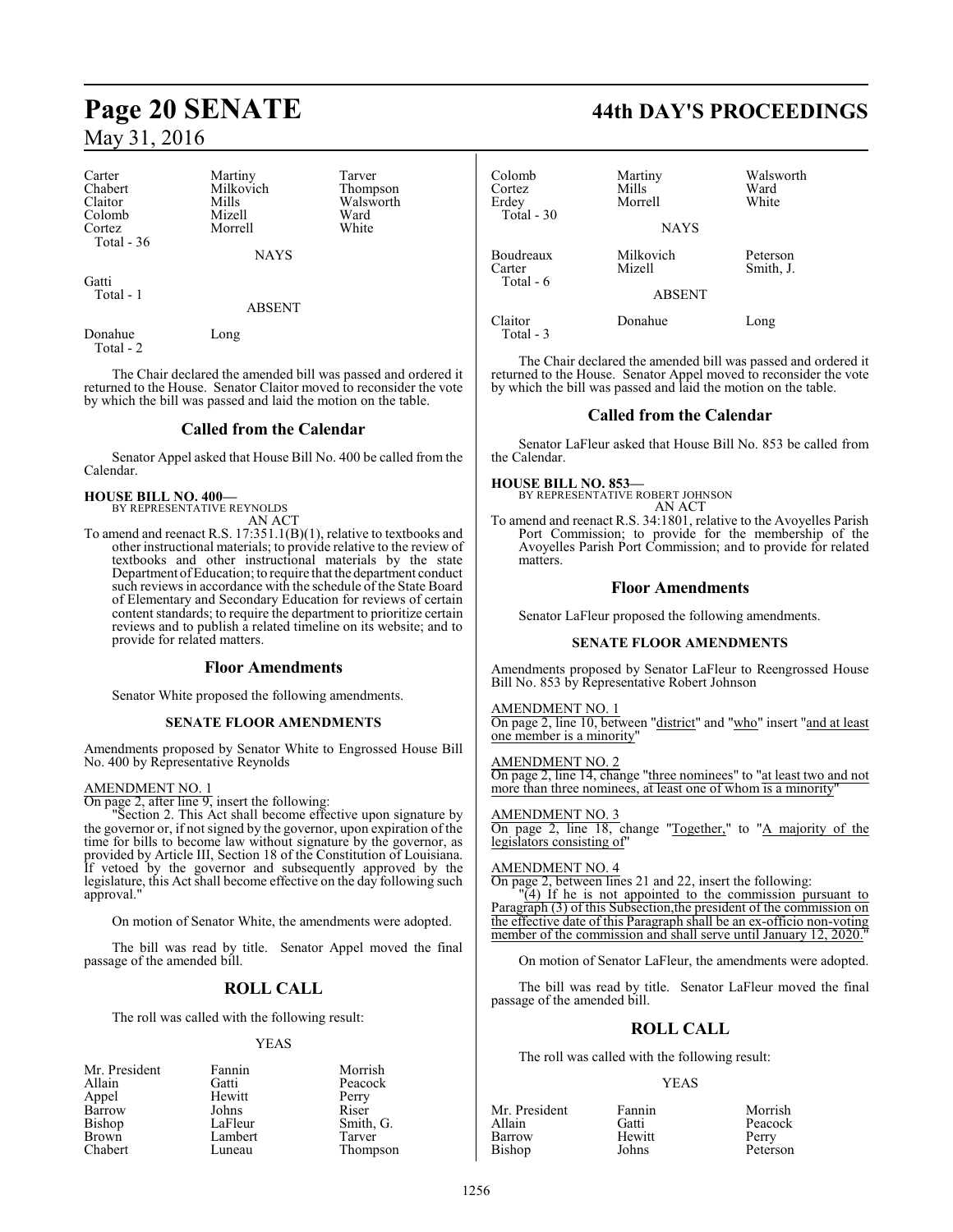| Carter | Martiny | Tarver |
|---|---|---|
| Chabert | Milkovich | Thompson |
| Claitor | Mills | Walsworth |
| Colomb | Mizell | Ward |
| Cortez | Morrell | White |
| Total - 36 | | |

NAYS

| Gatti |
|---|
| Total - 1 |

ABSENT

| Donahue | Long |
|---|---|
| Total - 2 | |

The Chair declared the amended bill was passed and ordered it returned to the House. Senator Claitor moved to reconsider the vote by which the bill was passed and laid the motion on the table.

## Called from the Calendar

Senator Appel asked that House Bill No. 400 be called from the Calendar.

**HOUSE BILL NO. 400—**
BY REPRESENTATIVE REYNOLDS
AN ACT

To amend and reenact R.S. 17:351.1(B)(1), relative to textbooks and other instructional materials; to provide relative to the review of textbooks and other instructional materials by the state Department of Education; to require that the department conduct such reviews in accordance with the schedule of the State Board of Elementary and Secondary Education for reviews of certain content standards; to require the department to prioritize certain reviews and to publish a related timeline on its website; and to provide for related matters.

## Floor Amendments

Senator White proposed the following amendments.

### SENATE FLOOR AMENDMENTS

Amendments proposed by Senator White to Engrossed House Bill No. 400 by Representative Reynolds

AMENDMENT NO. 1

On page 2, after line 9, insert the following:

"Section 2. This Act shall become effective upon signature by the governor or, if not signed by the governor, upon expiration of the time for bills to become law without signature by the governor, as provided by Article III, Section 18 of the Constitution of Louisiana. If vetoed by the governor and subsequently approved by the legislature, this Act shall become effective on the day following such approval."

On motion of Senator White, the amendments were adopted.

The bill was read by title. Senator Appel moved the final passage of the amended bill.

## ROLL CALL

The roll was called with the following result:

YEAS

| Mr. President | Fannin | Morrish |
|---|---|---|
| Allain | Gatti | Peacock |
| Appel | Hewitt | Perry |
| Barrow | Johns | Riser |
| Bishop | LaFleur | Smith, G. |
| Brown | Lambert | Tarver |
| Chabert | Luneau | Thompson |
| Colomb | Martiny | Walsworth |
| Cortez | Mills | Ward |
| Erdey | Morrell | White |
| Total - 30 | | |

NAYS

| Boudreaux | Milkovich | Peterson |
|---|---|---|
| Carter | Mizell | Smith, J. |
| Total - 6 | | |

ABSENT

| Claitor | Donahue | Long |
|---|---|---|
| Total - 3 | | |

The Chair declared the amended bill was passed and ordered it returned to the House. Senator Appel moved to reconsider the vote by which the bill was passed and laid the motion on the table.

## Called from the Calendar

Senator LaFleur asked that House Bill No. 853 be called from the Calendar.

**HOUSE BILL NO. 853—**
BY REPRESENTATIVE ROBERT JOHNSON
AN ACT

To amend and reenact R.S. 34:1801, relative to the Avoyelles Parish Port Commission; to provide for the membership of the Avoyelles Parish Port Commission; and to provide for related matters.

## Floor Amendments

Senator LaFleur proposed the following amendments.

### SENATE FLOOR AMENDMENTS

Amendments proposed by Senator LaFleur to Reengrossed House Bill No. 853 by Representative Robert Johnson

AMENDMENT NO. 1

On page 2, line 10, between "district" and "who" insert "and at least one member is a minority"

AMENDMENT NO. 2

On page 2, line 14, change "three nominees" to "at least two and not more than three nominees, at least one of whom is a minority"

AMENDMENT NO. 3

On page 2, line 18, change "Together," to "A majority of the legislators consisting of"

AMENDMENT NO. 4

On page 2, between lines 21 and 22, insert the following:

"(4) If he is not appointed to the commission pursuant to Paragraph (3) of this Subsection,the president of the commission on the effective date of this Paragraph shall be an ex-officio non-voting member of the commission and shall serve until January 12, 2020."

On motion of Senator LaFleur, the amendments were adopted.

The bill was read by title. Senator LaFleur moved the final passage of the amended bill.

## ROLL CALL

The roll was called with the following result:

YEAS

| Mr. President | Fannin | Morrish |
|---|---|---|
| Allain | Gatti | Peacock |
| Barrow | Hewitt | Perry |
| Bishop | Johns | Peterson |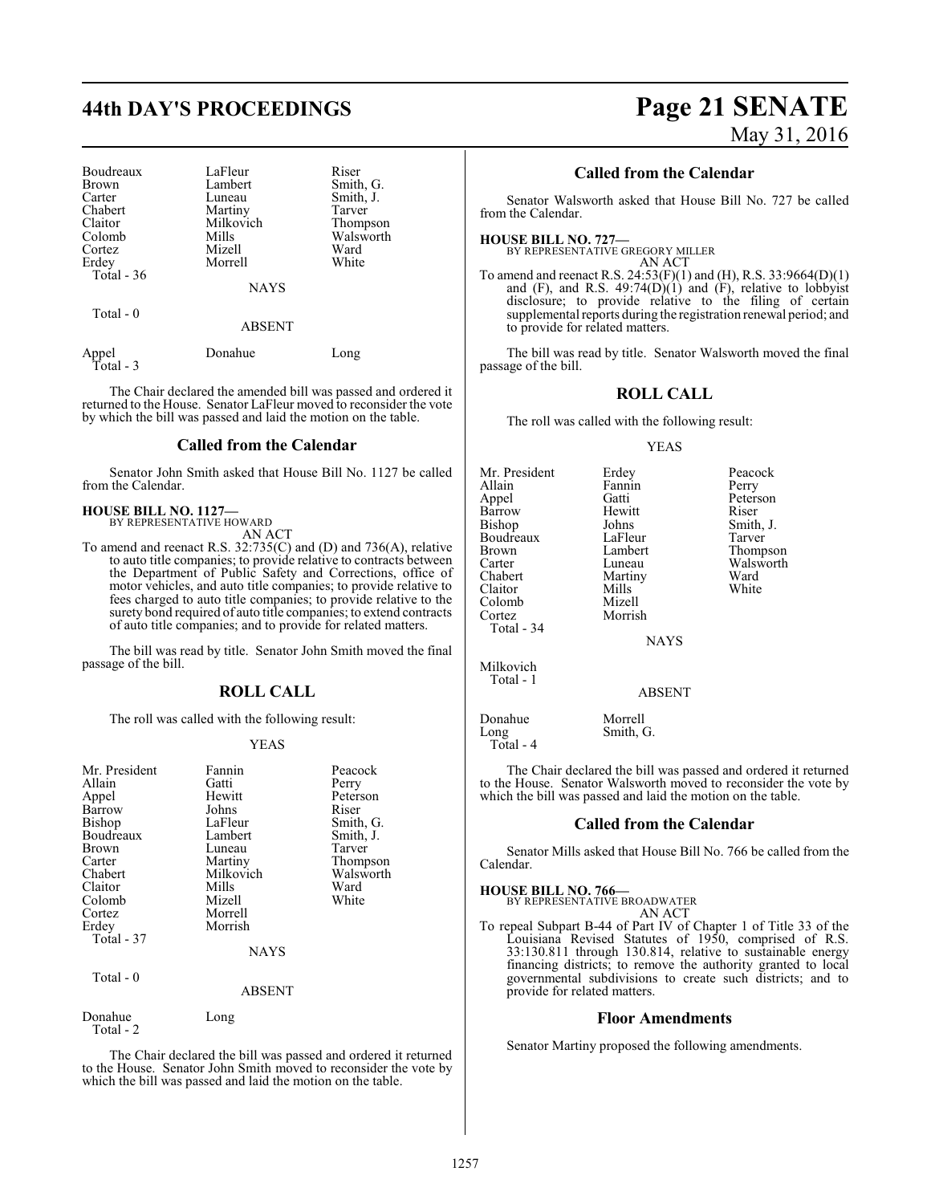| Boudreaux | LaFleur | Riser |
|---|---|---|
| Brown | Lambert | Smith, G. |
| Carter | Luneau | Smith, J. |
| Chabert | Martiny | Tarver |
| Claitor | Milkovich | Thompson |
| Colomb | Mills | Walsworth |
| Cortez | Mizell | Ward |
| Erdey | Morrell | White |
| Total - 36 | | |

NAYS

Total - 0

ABSENT

| Appel | Donahue | Long |
|---|---|---|
| Total - 3 | | |

The Chair declared the amended bill was passed and ordered it returned to the House. Senator LaFleur moved to reconsider the vote by which the bill was passed and laid the motion on the table.

## Called from the Calendar

Senator John Smith asked that House Bill No. 1127 be called from the Calendar.

**HOUSE BILL NO. 1127—**
BY REPRESENTATIVE HOWARD
AN ACT

To amend and reenact R.S. 32:735(C) and (D) and 736(A), relative to auto title companies; to provide relative to contracts between the Department of Public Safety and Corrections, office of motor vehicles, and auto title companies; to provide relative to fees charged to auto title companies; to provide relative to the surety bond required of auto title companies; to extend contracts of auto title companies; and to provide for related matters.

The bill was read by title. Senator John Smith moved the final passage of the bill.

## ROLL CALL

The roll was called with the following result:

YEAS

| Mr. President | Fannin | Peacock |
|---|---|---|
| Allain | Gatti | Perry |
| Appel | Hewitt | Peterson |
| Barrow | Johns | Riser |
| Bishop | LaFleur | Smith, G. |
| Boudreaux | Lambert | Smith, J. |
| Brown | Luneau | Tarver |
| Carter | Martiny | Thompson |
| Chabert | Milkovich | Walsworth |
| Claitor | Mills | Ward |
| Colomb | Mizell | White |
| Cortez | Morrell | |
| Erdey | Morrish | |
| Total - 37 | | |

NAYS

Total - 0

ABSENT

| Donahue | Long |
|---|---|
| Total - 2 | |

The Chair declared the bill was passed and ordered it returned to the House. Senator John Smith moved to reconsider the vote by which the bill was passed and laid the motion on the table.

## Called from the Calendar

Senator Walsworth asked that House Bill No. 727 be called from the Calendar.

**HOUSE BILL NO. 727—**
BY REPRESENTATIVE GREGORY MILLER
AN ACT

To amend and reenact R.S. 24:53(F)(1) and (H), R.S. 33:9664(D)(1) and (F), and R.S. 49:74(D)(1) and (F), relative to lobbyist disclosure; to provide relative to the filing of certain supplemental reports during the registration renewal period; and to provide for related matters.

The bill was read by title. Senator Walsworth moved the final passage of the bill.

## ROLL CALL

The roll was called with the following result:

YEAS

| Mr. President | Erdey | Peacock |
|---|---|---|
| Allain | Fannin | Perry |
| Appel | Gatti | Peterson |
| Barrow | Hewitt | Riser |
| Bishop | Johns | Smith, J. |
| Boudreaux | LaFleur | Tarver |
| Brown | Lambert | Thompson |
| Carter | Luneau | Walsworth |
| Chabert | Martiny | Ward |
| Claitor | Mills | White |
| Colomb | Mizell | |
| Cortez | Morrish | |
| Total - 34 | | |

NAYS

Milkovich
Total - 1

ABSENT

| Donahue | Morrell |
|---|---|
| Long | Smith, G. |
| Total - 4 | |

The Chair declared the bill was passed and ordered it returned to the House. Senator Walsworth moved to reconsider the vote by which the bill was passed and laid the motion on the table.

## Called from the Calendar

Senator Mills asked that House Bill No. 766 be called from the Calendar.

**HOUSE BILL NO. 766—**
BY REPRESENTATIVE BROADWATER
AN ACT

To repeal Subpart B-44 of Part IV of Chapter 1 of Title 33 of the Louisiana Revised Statutes of 1950, comprised of R.S. 33:130.811 through 130.814, relative to sustainable energy financing districts; to remove the authority granted to local governmental subdivisions to create such districts; and to provide for related matters.

## Floor Amendments

Senator Martiny proposed the following amendments.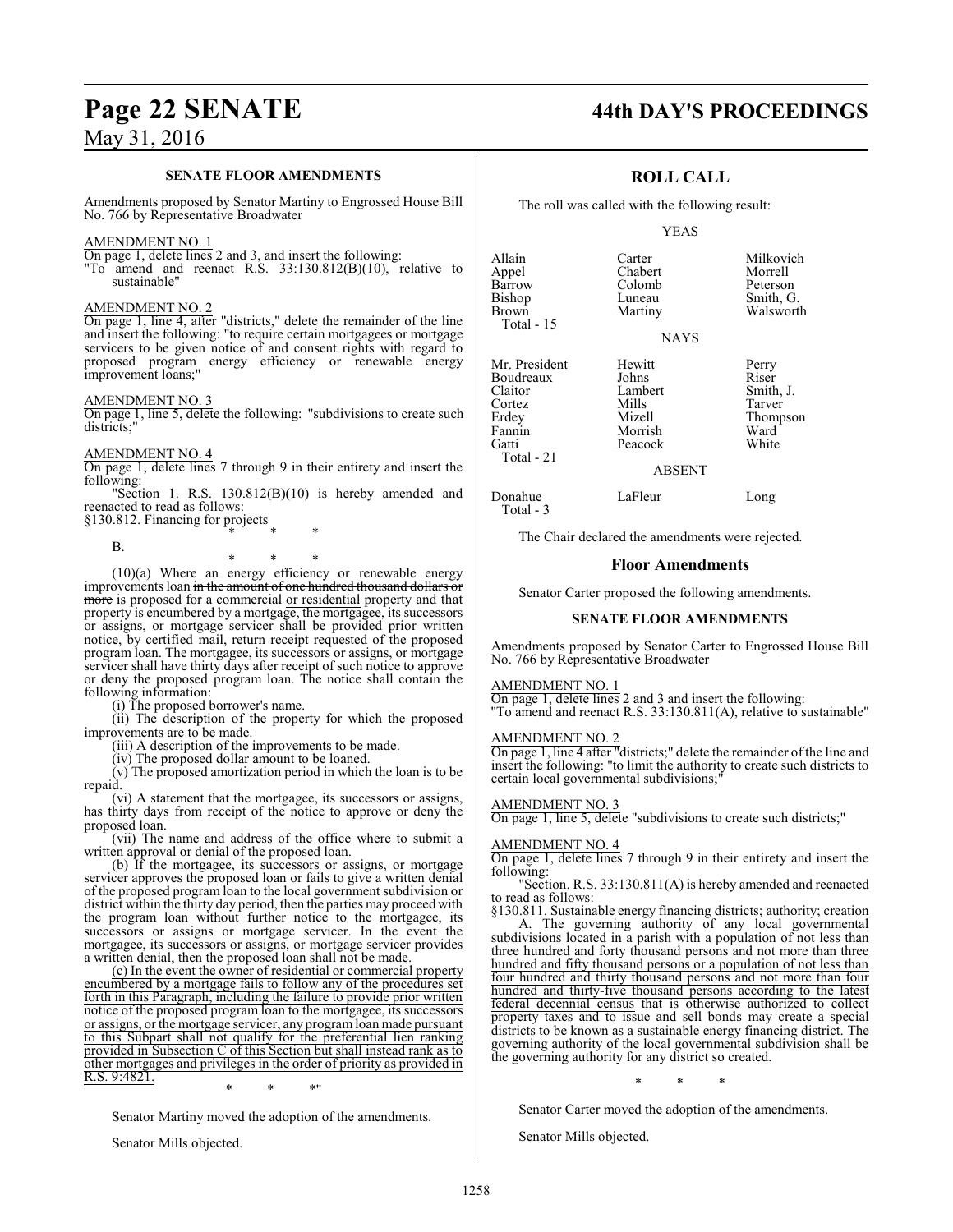### SENATE FLOOR AMENDMENTS

Amendments proposed by Senator Martiny to Engrossed House Bill No. 766 by Representative Broadwater

AMENDMENT NO. 1

On page 1, delete lines 2 and 3, and insert the following:
"To amend and reenact R.S. 33:130.812(B)(10), relative to sustainable"

AMENDMENT NO. 2

On page 1, line 4, after "districts," delete the remainder of the line and insert the following: "to require certain mortgagees or mortgage servicers to be given notice of and consent rights with regard to proposed program energy efficiency or renewable energy improvement loans;"

AMENDMENT NO. 3

On page 1, line 5, delete the following: "subdivisions to create such districts;"

AMENDMENT NO. 4

On page 1, delete lines 7 through 9 in their entirety and insert the following:

"Section 1. R.S. 130.812(B)(10) is hereby amended and reenacted to read as follows:

§130.812. Financing for projects

\* \* \*

B.

\* \* \*

(10)(a) Where an energy efficiency or renewable energy improvements loan ~~in the amount of one hundred thousand dollars or more~~ is proposed for a commercial or residential property and that property is encumbered by a mortgage, the mortgagee, its successors or assigns, or mortgage servicer shall be provided prior written notice, by certified mail, return receipt requested of the proposed program loan. The mortgagee, its successors or assigns, or mortgage servicer shall have thirty days after receipt of such notice to approve or deny the proposed program loan. The notice shall contain the following information:

(i) The proposed borrower's name.

(ii) The description of the property for which the proposed improvements are to be made.

(iii) A description of the improvements to be made.

(iv) The proposed dollar amount to be loaned.

(v) The proposed amortization period in which the loan is to be repaid.

(vi) A statement that the mortgagee, its successors or assigns, has thirty days from receipt of the notice to approve or deny the proposed loan.

(vii) The name and address of the office where to submit a written approval or denial of the proposed loan.

(b) If the mortgagee, its successors or assigns, or mortgage servicer approves the proposed loan or fails to give a written denial of the proposed program loan to the local government subdivision or district within the thirty day period, then the parties may proceed with the program loan without further notice to the mortgagee, its successors or assigns or mortgage servicer. In the event the mortgagee, its successors or assigns, or mortgage servicer provides a written denial, then the proposed loan shall not be made.

(c) In the event the owner of residential or commercial property encumbered by a mortgage fails to follow any of the procedures set forth in this Paragraph, including the failure to provide prior written notice of the proposed program loan to the mortgagee, its successors or assigns, or the mortgage servicer, any program loan made pursuant to this Subpart shall not qualify for the preferential lien ranking provided in Subsection C of this Section but shall instead rank as to other mortgages and privileges in the order of priority as provided in R.S. 9:4821.

\* \* \*"

Senator Martiny moved the adoption of the amendments.

Senator Mills objected.

## ROLL CALL

The roll was called with the following result:

YEAS

| | | |
|---|---|---|
| Allain | Carter | Milkovich |
| Appel | Chabert | Morrell |
| Barrow | Colomb | Peterson |
| Bishop | Luneau | Smith, G. |
| Brown | Martiny | Walsworth |
| Total - 15 | | |

NAYS

| | | |
|---|---|---|
| Mr. President | Hewitt | Perry |
| Boudreaux | Johns | Riser |
| Claitor | Lambert | Smith, J. |
| Cortez | Mills | Tarver |
| Erdey | Mizell | Thompson |
| Fannin | Morrish | Ward |
| Gatti | Peacock | White |
| Total - 21 | | |

ABSENT

| | | |
|---|---|---|
| Donahue | LaFleur | Long |
| Total - 3 | | |

The Chair declared the amendments were rejected.

## Floor Amendments

Senator Carter proposed the following amendments.

### SENATE FLOOR AMENDMENTS

Amendments proposed by Senator Carter to Engrossed House Bill No. 766 by Representative Broadwater

AMENDMENT NO. 1

On page 1, delete lines 2 and 3 and insert the following:
"To amend and reenact R.S. 33:130.811(A), relative to sustainable"

AMENDMENT NO. 2

On page 1, line 4 after "districts;" delete the remainder of the line and insert the following: "to limit the authority to create such districts to certain local governmental subdivisions;"

AMENDMENT NO. 3

On page 1, line 5, delete "subdivisions to create such districts;"

AMENDMENT NO. 4

On page 1, delete lines 7 through 9 in their entirety and insert the following:

"Section. R.S. 33:130.811(A) is hereby amended and reenacted to read as follows:

§130.811. Sustainable energy financing districts; authority; creation

A. The governing authority of any local governmental subdivisions located in a parish with a population of not less than three hundred and forty thousand persons and not more than three hundred and fifty thousand persons or a population of not less than four hundred and thirty thousand persons and not more than four hundred and thirty-five thousand persons according to the latest federal decennial census that is otherwise authorized to collect property taxes and to issue and sell bonds may create a special districts to be known as a sustainable energy financing district. The governing authority of the local governmental subdivision shall be the governing authority for any district so created.

\* \* \*

Senator Carter moved the adoption of the amendments.

Senator Mills objected.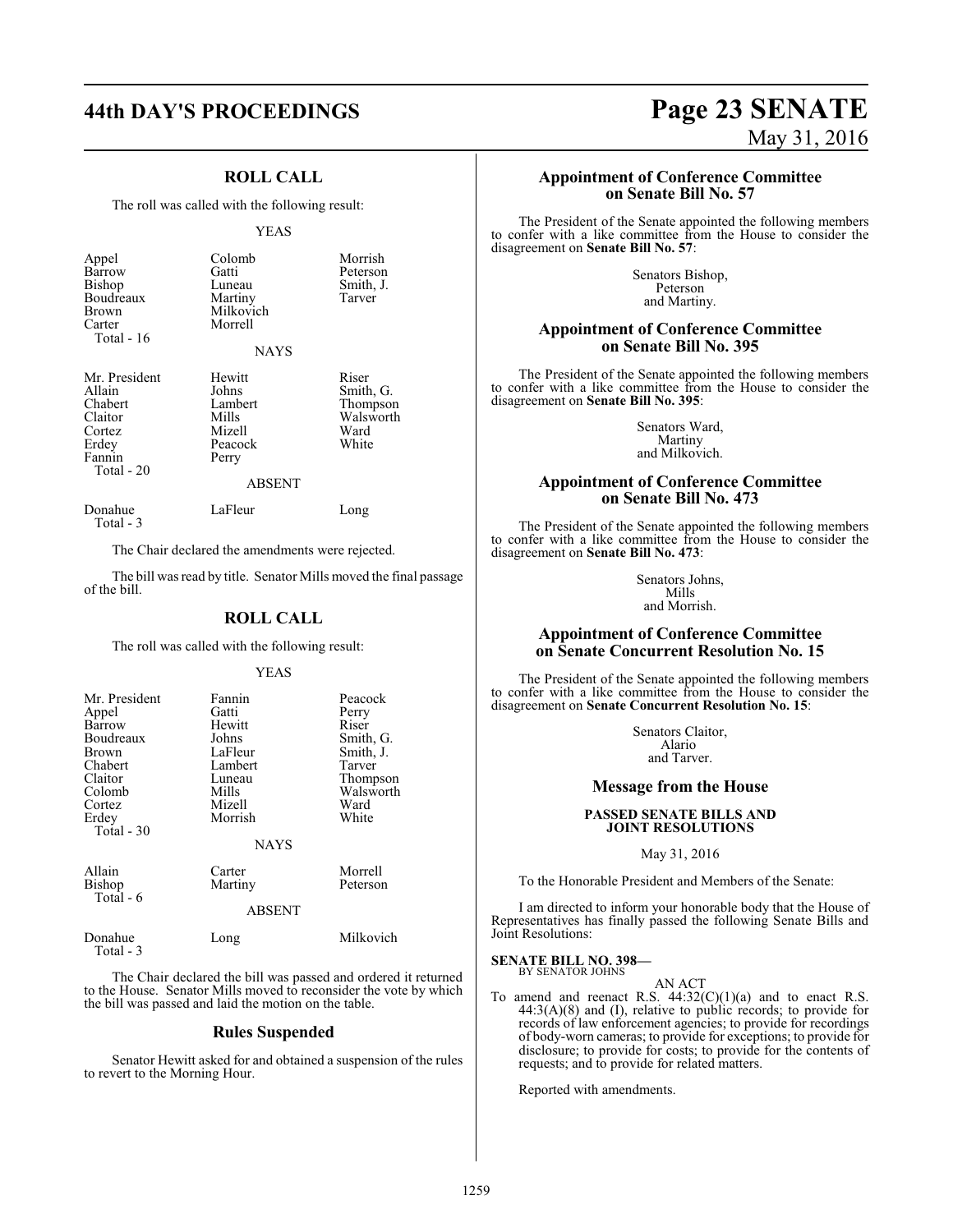## ROLL CALL

The roll was called with the following result:

YEAS

| | | |
|---|---|---|
| Appel | Colomb | Morrish |
| Barrow | Gatti | Peterson |
| Bishop | Luneau | Smith, J. |
| Boudreaux | Martiny | Tarver |
| Brown | Milkovich | |
| Carter | Morrell | |
| Total - 16 | | |

NAYS

| | | |
|---|---|---|
| Mr. President | Hewitt | Riser |
| Allain | Johns | Smith, G. |
| Chabert | Lambert | Thompson |
| Claitor | Mills | Walsworth |
| Cortez | Mizell | Ward |
| Erdey | Peacock | White |
| Fannin | Perry | |
| Total - 20 | | |

ABSENT

| | | |
|---|---|---|
| Donahue | LaFleur | Long |
| Total - 3 | | |

The Chair declared the amendments were rejected.

The bill was read by title. Senator Mills moved the final passage of the bill.

## ROLL CALL

The roll was called with the following result:

YEAS

| | | |
|---|---|---|
| Mr. President | Fannin | Peacock |
| Appel | Gatti | Perry |
| Barrow | Hewitt | Riser |
| Boudreaux | Johns | Smith, G. |
| Brown | LaFleur | Smith, J. |
| Chabert | Lambert | Tarver |
| Claitor | Luneau | Thompson |
| Colomb | Mills | Walsworth |
| Cortez | Mizell | Ward |
| Erdey | Morrish | White |
| Total - 30 | | |

NAYS

| | | |
|---|---|---|
| Allain | Carter | Morrell |
| Bishop | Martiny | Peterson |
| Total - 6 | | |

ABSENT

| | | |
|---|---|---|
| Donahue | Long | Milkovich |
| Total - 3 | | |

The Chair declared the bill was passed and ordered it returned to the House. Senator Mills moved to reconsider the vote by which the bill was passed and laid the motion on the table.

## Rules Suspended

Senator Hewitt asked for and obtained a suspension of the rules to revert to the Morning Hour.

## Appointment of Conference Committee on Senate Bill No. 57

The President of the Senate appointed the following members to confer with a like committee from the House to consider the disagreement on **Senate Bill No. 57**:

Senators Bishop,
Peterson
and Martiny.

## Appointment of Conference Committee on Senate Bill No. 395

The President of the Senate appointed the following members to confer with a like committee from the House to consider the disagreement on **Senate Bill No. 395**:

Senators Ward,
Martiny
and Milkovich.

## Appointment of Conference Committee on Senate Bill No. 473

The President of the Senate appointed the following members to confer with a like committee from the House to consider the disagreement on **Senate Bill No. 473**:

Senators Johns,
Mills
and Morrish.

## Appointment of Conference Committee on Senate Concurrent Resolution No. 15

The President of the Senate appointed the following members to confer with a like committee from the House to consider the disagreement on **Senate Concurrent Resolution No. 15**:

Senators Claitor,
Alario
and Tarver.

## Message from the House

### PASSED SENATE BILLS AND JOINT RESOLUTIONS

May 31, 2016

To the Honorable President and Members of the Senate:

I am directed to inform your honorable body that the House of Representatives has finally passed the following Senate Bills and Joint Resolutions:

**SENATE BILL NO. 398—**
BY SENATOR JOHNS

AN ACT

To amend and reenact R.S. 44:32(C)(1)(a) and to enact R.S. 44:3(A)(8) and (I), relative to public records; to provide for records of law enforcement agencies; to provide for recordings of body-worn cameras; to provide for exceptions; to provide for disclosure; to provide for costs; to provide for the contents of requests; and to provide for related matters.

Reported with amendments.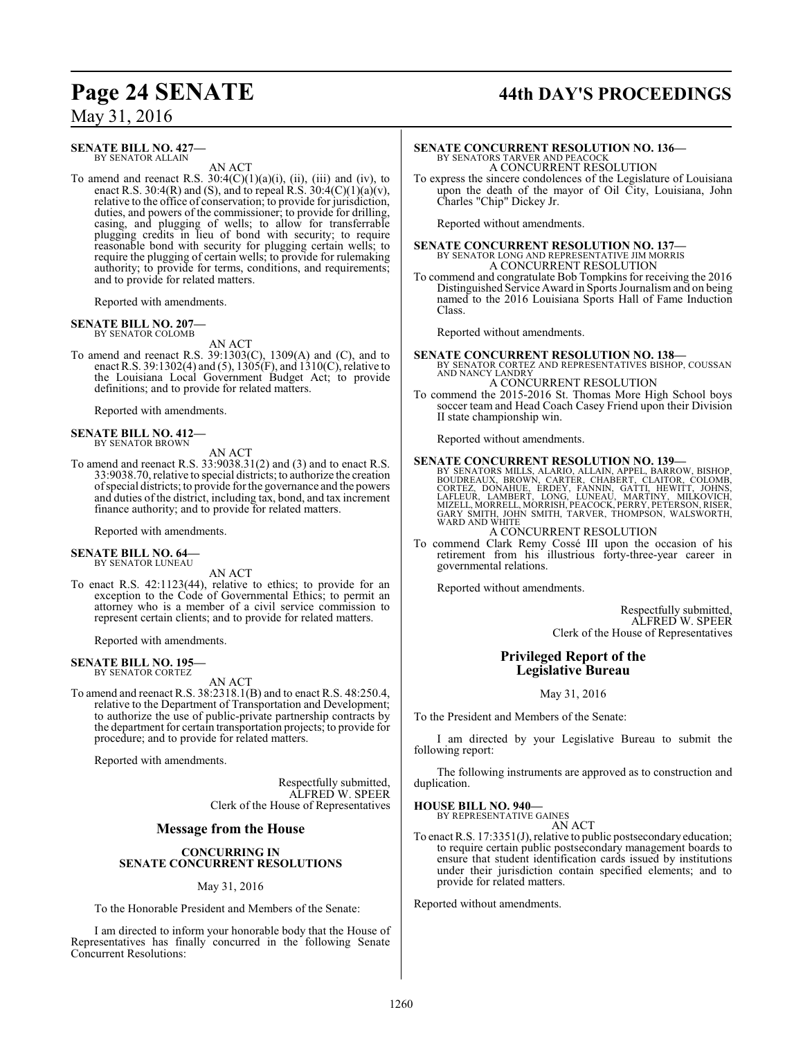**SENATE BILL NO. 427—**
BY SENATOR ALLAIN

AN ACT

To amend and reenact R.S. 30:4(C)(1)(a)(i), (ii), (iii) and (iv), to enact R.S. 30:4(R) and (S), and to repeal R.S. 30:4(C)(1)(a)(v), relative to the office of conservation; to provide for jurisdiction, duties, and powers of the commissioner; to provide for drilling, casing, and plugging of wells; to allow for transferrable plugging credits in lieu of bond with security; to require reasonable bond with security for plugging certain wells; to require the plugging of certain wells; to provide for rulemaking authority; to provide for terms, conditions, and requirements; and to provide for related matters.

Reported with amendments.

**SENATE BILL NO. 207—**
BY SENATOR COLOMB

AN ACT

To amend and reenact R.S. 39:1303(C), 1309(A) and (C), and to enact R.S. 39:1302(4) and (5), 1305(F), and 1310(C), relative to the Louisiana Local Government Budget Act; to provide definitions; and to provide for related matters.

Reported with amendments.

**SENATE BILL NO. 412—**
BY SENATOR BROWN

AN ACT

To amend and reenact R.S. 33:9038.31(2) and (3) and to enact R.S. 33:9038.70, relative to special districts; to authorize the creation of special districts; to provide for the governance and the powers and duties of the district, including tax, bond, and tax increment finance authority; and to provide for related matters.

Reported with amendments.

**SENATE BILL NO. 64—**
BY SENATOR LUNEAU

AN ACT

To enact R.S. 42:1123(44), relative to ethics; to provide for an exception to the Code of Governmental Ethics; to permit an attorney who is a member of a civil service commission to represent certain clients; and to provide for related matters.

Reported with amendments.

**SENATE BILL NO. 195—**
BY SENATOR CORTEZ

AN ACT

To amend and reenact R.S. 38:2318.1(B) and to enact R.S. 48:250.4, relative to the Department of Transportation and Development; to authorize the use of public-private partnership contracts by the department for certain transportation projects; to provide for procedure; and to provide for related matters.

Reported with amendments.

Respectfully submitted,
ALFRED W. SPEER
Clerk of the House of Representatives

## Message from the House

### CONCURRING IN SENATE CONCURRENT RESOLUTIONS

May 31, 2016

To the Honorable President and Members of the Senate:

I am directed to inform your honorable body that the House of Representatives has finally concurred in the following Senate Concurrent Resolutions:

**SENATE CONCURRENT RESOLUTION NO. 136—**
BY SENATORS TARVER AND PEACOCK

A CONCURRENT RESOLUTION

To express the sincere condolences of the Legislature of Louisiana upon the death of the mayor of Oil City, Louisiana, John Charles "Chip" Dickey Jr.

Reported without amendments.

**SENATE CONCURRENT RESOLUTION NO. 137—**
BY SENATOR LONG AND REPRESENTATIVE JIM MORRIS

A CONCURRENT RESOLUTION

To commend and congratulate Bob Tompkins for receiving the 2016 Distinguished Service Award in Sports Journalism and on being named to the 2016 Louisiana Sports Hall of Fame Induction Class.

Reported without amendments.

**SENATE CONCURRENT RESOLUTION NO. 138—**
BY SENATOR CORTEZ AND REPRESENTATIVES BISHOP, COUSSAN AND NANCY LANDRY

A CONCURRENT RESOLUTION

To commend the 2015-2016 St. Thomas More High School boys soccer team and Head Coach Casey Friend upon their Division II state championship win.

Reported without amendments.

**SENATE CONCURRENT RESOLUTION NO. 139—**
BY SENATORS MILLS, ALARIO, ALLAIN, APPEL, BARROW, BISHOP, BOUDREAUX, BROWN, CARTER, CHABERT, CLAITOR, COLOMB, CORTEZ, DONAHUE, ERDEY, FANNIN, GATTI, HEWITT, JOHNS, LAFLEUR, LAMBERT, LONG, LUNEAU, MARTINY, MILKOVICH, MIZELL, MORRELL, MORRISH, PEACOCK, PERRY, PETERSON, RISER, GARY SMITH, JOHN SMITH, TARVER, THOMPSON, WALSWORTH, WARD AND WHITE

A CONCURRENT RESOLUTION

To commend Clark Remy Cossé III upon the occasion of his retirement from his illustrious forty-three-year career in governmental relations.

Reported without amendments.

Respectfully submitted,
ALFRED W. SPEER
Clerk of the House of Representatives

## Privileged Report of the Legislative Bureau

May 31, 2016

To the President and Members of the Senate:

I am directed by your Legislative Bureau to submit the following report:

The following instruments are approved as to construction and duplication.

**HOUSE BILL NO. 940—**
BY REPRESENTATIVE GAINES

AN ACT

To enact R.S. 17:3351(J), relative to public postsecondary education; to require certain public postsecondary management boards to ensure that student identification cards issued by institutions under their jurisdiction contain specified elements; and to provide for related matters.

Reported without amendments.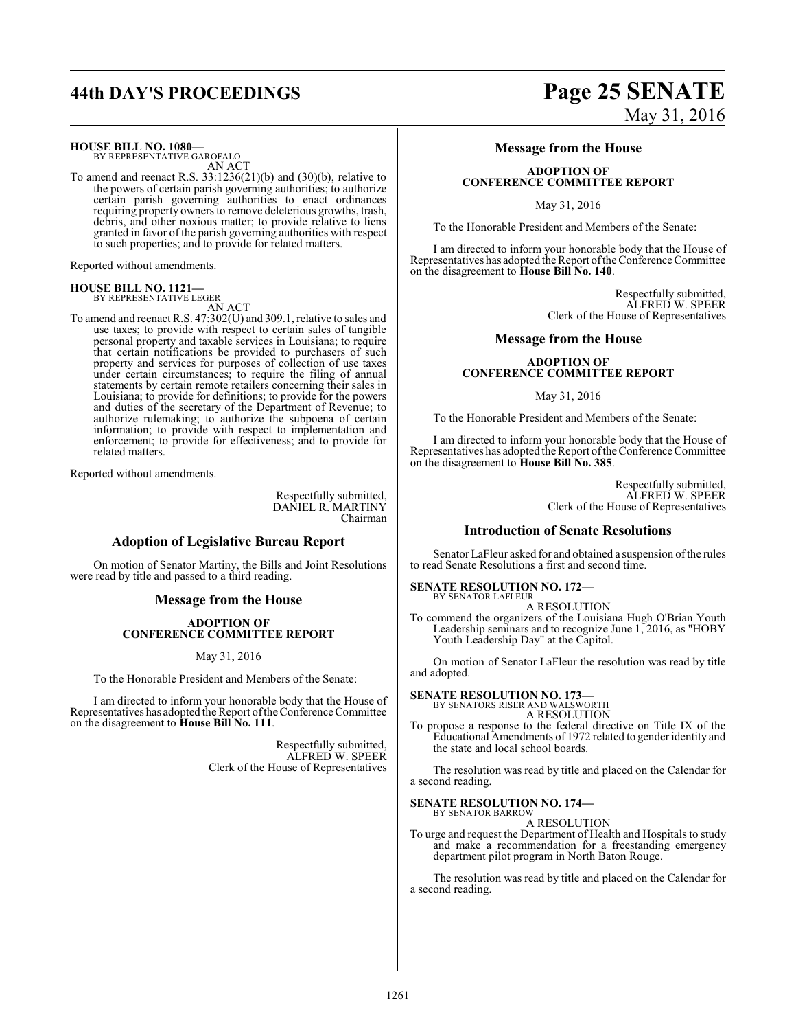**HOUSE BILL NO. 1080—**
BY REPRESENTATIVE GAROFALO

AN ACT

To amend and reenact R.S. 33:1236(21)(b) and (30)(b), relative to the powers of certain parish governing authorities; to authorize certain parish governing authorities to enact ordinances requiring property owners to remove deleterious growths, trash, debris, and other noxious matter; to provide relative to liens granted in favor of the parish governing authorities with respect to such properties; and to provide for related matters.

Reported without amendments.

**HOUSE BILL NO. 1121—**
BY REPRESENTATIVE LEGER

AN ACT

To amend and reenact R.S. 47:302(U) and 309.1, relative to sales and use taxes; to provide with respect to certain sales of tangible personal property and taxable services in Louisiana; to require that certain notifications be provided to purchasers of such property and services for purposes of collection of use taxes under certain circumstances; to require the filing of annual statements by certain remote retailers concerning their sales in Louisiana; to provide for definitions; to provide for the powers and duties of the secretary of the Department of Revenue; to authorize rulemaking; to authorize the subpoena of certain information; to provide with respect to implementation and enforcement; to provide for effectiveness; and to provide for related matters.

Reported without amendments.

Respectfully submitted,
DANIEL R. MARTINY
Chairman

## Adoption of Legislative Bureau Report

On motion of Senator Martiny, the Bills and Joint Resolutions were read by title and passed to a third reading.

## Message from the House

### ADOPTION OF CONFERENCE COMMITTEE REPORT

May 31, 2016

To the Honorable President and Members of the Senate:

I am directed to inform your honorable body that the House of Representatives has adopted the Report of the Conference Committee on the disagreement to **House Bill No. 111**.

Respectfully submitted,
ALFRED W. SPEER
Clerk of the House of Representatives

## Message from the House

### ADOPTION OF CONFERENCE COMMITTEE REPORT

May 31, 2016

To the Honorable President and Members of the Senate:

I am directed to inform your honorable body that the House of Representatives has adopted the Report of the Conference Committee on the disagreement to **House Bill No. 140**.

Respectfully submitted,
ALFRED W. SPEER
Clerk of the House of Representatives

## Message from the House

### ADOPTION OF CONFERENCE COMMITTEE REPORT

May 31, 2016

To the Honorable President and Members of the Senate:

I am directed to inform your honorable body that the House of Representatives has adopted the Report of the Conference Committee on the disagreement to **House Bill No. 385**.

Respectfully submitted,
ALFRED W. SPEER
Clerk of the House of Representatives

## Introduction of Senate Resolutions

Senator LaFleur asked for and obtained a suspension of the rules to read Senate Resolutions a first and second time.

**SENATE RESOLUTION NO. 172—**
BY SENATOR LAFLEUR

A RESOLUTION

To commend the organizers of the Louisiana Hugh O'Brian Youth Leadership seminars and to recognize June 1, 2016, as "HOBY Youth Leadership Day" at the Capitol.

On motion of Senator LaFleur the resolution was read by title and adopted.

**SENATE RESOLUTION NO. 173—**
BY SENATORS RISER AND WALSWORTH

A RESOLUTION

To propose a response to the federal directive on Title IX of the Educational Amendments of 1972 related to gender identity and the state and local school boards.

The resolution was read by title and placed on the Calendar for a second reading.

**SENATE RESOLUTION NO. 174—**
BY SENATOR BARROW

A RESOLUTION

To urge and request the Department of Health and Hospitals to study and make a recommendation for a freestanding emergency department pilot program in North Baton Rouge.

The resolution was read by title and placed on the Calendar for a second reading.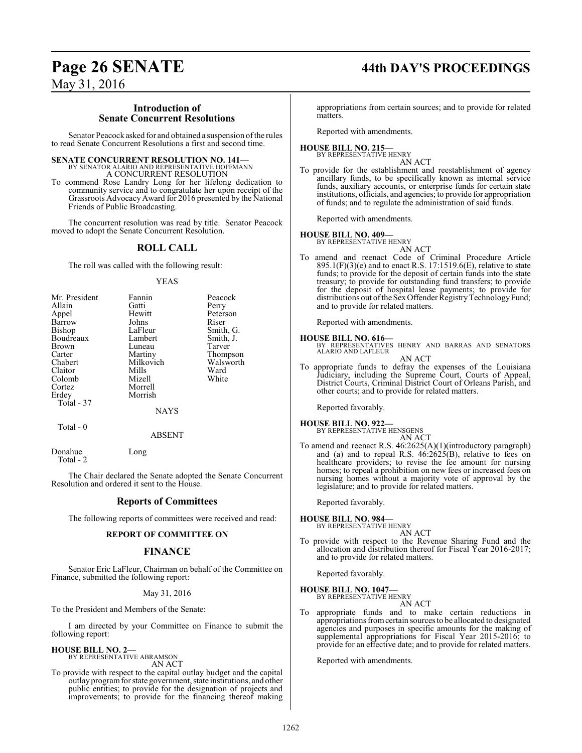## Introduction of Senate Concurrent Resolutions

Senator Peacock asked for and obtained a suspension of the rules to read Senate Concurrent Resolutions a first and second time.

**SENATE CONCURRENT RESOLUTION NO. 141—**
BY SENATOR ALARIO AND REPRESENTATIVE HOFFMANN
A CONCURRENT RESOLUTION

To commend Rose Landry Long for her lifelong dedication to community service and to congratulate her upon receipt of the Grassroots Advocacy Award for 2016 presented by the National Friends of Public Broadcasting.

The concurrent resolution was read by title. Senator Peacock moved to adopt the Senate Concurrent Resolution.

## ROLL CALL

The roll was called with the following result:

YEAS

| | | |
|---|---|---|
| Mr. President | Fannin | Peacock |
| Allain | Gatti | Perry |
| Appel | Hewitt | Peterson |
| Barrow | Johns | Riser |
| Bishop | LaFleur | Smith, G. |
| Boudreaux | Lambert | Smith, J. |
| Brown | Luneau | Tarver |
| Carter | Martiny | Thompson |
| Chabert | Milkovich | Walsworth |
| Claitor | Mills | Ward |
| Colomb | Mizell | White |
| Cortez | Morrell | |
| Erdey | Morrish | |

Total - 37

NAYS

Total - 0

ABSENT

Donahue Long

Total - 2

The Chair declared the Senate adopted the Senate Concurrent Resolution and ordered it sent to the House.

## Reports of Committees

The following reports of committees were received and read:

### REPORT OF COMMITTEE ON

### FINANCE

Senator Eric LaFleur, Chairman on behalf of the Committee on Finance, submitted the following report:

May 31, 2016

To the President and Members of the Senate:

I am directed by your Committee on Finance to submit the following report:

**HOUSE BILL NO. 2—**
BY REPRESENTATIVE ABRAMSON
AN ACT

To provide with respect to the capital outlay budget and the capital outlay program for state government, state institutions, and other public entities; to provide for the designation of projects and improvements; to provide for the financing thereof making appropriations from certain sources; and to provide for related matters.

Reported with amendments.

**HOUSE BILL NO. 215—**
BY REPRESENTATIVE HENRY
AN ACT

To provide for the establishment and reestablishment of agency ancillary funds, to be specifically known as internal service funds, auxiliary accounts, or enterprise funds for certain state institutions, officials, and agencies; to provide for appropriation of funds; and to regulate the administration of said funds.

Reported with amendments.

**HOUSE BILL NO. 409—**
BY REPRESENTATIVE HENRY
AN ACT

To amend and reenact Code of Criminal Procedure Article 895.1(F)(3)(e) and to enact R.S. 17:1519.6(E), relative to state funds; to provide for the deposit of certain funds into the state treasury; to provide for outstanding fund transfers; to provide for the deposit of hospital lease payments; to provide for distributions out of the Sex Offender Registry Technology Fund; and to provide for related matters.

Reported with amendments.

**HOUSE BILL NO. 616—**
BY REPRESENTATIVES HENRY AND BARRAS AND SENATORS ALARIO AND LAFLEUR
AN ACT

To appropriate funds to defray the expenses of the Louisiana Judiciary, including the Supreme Court, Courts of Appeal, District Courts, Criminal District Court of Orleans Parish, and other courts; and to provide for related matters.

Reported favorably.

**HOUSE BILL NO. 922—**
BY REPRESENTATIVE HENSGENS
AN ACT

To amend and reenact R.S. 46:2625(A)(1)(introductory paragraph) and (a) and to repeal R.S. 46:2625(B), relative to fees on healthcare providers; to revise the fee amount for nursing homes; to repeal a prohibition on new fees or increased fees on nursing homes without a majority vote of approval by the legislature; and to provide for related matters.

Reported favorably.

**HOUSE BILL NO. 984—**
BY REPRESENTATIVE HENRY
AN ACT

To provide with respect to the Revenue Sharing Fund and the allocation and distribution thereof for Fiscal Year 2016-2017; and to provide for related matters.

Reported favorably.

**HOUSE BILL NO. 1047—**
BY REPRESENTATIVE HENRY
AN ACT

To appropriate funds and to make certain reductions in appropriations from certain sources to be allocated to designated agencies and purposes in specific amounts for the making of supplemental appropriations for Fiscal Year 2015-2016; to provide for an effective date; and to provide for related matters.

Reported with amendments.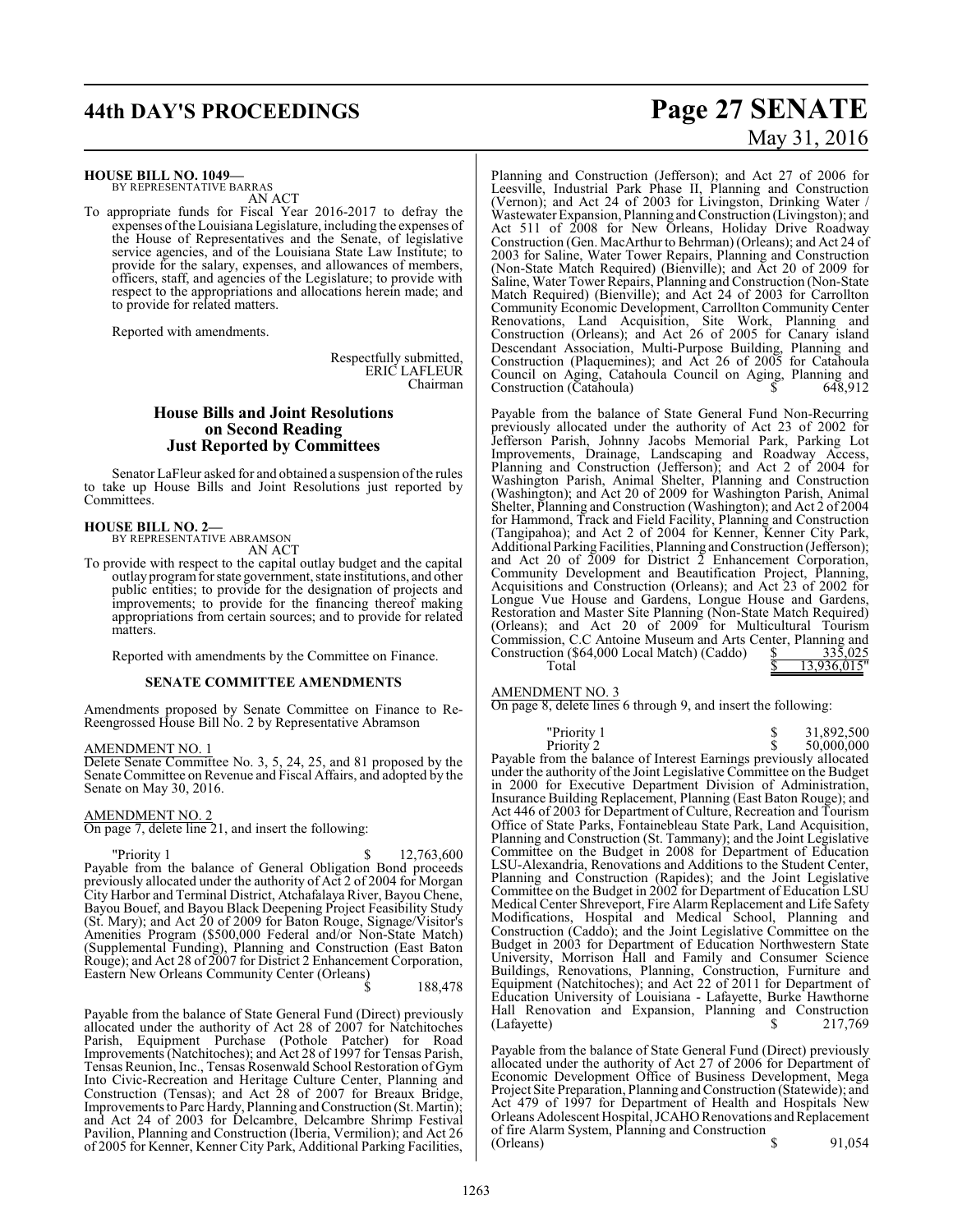**HOUSE BILL NO. 1049—**
BY REPRESENTATIVE BARRAS

AN ACT

To appropriate funds for Fiscal Year 2016-2017 to defray the expenses of the Louisiana Legislature, including the expenses of the House of Representatives and the Senate, of legislative service agencies, and of the Louisiana State Law Institute; to provide for the salary, expenses, and allowances of members, officers, staff, and agencies of the Legislature; to provide with respect to the appropriations and allocations herein made; and to provide for related matters.

Reported with amendments.

Respectfully submitted,
ERIC LAFLEUR
Chairman

## House Bills and Joint Resolutions on Second Reading Just Reported by Committees

Senator LaFleur asked for and obtained a suspension of the rules to take up House Bills and Joint Resolutions just reported by Committees.

**HOUSE BILL NO. 2—**
BY REPRESENTATIVE ABRAMSON

AN ACT

To provide with respect to the capital outlay budget and the capital outlay program for state government, state institutions, and other public entities; to provide for the designation of projects and improvements; to provide for the financing thereof making appropriations from certain sources; and to provide for related matters.

Reported with amendments by the Committee on Finance.

### SENATE COMMITTEE AMENDMENTS

Amendments proposed by Senate Committee on Finance to Re-Reengrossed House Bill No. 2 by Representative Abramson

AMENDMENT NO. 1

Delete Senate Committee No. 3, 5, 24, 25, and 81 proposed by the Senate Committee on Revenue and Fiscal Affairs, and adopted by the Senate on May 30, 2016.

AMENDMENT NO. 2

On page 7, delete line 21, and insert the following:

"Priority 1 $ 12,763,600

Payable from the balance of General Obligation Bond proceeds previously allocated under the authority of Act 2 of 2004 for Morgan City Harbor and Terminal District, Atchafalaya River, Bayou Chene, Bayou Bouef, and Bayou Black Deepening Project Feasibility Study (St. Mary); and Act 20 of 2009 for Baton Rouge, Signage/Visitor's Amenities Program ($500,000 Federal and/or Non-State Match) (Supplemental Funding), Planning and Construction (East Baton Rouge); and Act 28 of 2007 for District 2 Enhancement Corporation, Eastern New Orleans Community Center (Orleans) $ 188,478

Payable from the balance of State General Fund (Direct) previously allocated under the authority of Act 28 of 2007 for Natchitoches Parish, Equipment Purchase (Pothole Patcher) for Road Improvements (Natchitoches); and Act 28 of 1997 for Tensas Parish, Tensas Reunion, Inc., Tensas Rosenwald School Restoration of Gym Into Civic-Recreation and Heritage Culture Center, Planning and Construction (Tensas); and Act 28 of 2007 for Breaux Bridge, Improvements to Parc Hardy, Planning and Construction (St. Martin); and Act 24 of 2003 for Delcambre, Delcambre Shrimp Festival Pavilion, Planning and Construction (Iberia, Vermilion); and Act 26 of 2005 for Kenner, Kenner City Park, Additional Parking Facilities, Planning and Construction (Jefferson); and Act 27 of 2006 for Leesville, Industrial Park Phase II, Planning and Construction (Vernon); and Act 24 of 2003 for Livingston, Drinking Water / Wastewater Expansion, Planning and Construction (Livingston); and Act 511 of 2008 for New Orleans, Holiday Drive Roadway Construction (Gen. MacArthur to Behrman) (Orleans); and Act 24 of 2003 for Saline, Water Tower Repairs, Planning and Construction (Non-State Match Required) (Bienville); and Act 20 of 2009 for Saline, Water Tower Repairs, Planning and Construction (Non-State Match Required) (Bienville); and Act 24 of 2003 for Carrollton Community Economic Development, Carrollton Community Center Renovations, Land Acquisition, Site Work, Planning and Construction (Orleans); and Act 26 of 2005 for Canary island Descendant Association, Multi-Purpose Building, Planning and Construction (Plaquemines); and Act 26 of 2005 for Catahoula Council on Aging, Catahoula Council on Aging, Planning and Construction (Catahoula) $ 648,912

Payable from the balance of State General Fund Non-Recurring previously allocated under the authority of Act 23 of 2002 for Jefferson Parish, Johnny Jacobs Memorial Park, Parking Lot Improvements, Drainage, Landscaping and Roadway Access, Planning and Construction (Jefferson); and Act 2 of 2004 for Washington Parish, Animal Shelter, Planning and Construction (Washington); and Act 20 of 2009 for Washington Parish, Animal Shelter, Planning and Construction (Washington); and Act 2 of 2004 for Hammond, Track and Field Facility, Planning and Construction (Tangipahoa); and Act 2 of 2004 for Kenner, Kenner City Park, Additional Parking Facilities, Planning and Construction (Jefferson); and Act 20 of 2009 for District 2 Enhancement Corporation, Community Development and Beautification Project, Planning, Acquisitions and Construction (Orleans); and Act 23 of 2002 for Longue Vue House and Gardens, Longue House and Gardens, Restoration and Master Site Planning (Non-State Match Required) (Orleans); and Act 20 of 2009 for Multicultural Tourism Commission, C.C Antoine Museum and Arts Center, Planning and Construction ($64,000 Local Match) (Caddo) $ 335,025

Total $ 13,936,015"

AMENDMENT NO. 3

On page 8, delete lines 6 through 9, and insert the following:

"Priority 1 $ 31,892,500

Priority 2 $ 50,000,000

Payable from the balance of Interest Earnings previously allocated under the authority of the Joint Legislative Committee on the Budget in 2000 for Executive Department Division of Administration, Insurance Building Replacement, Planning (East Baton Rouge); and Act 446 of 2003 for Department of Culture, Recreation and Tourism Office of State Parks, Fontainebleau State Park, Land Acquisition, Planning and Construction (St. Tammany); and the Joint Legislative Committee on the Budget in 2008 for Department of Education LSU-Alexandria, Renovations and Additions to the Student Center, Planning and Construction (Rapides); and the Joint Legislative Committee on the Budget in 2002 for Department of Education LSU Medical Center Shreveport, Fire Alarm Replacement and Life Safety Modifications, Hospital and Medical School, Planning and Construction (Caddo); and the Joint Legislative Committee on the Budget in 2003 for Department of Education Northwestern State University, Morrison Hall and Family and Consumer Science Buildings, Renovations, Planning, Construction, Furniture and Equipment (Natchitoches); and Act 22 of 2011 for Department of Education University of Louisiana - Lafayette, Burke Hawthorne Hall Renovation and Expansion, Planning and Construction (Lafayette) $ 217,769

Payable from the balance of State General Fund (Direct) previously allocated under the authority of Act 27 of 2006 for Department of Economic Development Office of Business Development, Mega Project Site Preparation, Planning and Construction (Statewide); and Act 479 of 1997 for Department of Health and Hospitals New Orleans Adolescent Hospital, JCAHO Renovations and Replacement of fire Alarm System, Planning and Construction (Orleans) $ 91,054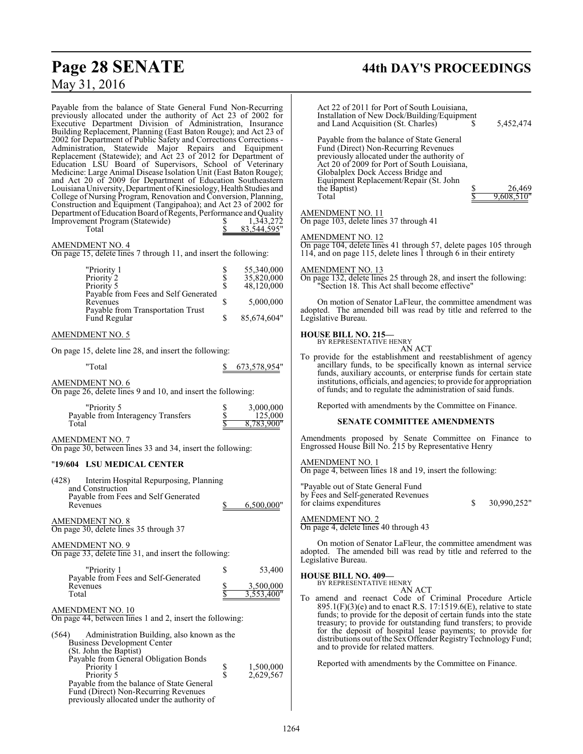Payable from the balance of State General Fund Non-Recurring previously allocated under the authority of Act 23 of 2002 for Executive Department Division of Administration, Insurance Building Replacement, Planning (East Baton Rouge); and Act 23 of 2002 for Department of Public Safety and Corrections Corrections - Administration, Statewide Major Repairs and Equipment Replacement (Statewide); and Act 23 of 2012 for Department of Education LSU Board of Supervisors, School of Veterinary Medicine: Large Animal Disease Isolation Unit (East Baton Rouge); and Act 20 of 2009 for Department of Education Southeastern Louisiana University, Department of Kinesiology, Health Studies and College of Nursing Program, Renovation and Conversion, Planning, Construction and Equipment (Tangipahoa); and Act 23 of 2002 for Department of Education Board of Regents, Performance and Quality Improvement Program (Statewide) $ 1,343,272
Total $ 83,544,595"

AMENDMENT NO. 4
On page 15, delete lines 7 through 11, and insert the following:

| | | |
|---|---|---|
| "Priority 1 | $ | 55,340,000 |
| Priority 2 | $ | 35,820,000 |
| Priority 5 | $ | 48,120,000 |
| Payable from Fees and Self Generated Revenues | $ | 5,000,000 |
| Payable from Transportation Trust Fund Regular | $ | 85,674,604" |

AMENDMENT NO. 5

On page 15, delete line 28, and insert the following:

"Total $ 673,578,954"

AMENDMENT NO. 6
On page 26, delete lines 9 and 10, and insert the following:

| | | |
|---|---|---|
| "Priority 5 | $ | 3,000,000 |
| Payable from Interagency Transfers | $ | 125,000 |
| Total | $ | 8,783,900" |

AMENDMENT NO. 7
On page 30, between lines 33 and 34, insert the following:

"**19/604 LSU MEDICAL CENTER**

(428) Interim Hospital Repurposing, Planning and Construction
Payable from Fees and Self Generated Revenues $ 6,500,000"

AMENDMENT NO. 8
On page 30, delete lines 35 through 37

AMENDMENT NO. 9
On page 33, delete line 31, and insert the following:

| | | |
|---|---|---|
| "Priority 1 | $ | 53,400 |
| Payable from Fees and Self-Generated Revenues | $ | 3,500,000 |
| Total | $ | 3,553,400" |

AMENDMENT NO. 10
On page 44, between lines 1 and 2, insert the following:

(564) Administration Building, also known as the Business Development Center
(St. John the Baptist)
Payable from General Obligation Bonds
Priority 1 $ 1,500,000
Priority 5 $ 2,629,567
Payable from the balance of State General Fund (Direct) Non-Recurring Revenues previously allocated under the authority of Act 22 of 2011 for Port of South Louisiana, Installation of New Dock/Building/Equipment and Land Acquisition (St. Charles) $ 5,452,474

Payable from the balance of State General Fund (Direct) Non-Recurring Revenues previously allocated under the authority of Act 20 of 2009 for Port of South Louisiana, Globalplex Dock Access Bridge and Equipment Replacement/Repair (St. John the Baptist) $ 26,469
Total $ 9,608,510"

AMENDMENT NO. 11
On page 103, delete lines 37 through 41

AMENDMENT NO. 12
On page 104, delete lines 41 through 57, delete pages 105 through 114, and on page 115, delete lines 1 through 6 in their entirety

AMENDMENT NO. 13
On page 132, delete lines 25 through 28, and insert the following:
"Section 18. This Act shall become effective"

On motion of Senator LaFleur, the committee amendment was adopted. The amended bill was read by title and referred to the Legislative Bureau.

**HOUSE BILL NO. 215—**
BY REPRESENTATIVE HENRY
AN ACT
To provide for the establishment and reestablishment of agency ancillary funds, to be specifically known as internal service funds, auxiliary accounts, or enterprise funds for certain state institutions, officials, and agencies; to provide for appropriation of funds; and to regulate the administration of said funds.

Reported with amendments by the Committee on Finance.

**SENATE COMMITTEE AMENDMENTS**

Amendments proposed by Senate Committee on Finance to Engrossed House Bill No. 215 by Representative Henry

AMENDMENT NO. 1
On page 4, between lines 18 and 19, insert the following:

"Payable out of State General Fund by Fees and Self-generated Revenues for claims expenditures $ 30,990,252"

AMENDMENT NO. 2
On page 4, delete lines 40 through 43

On motion of Senator LaFleur, the committee amendment was adopted. The amended bill was read by title and referred to the Legislative Bureau.

**HOUSE BILL NO. 409—**
BY REPRESENTATIVE HENRY
AN ACT
To amend and reenact Code of Criminal Procedure Article 895.1(F)(3)(e) and to enact R.S. 17:1519.6(E), relative to state funds; to provide for the deposit of certain funds into the state treasury; to provide for outstanding fund transfers; to provide for the deposit of hospital lease payments; to provide for distributions out of the Sex Offender Registry Technology Fund; and to provide for related matters.

Reported with amendments by the Committee on Finance.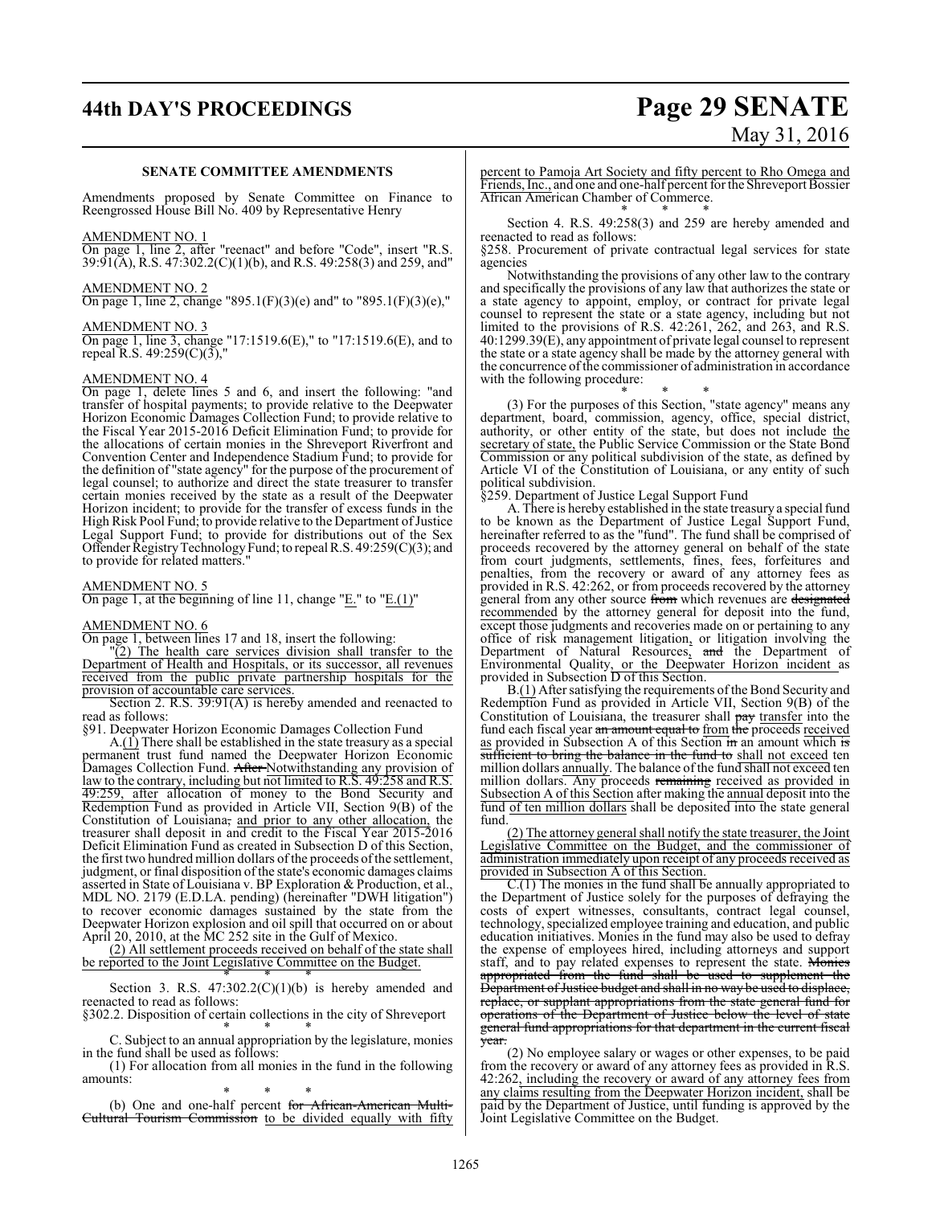**SENATE COMMITTEE AMENDMENTS**

Amendments proposed by Senate Committee on Finance to Reengrossed House Bill No. 409 by Representative Henry

AMENDMENT NO. 1

On page 1, line 2, after "reenact" and before "Code", insert "R.S. 39:91(A), R.S. 47:302.2(C)(1)(b), and R.S. 49:258(3) and 259, and"

AMENDMENT NO. 2

On page 1, line 2, change "895.1(F)(3)(e) and" to "895.1(F)(3)(e),"

AMENDMENT NO. 3

On page 1, line 3, change "17:1519.6(E)," to "17:1519.6(E), and to repeal R.S. 49:259(C)(3),"

AMENDMENT NO. 4

On page 1, delete lines 5 and 6, and insert the following: "and transfer of hospital payments; to provide relative to the Deepwater Horizon Economic Damages Collection Fund; to provide relative to the Fiscal Year 2015-2016 Deficit Elimination Fund; to provide for the allocations of certain monies in the Shreveport Riverfront and Convention Center and Independence Stadium Fund; to provide for the definition of "state agency" for the purpose of the procurement of legal counsel; to authorize and direct the state treasurer to transfer certain monies received by the state as a result of the Deepwater Horizon incident; to provide for the transfer of excess funds in the High Risk Pool Fund; to provide relative to the Department of Justice Legal Support Fund; to provide for distributions out of the Sex Offender Registry Technology Fund; to repeal R.S. 49:259(C)(3); and to provide for related matters."

AMENDMENT NO. 5

On page 1, at the beginning of line 11, change "E." to "E.(1)"

AMENDMENT NO. 6

On page 1, between lines 17 and 18, insert the following:

"(2) The health care services division shall transfer to the Department of Health and Hospitals, or its successor, all revenues received from the public private partnership hospitals for the provision of accountable care services.

Section 2. R.S. 39:91(A) is hereby amended and reenacted to read as follows:

§91. Deepwater Horizon Economic Damages Collection Fund

A.(1) There shall be established in the state treasury as a special permanent trust fund named the Deepwater Horizon Economic Damages Collection Fund. ~~After~~ Notwithstanding any provision of law to the contrary, including but not limited to R.S. 49:258 and R.S. 49:259, after allocation of money to the Bond Security and Redemption Fund as provided in Article VII, Section 9(B) of the Constitution of Louisiana~~,~~ and prior to any other allocation, the treasurer shall deposit in and credit to the Fiscal Year 2015-2016 Deficit Elimination Fund as created in Subsection D of this Section, the first two hundred million dollars of the proceeds of the settlement, judgment, or final disposition of the state's economic damages claims asserted in State of Louisiana v. BP Exploration & Production, et al., MDL NO. 2179 (E.D.LA. pending) (hereinafter "DWH litigation") to recover economic damages sustained by the state from the Deepwater Horizon explosion and oil spill that occurred on or about April 20, 2010, at the MC 252 site in the Gulf of Mexico.

(2) All settlement proceeds received on behalf of the state shall be reported to the Joint Legislative Committee on the Budget.

\* \* \*

Section 3. R.S. 47:302.2(C)(1)(b) is hereby amended and reenacted to read as follows:

§302.2. Disposition of certain collections in the city of Shreveport

\* \* \*

C. Subject to an annual appropriation by the legislature, monies in the fund shall be used as follows:

(1) For allocation from all monies in the fund in the following amounts:

\* \* \*

(b) One and one-half percent ~~for African-American Multi-Cultural Tourism Commission~~ to be divided equally with fifty percent to Pamoja Art Society and fifty percent to Rho Omega and Friends, Inc., and one and one-half percent for the Shreveport Bossier African American Chamber of Commerce.

\* \* \*

Section 4. R.S. 49:258(3) and 259 are hereby amended and reenacted to read as follows:

§258. Procurement of private contractual legal services for state agencies

Notwithstanding the provisions of any other law to the contrary and specifically the provisions of any law that authorizes the state or a state agency to appoint, employ, or contract for private legal counsel to represent the state or a state agency, including but not limited to the provisions of R.S. 42:261, 262, and 263, and R.S. 40:1299.39(E), any appointment of private legal counsel to represent the state or a state agency shall be made by the attorney general with the concurrence of the commissioner of administration in accordance with the following procedure:

\* \* \*

(3) For the purposes of this Section, "state agency" means any department, board, commission, agency, office, special district, authority, or other entity of the state, but does not include the secretary of state, the Public Service Commission or the State Bond Commission or any political subdivision of the state, as defined by Article VI of the Constitution of Louisiana, or any entity of such political subdivision.

§259. Department of Justice Legal Support Fund

A. There is hereby established in the state treasury a special fund to be known as the Department of Justice Legal Support Fund, hereinafter referred to as the "fund". The fund shall be comprised of proceeds recovered by the attorney general on behalf of the state from court judgments, settlements, fines, fees, forfeitures and penalties, from the recovery or award of any attorney fees as provided in R.S. 42:262, or from proceeds recovered by the attorney general from any other source ~~from~~ which revenues are ~~designated~~ recommended by the attorney general for deposit into the fund, except those judgments and recoveries made on or pertaining to any office of risk management litigation, or litigation involving the Department of Natural Resources, ~~and~~ the Department of Environmental Quality, or the Deepwater Horizon incident as provided in Subsection D of this Section.

B.(1) After satisfying the requirements of the Bond Security and Redemption Fund as provided in Article VII, Section 9(B) of the Constitution of Louisiana, the treasurer shall ~~pay~~ transfer into the fund each fiscal year ~~an amount equal to~~ from ~~the~~ proceeds received as provided in Subsection A of this Section ~~in~~ an amount which ~~is sufficient to bring the balance in the fund to~~ shall not exceed ten million dollars annually. The balance of the fund shall not exceed ten million dollars. Any proceeds ~~remaining~~ received as provided in Subsection A of this Section after making the annual deposit into the fund of ten million dollars shall be deposited into the state general fund.

(2) The attorney general shall notify the state treasurer, the Joint Legislative Committee on the Budget, and the commissioner of administration immediately upon receipt of any proceeds received as provided in Subsection A of this Section.

C.(1) The monies in the fund shall be annually appropriated to the Department of Justice solely for the purposes of defraying the costs of expert witnesses, consultants, contract legal counsel, technology, specialized employee training and education, and public education initiatives. Monies in the fund may also be used to defray the expense of employees hired, including attorneys and support staff, and to pay related expenses to represent the state. ~~Monies appropriated from the fund shall be used to supplement the Department of Justice budget and shall in no way be used to displace, replace, or supplant appropriations from the state general fund for operations of the Department of Justice below the level of state general fund appropriations for that department in the current fiscal year.~~

(2) No employee salary or wages or other expenses, to be paid from the recovery or award of any attorney fees as provided in R.S. 42:262, including the recovery or award of any attorney fees from any claims resulting from the Deepwater Horizon incident, shall be paid by the Department of Justice, until funding is approved by the Joint Legislative Committee on the Budget.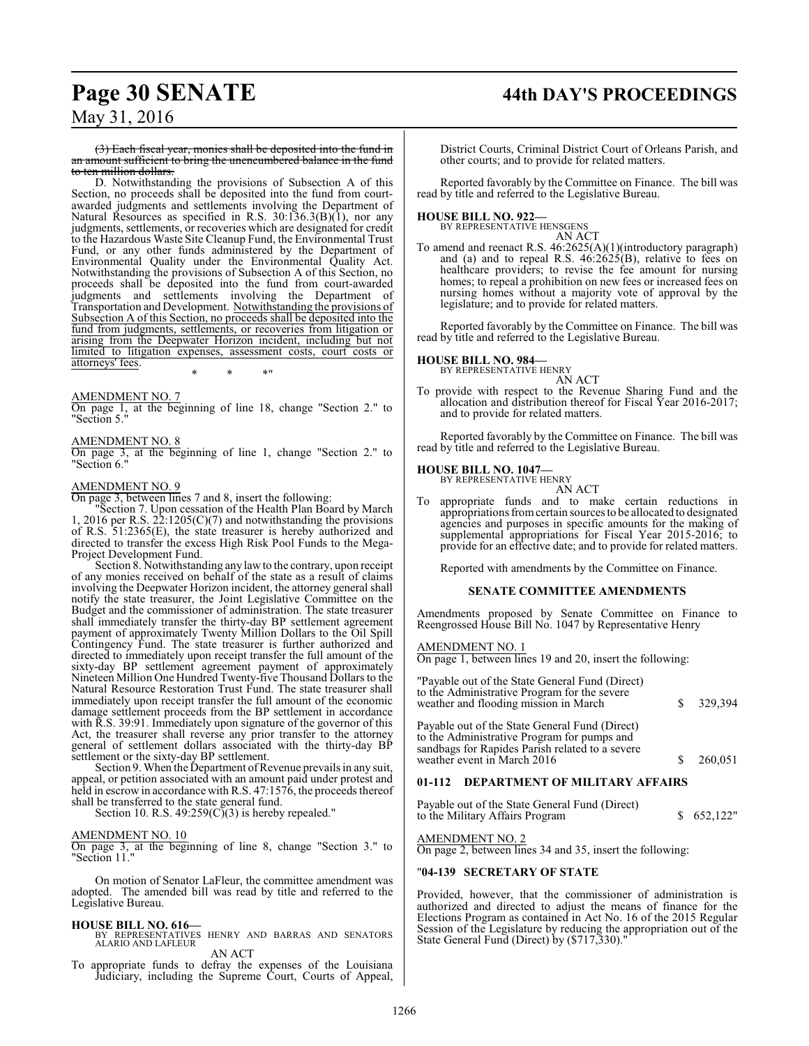~~(3) Each fiscal year, monies shall be deposited into the fund in an amount sufficient to bring the unencumbered balance in the fund to ten million dollars.~~

D. Notwithstanding the provisions of Subsection A of this Section, no proceeds shall be deposited into the fund from court-awarded judgments and settlements involving the Department of Natural Resources as specified in R.S. 30:136.3(B)(1), nor any judgments, settlements, or recoveries which are designated for credit to the Hazardous Waste Site Cleanup Fund, the Environmental Trust Fund, or any other funds administered by the Department of Environmental Quality under the Environmental Quality Act. Notwithstanding the provisions of Subsection A of this Section, no proceeds shall be deposited into the fund from court-awarded judgments and settlements involving the Department of Transportation and Development. Notwithstanding the provisions of Subsection A of this Section, no proceeds shall be deposited into the fund from judgments, settlements, or recoveries from litigation or arising from the Deepwater Horizon incident, including but not limited to litigation expenses, assessment costs, court costs or attorneys' fees.

\* \* \*"

AMENDMENT NO. 7
On page 1, at the beginning of line 18, change "Section 2." to "Section 5."

AMENDMENT NO. 8
On page 3, at the beginning of line 1, change "Section 2." to "Section 6."

AMENDMENT NO. 9
On page 3, between lines 7 and 8, insert the following:

"Section 7. Upon cessation of the Health Plan Board by March 1, 2016 per R.S. 22:1205(C)(7) and notwithstanding the provisions of R.S. 51:2365(E), the state treasurer is hereby authorized and directed to transfer the excess High Risk Pool Funds to the Mega-Project Development Fund.

Section 8. Notwithstanding any law to the contrary, upon receipt of any monies received on behalf of the state as a result of claims involving the Deepwater Horizon incident, the attorney general shall notify the state treasurer, the Joint Legislative Committee on the Budget and the commissioner of administration. The state treasurer shall immediately transfer the thirty-day BP settlement agreement payment of approximately Twenty Million Dollars to the Oil Spill Contingency Fund. The state treasurer is further authorized and directed to immediately upon receipt transfer the full amount of the sixty-day BP settlement agreement payment of approximately Nineteen Million One Hundred Twenty-five Thousand Dollars to the Natural Resource Restoration Trust Fund. The state treasurer shall immediately upon receipt transfer the full amount of the economic damage settlement proceeds from the BP settlement in accordance with R.S. 39:91. Immediately upon signature of the governor of this Act, the treasurer shall reverse any prior transfer to the attorney general of settlement dollars associated with the thirty-day BP settlement or the sixty-day BP settlement.

Section 9. When the Department of Revenue prevails in any suit, appeal, or petition associated with an amount paid under protest and held in escrow in accordance with R.S. 47:1576, the proceeds thereof shall be transferred to the state general fund.

Section 10. R.S. 49:259(C)(3) is hereby repealed."

AMENDMENT NO. 10
On page 3, at the beginning of line 8, change "Section 3." to "Section 11."

On motion of Senator LaFleur, the committee amendment was adopted. The amended bill was read by title and referred to the Legislative Bureau.

**HOUSE BILL NO. 616—**
BY REPRESENTATIVES HENRY AND BARRAS AND SENATORS ALARIO AND LAFLEUR

AN ACT

To appropriate funds to defray the expenses of the Louisiana Judiciary, including the Supreme Court, Courts of Appeal, District Courts, Criminal District Court of Orleans Parish, and other courts; and to provide for related matters.

Reported favorably by the Committee on Finance. The bill was read by title and referred to the Legislative Bureau.

**HOUSE BILL NO. 922—**
BY REPRESENTATIVE HENSGENS

AN ACT

To amend and reenact R.S. 46:2625(A)(1)(introductory paragraph) and (a) and to repeal R.S. 46:2625(B), relative to fees on healthcare providers; to revise the fee amount for nursing homes; to repeal a prohibition on new fees or increased fees on nursing homes without a majority vote of approval by the legislature; and to provide for related matters.

Reported favorably by the Committee on Finance. The bill was read by title and referred to the Legislative Bureau.

**HOUSE BILL NO. 984—**
BY REPRESENTATIVE HENRY

AN ACT

To provide with respect to the Revenue Sharing Fund and the allocation and distribution thereof for Fiscal Year 2016-2017; and to provide for related matters.

Reported favorably by the Committee on Finance. The bill was read by title and referred to the Legislative Bureau.

**HOUSE BILL NO. 1047—**
BY REPRESENTATIVE HENRY

AN ACT

To appropriate funds and to make certain reductions in appropriations from certain sources to be allocated to designated agencies and purposes in specific amounts for the making of supplemental appropriations for Fiscal Year 2015-2016; to provide for an effective date; and to provide for related matters.

Reported with amendments by the Committee on Finance.

**SENATE COMMITTEE AMENDMENTS**

Amendments proposed by Senate Committee on Finance to Reengrossed House Bill No. 1047 by Representative Henry

AMENDMENT NO. 1
On page 1, between lines 19 and 20, insert the following:

| | | |
|---|---|---|
| "Payable out of the State General Fund (Direct) to the Administrative Program for the severe weather and flooding mission in March | $ | 329,394 |
| Payable out of the State General Fund (Direct) to the Administrative Program for pumps and sandbags for Rapides Parish related to a severe weather event in March 2016 | $ | 260,051 |

**01-112 DEPARTMENT OF MILITARY AFFAIRS**

| | | |
|---|---|---|
| Payable out of the State General Fund (Direct) to the Military Affairs Program | $ | 652,122" |

AMENDMENT NO. 2
On page 2, between lines 34 and 35, insert the following:

"**04-139 SECRETARY OF STATE**

Provided, however, that the commissioner of administration is authorized and directed to adjust the means of finance for the Elections Program as contained in Act No. 16 of the 2015 Regular Session of the Legislature by reducing the appropriation out of the State General Fund (Direct) by ($717,330)."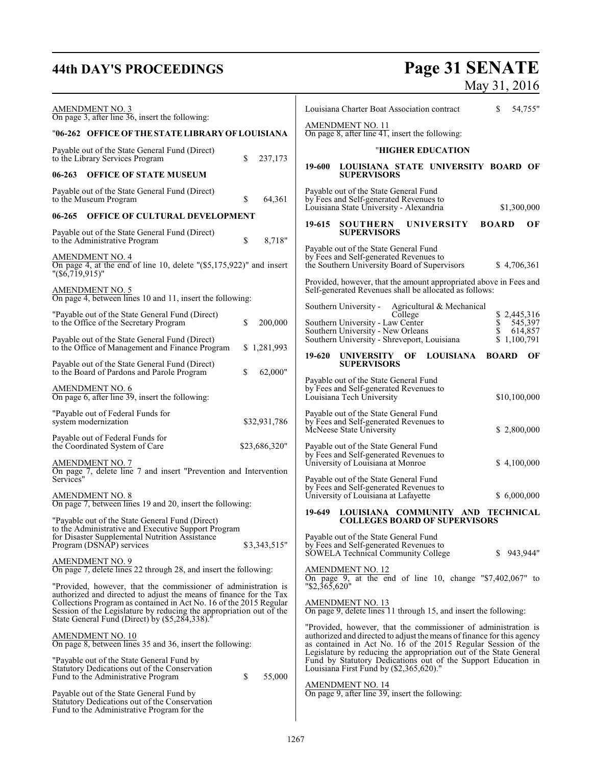AMENDMENT NO. 3
On page 3, after line 36, insert the following:

"**06-262 OFFICE OF THE STATE LIBRARY OF LOUISIANA**

Payable out of the State General Fund (Direct) to the Library Services Program $ 237,173

**06-263 OFFICE OF STATE MUSEUM**

Payable out of the State General Fund (Direct) to the Museum Program $ 64,361

**06-265 OFFICE OF CULTURAL DEVELOPMENT**

Payable out of the State General Fund (Direct) to the Administrative Program $ 8,718"

AMENDMENT NO. 4
On page 4, at the end of line 10, delete "($5,175,922)" and insert "($6,719,915)"

AMENDMENT NO. 5
On page 4, between lines 10 and 11, insert the following:

"Payable out of the State General Fund (Direct) to the Office of the Secretary Program $ 200,000

Payable out of the State General Fund (Direct) to the Office of Management and Finance Program $ 1,281,993

Payable out of the State General Fund (Direct) to the Board of Pardons and Parole Program $ 62,000"

AMENDMENT NO. 6
On page 6, after line 39, insert the following:

"Payable out of Federal Funds for system modernization $32,931,786

Payable out of Federal Funds for the Coordinated System of Care $23,686,320"

AMENDMENT NO. 7
On page 7, delete line 7 and insert "Prevention and Intervention Services"

AMENDMENT NO. 8
On page 7, between lines 19 and 20, insert the following:

"Payable out of the State General Fund (Direct) to the Administrative and Executive Support Program for Disaster Supplemental Nutrition Assistance Program (DSNAP) services $3,343,515"

AMENDMENT NO. 9
On page 7, delete lines 22 through 28, and insert the following:

"Provided, however, that the commissioner of administration is authorized and directed to adjust the means of finance for the Tax Collections Program as contained in Act No. 16 of the 2015 Regular Session of the Legislature by reducing the appropriation out of the State General Fund (Direct) by ($5,284,338)."

AMENDMENT NO. 10
On page 8, between lines 35 and 36, insert the following:

"Payable out of the State General Fund by Statutory Dedications out of the Conservation Fund to the Administrative Program $ 55,000

Payable out of the State General Fund by Statutory Dedications out of the Conservation Fund to the Administrative Program for the Louisiana Charter Boat Association contract $ 54,755"

AMENDMENT NO. 11
On page 8, after line 41, insert the following:

"**HIGHER EDUCATION**

**19-600 LOUISIANA STATE UNIVERSITY BOARD OF SUPERVISORS**

Payable out of the State General Fund by Fees and Self-generated Revenues to Louisiana State University - Alexandria $1,300,000

**19-615 SOUTHERN UNIVERSITY BOARD OF SUPERVISORS**

Payable out of the State General Fund by Fees and Self-generated Revenues to the Southern University Board of Supervisors $ 4,706,361

Provided, however, that the amount appropriated above in Fees and Self-generated Revenues shall be allocated as follows:

| | |
|---|---|
| Southern University - Agricultural & Mechanical College | $ 2,445,316 |
| Southern University - Law Center | $ 545,397 |
| Southern University - New Orleans | $ 614,857 |
| Southern University - Shreveport, Louisiana | $ 1,100,791 |

**19-620 UNIVERSITY OF LOUISIANA BOARD OF SUPERVISORS**

Payable out of the State General Fund by Fees and Self-generated Revenues to Louisiana Tech University $10,100,000

Payable out of the State General Fund by Fees and Self-generated Revenues to McNeese State University $ 2,800,000

Payable out of the State General Fund by Fees and Self-generated Revenues to University of Louisiana at Monroe $ 4,100,000

Payable out of the State General Fund by Fees and Self-generated Revenues to University of Louisiana at Lafayette $ 6,000,000

**19-649 LOUISIANA COMMUNITY AND TECHNICAL COLLEGES BOARD OF SUPERVISORS**

Payable out of the State General Fund by Fees and Self-generated Revenues to SOWELA Technical Community College $ 943,944"

AMENDMENT NO. 12
On page 9, at the end of line 10, change "$7,402,067" to "$2,365,620"

AMENDMENT NO. 13
On page 9, delete lines 11 through 15, and insert the following:

"Provided, however, that the commissioner of administration is authorized and directed to adjust the means of finance for this agency as contained in Act No. 16 of the 2015 Regular Session of the Legislature by reducing the appropriation out of the State General Fund by Statutory Dedications out of the Support Education in Louisiana First Fund by ($2,365,620)."

AMENDMENT NO. 14
On page 9, after line 39, insert the following: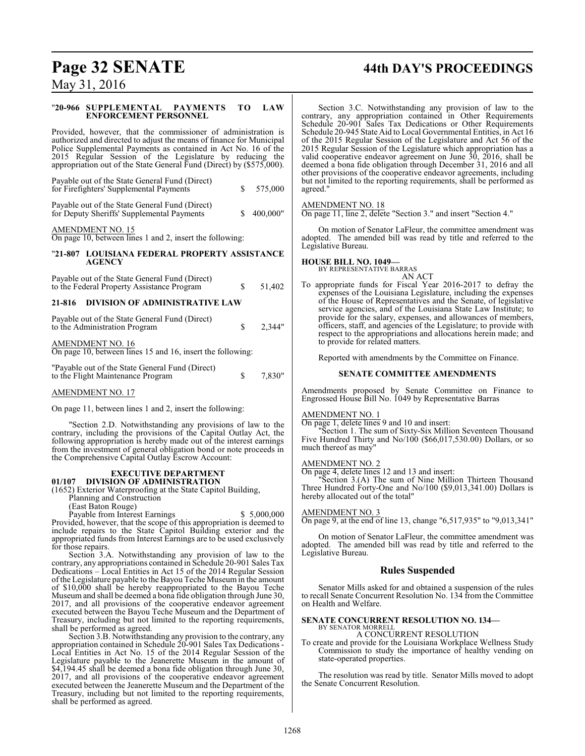"**20-966 SUPPLEMENTAL PAYMENTS TO LAW ENFORCEMENT PERSONNEL**

Provided, however, that the commissioner of administration is authorized and directed to adjust the means of finance for Municipal Police Supplemental Payments as contained in Act No. 16 of the 2015 Regular Session of the Legislature by reducing the appropriation out of the State General Fund (Direct) by ($575,000).

Payable out of the State General Fund (Direct) for Firefighters' Supplemental Payments $ 575,000

Payable out of the State General Fund (Direct) for Deputy Sheriffs' Supplemental Payments $ 400,000"

AMENDMENT NO. 15
On page 10, between lines 1 and 2, insert the following:

"**21-807 LOUISIANA FEDERAL PROPERTY ASSISTANCE AGENCY**

Payable out of the State General Fund (Direct) to the Federal Property Assistance Program $ 51,402

**21-816 DIVISION OF ADMINISTRATIVE LAW**

Payable out of the State General Fund (Direct) to the Administration Program $ 2,344"

AMENDMENT NO. 16
On page 10, between lines 15 and 16, insert the following:

"Payable out of the State General Fund (Direct) to the Flight Maintenance Program $ 7,830"

AMENDMENT NO. 17

On page 11, between lines 1 and 2, insert the following:

"Section 2.D. Notwithstanding any provisions of law to the contrary, including the provisions of the Capital Outlay Act, the following appropriation is hereby made out of the interest earnings from the investment of general obligation bond or note proceeds in the Comprehensive Capital Outlay Escrow Account:

**EXECUTIVE DEPARTMENT**
**01/107 DIVISION OF ADMINISTRATION**
(1652) Exterior Waterproofing at the State Capitol Building, Planning and Construction
(East Baton Rouge)
Payable from Interest Earnings $ 5,000,000
Provided, however, that the scope of this appropriation is deemed to include repairs to the State Capitol Building exterior and the appropriated funds from Interest Earnings are to be used exclusively for those repairs.

Section 3.A. Notwithstanding any provision of law to the contrary, any appropriations contained in Schedule 20-901 Sales Tax Dedications – Local Entities in Act 15 of the 2014 Regular Session of the Legislature payable to the Bayou Teche Museum in the amount of $10,000 shall be hereby reappropriated to the Bayou Teche Museum and shall be deemed a bona fide obligation through June 30, 2017, and all provisions of the cooperative endeavor agreement executed between the Bayou Teche Museum and the Department of Treasury, including but not limited to the reporting requirements, shall be performed as agreed.

Section 3.B. Notwithstanding any provision to the contrary, any appropriation contained in Schedule 20-901 Sales Tax Dedications - Local Entities in Act No. 15 of the 2014 Regular Session of the Legislature payable to the Jeanerette Museum in the amount of $4,194.45 shall be deemed a bona fide obligation through June 30, 2017, and all provisions of the cooperative endeavor agreement executed between the Jeanerette Museum and the Department of the Treasury, including but not limited to the reporting requirements, shall be performed as agreed.

Section 3.C. Notwithstanding any provision of law to the contrary, any appropriation contained in Other Requirements Schedule 20-901 Sales Tax Dedications or Other Requirements Schedule 20-945 State Aid to Local Governmental Entities, in Act 16 of the 2015 Regular Session of the Legislature and Act 56 of the 2015 Regular Session of the Legislature which appropriation has a valid cooperative endeavor agreement on June 30, 2016, shall be deemed a bona fide obligation through December 31, 2016 and all other provisions of the cooperative endeavor agreements, including but not limited to the reporting requirements, shall be performed as agreed."

AMENDMENT NO. 18
On page 11, line 2, delete "Section 3." and insert "Section 4."

On motion of Senator LaFleur, the committee amendment was adopted. The amended bill was read by title and referred to the Legislative Bureau.

**HOUSE BILL NO. 1049—**
BY REPRESENTATIVE BARRAS
AN ACT
To appropriate funds for Fiscal Year 2016-2017 to defray the expenses of the Louisiana Legislature, including the expenses of the House of Representatives and the Senate, of legislative service agencies, and of the Louisiana State Law Institute; to provide for the salary, expenses, and allowances of members, officers, staff, and agencies of the Legislature; to provide with respect to the appropriations and allocations herein made; and to provide for related matters.

Reported with amendments by the Committee on Finance.

**SENATE COMMITTEE AMENDMENTS**

Amendments proposed by Senate Committee on Finance to Engrossed House Bill No. 1049 by Representative Barras

AMENDMENT NO. 1
On page 1, delete lines 9 and 10 and insert:
"Section 1. The sum of Sixty-Six Million Seventeen Thousand Five Hundred Thirty and No/100 ($66,017,530.00) Dollars, or so much thereof as may"

AMENDMENT NO. 2
On page 4, delete lines 12 and 13 and insert:
"Section 3.(A) The sum of Nine Million Thirteen Thousand Three Hundred Forty-One and No/100 ($9,013,341.00) Dollars is hereby allocated out of the total"

AMENDMENT NO. 3
On page 9, at the end of line 13, change "6,517,935" to "9,013,341"

On motion of Senator LaFleur, the committee amendment was adopted. The amended bill was read by title and referred to the Legislative Bureau.

## Rules Suspended

Senator Mills asked for and obtained a suspension of the rules to recall Senate Concurrent Resolution No. 134 from the Committee on Health and Welfare.

**SENATE CONCURRENT RESOLUTION NO. 134—**
BY SENATOR MORRELL
A CONCURRENT RESOLUTION
To create and provide for the Louisiana Workplace Wellness Study Commission to study the importance of healthy vending on state-operated properties.

The resolution was read by title. Senator Mills moved to adopt the Senate Concurrent Resolution.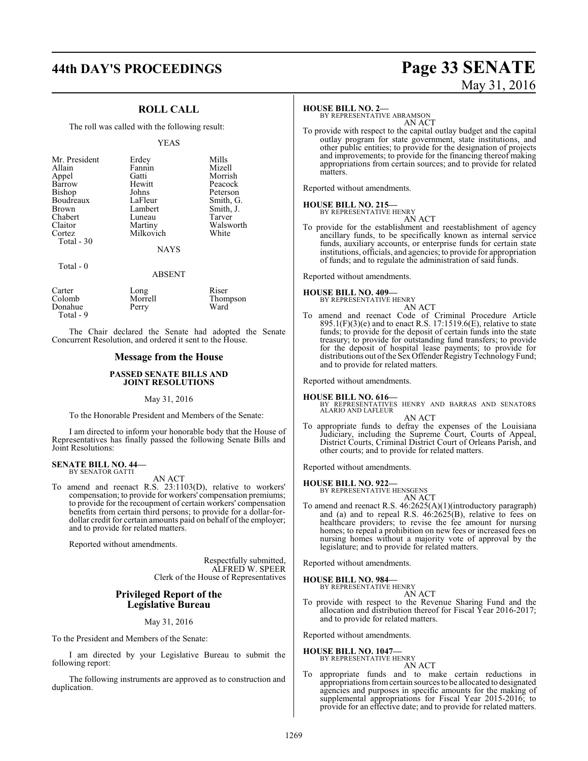## ROLL CALL

The roll was called with the following result:

YEAS

| | | |
|---|---|---|
| Mr. President | Erdey | Mills |
| Allain | Fannin | Mizell |
| Appel | Gatti | Morrish |
| Barrow | Hewitt | Peacock |
| Bishop | Johns | Peterson |
| Boudreaux | LaFleur | Smith, G. |
| Brown | Lambert | Smith, J. |
| Chabert | Luneau | Tarver |
| Claitor | Martiny | Walsworth |
| Cortez | Milkovich | White |

Total - 30

NAYS

Total - 0

ABSENT

| | | |
|---|---|---|
| Carter | Long | Riser |
| Colomb | Morrell | Thompson |
| Donahue | Perry | Ward |

Total - 9

The Chair declared the Senate had adopted the Senate Concurrent Resolution, and ordered it sent to the House.

## Message from the House

### PASSED SENATE BILLS AND JOINT RESOLUTIONS

May 31, 2016

To the Honorable President and Members of the Senate:

I am directed to inform your honorable body that the House of Representatives has finally passed the following Senate Bills and Joint Resolutions:

**SENATE BILL NO. 44—**
BY SENATOR GATTI

AN ACT

To amend and reenact R.S. 23:1103(D), relative to workers' compensation; to provide for workers' compensation premiums; to provide for the recoupment of certain workers' compensation benefits from certain third persons; to provide for a dollar-for-dollar credit for certain amounts paid on behalf of the employer; and to provide for related matters.

Reported without amendments.

Respectfully submitted,
ALFRED W. SPEER
Clerk of the House of Representatives

## Privileged Report of the Legislative Bureau

May 31, 2016

To the President and Members of the Senate:

I am directed by your Legislative Bureau to submit the following report:

The following instruments are approved as to construction and duplication.

**HOUSE BILL NO. 2—**
BY REPRESENTATIVE ABRAMSON

AN ACT

To provide with respect to the capital outlay budget and the capital outlay program for state government, state institutions, and other public entities; to provide for the designation of projects and improvements; to provide for the financing thereof making appropriations from certain sources; and to provide for related matters.

Reported without amendments.

**HOUSE BILL NO. 215—**
BY REPRESENTATIVE HENRY

AN ACT

To provide for the establishment and reestablishment of agency ancillary funds, to be specifically known as internal service funds, auxiliary accounts, or enterprise funds for certain state institutions, officials, and agencies; to provide for appropriation of funds; and to regulate the administration of said funds.

Reported without amendments.

**HOUSE BILL NO. 409—**
BY REPRESENTATIVE HENRY

AN ACT

To amend and reenact Code of Criminal Procedure Article 895.1(F)(3)(e) and to enact R.S. 17:1519.6(E), relative to state funds; to provide for the deposit of certain funds into the state treasury; to provide for outstanding fund transfers; to provide for the deposit of hospital lease payments; to provide for distributions out of the Sex Offender Registry Technology Fund; and to provide for related matters.

Reported without amendments.

**HOUSE BILL NO. 616—**
BY REPRESENTATIVES HENRY AND BARRAS AND SENATORS ALARIO AND LAFLEUR

AN ACT

To appropriate funds to defray the expenses of the Louisiana Judiciary, including the Supreme Court, Courts of Appeal, District Courts, Criminal District Court of Orleans Parish, and other courts; and to provide for related matters.

Reported without amendments.

**HOUSE BILL NO. 922—**
BY REPRESENTATIVE HENSGENS

AN ACT

To amend and reenact R.S. 46:2625(A)(1)(introductory paragraph) and (a) and to repeal R.S. 46:2625(B), relative to fees on healthcare providers; to revise the fee amount for nursing homes; to repeal a prohibition on new fees or increased fees on nursing homes without a majority vote of approval by the legislature; and to provide for related matters.

Reported without amendments.

**HOUSE BILL NO. 984—**
BY REPRESENTATIVE HENRY

AN ACT

To provide with respect to the Revenue Sharing Fund and the allocation and distribution thereof for Fiscal Year 2016-2017; and to provide for related matters.

Reported without amendments.

**HOUSE BILL NO. 1047—**
BY REPRESENTATIVE HENRY

AN ACT

To appropriate funds and to make certain reductions in appropriations from certain sources to be allocated to designated agencies and purposes in specific amounts for the making of supplemental appropriations for Fiscal Year 2015-2016; to provide for an effective date; and to provide for related matters.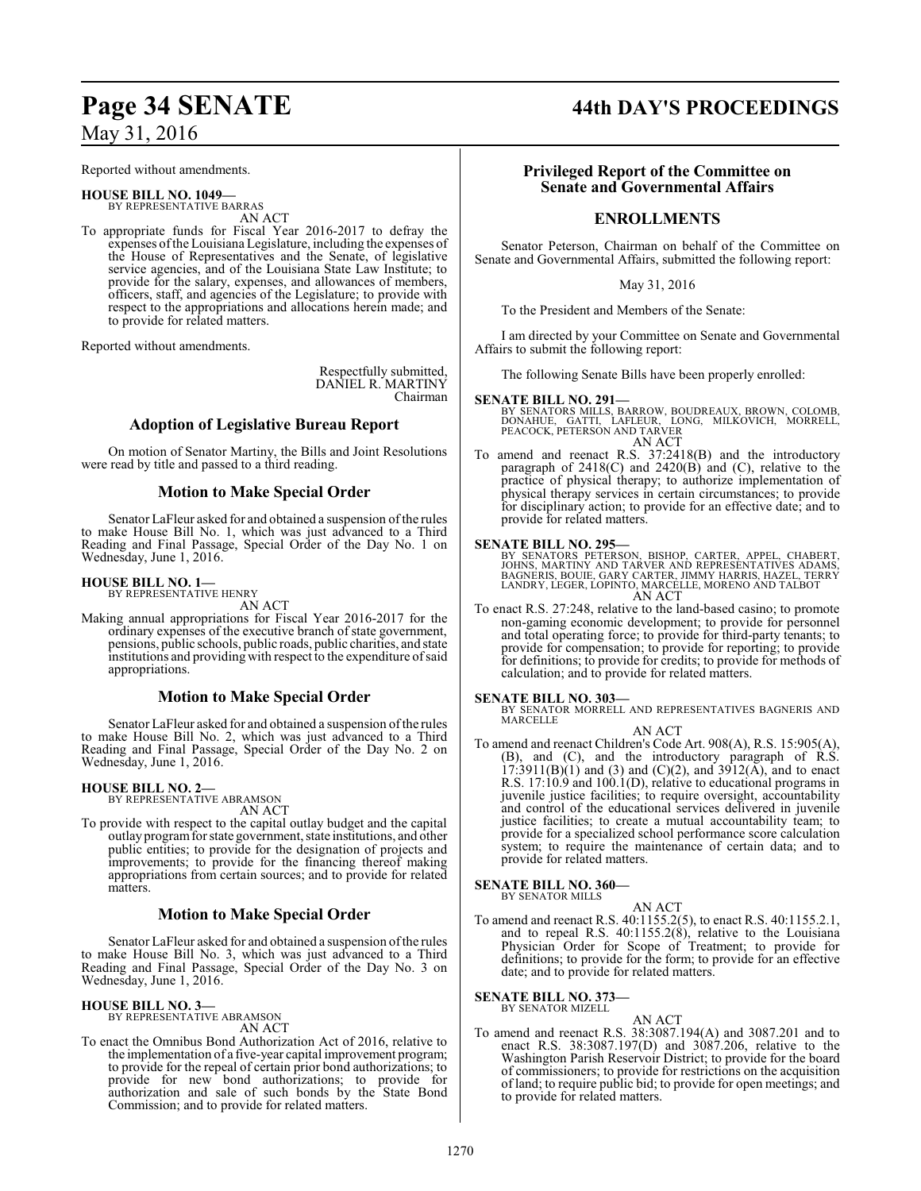Reported without amendments.

**HOUSE BILL NO. 1049—**
BY REPRESENTATIVE BARRAS
AN ACT

To appropriate funds for Fiscal Year 2016-2017 to defray the expenses of the Louisiana Legislature, including the expenses of the House of Representatives and the Senate, of legislative service agencies, and of the Louisiana State Law Institute; to provide for the salary, expenses, and allowances of members, officers, staff, and agencies of the Legislature; to provide with respect to the appropriations and allocations herein made; and to provide for related matters.

Reported without amendments.

Respectfully submitted,
DANIEL R. MARTINY
Chairman

## Adoption of Legislative Bureau Report

On motion of Senator Martiny, the Bills and Joint Resolutions were read by title and passed to a third reading.

## Motion to Make Special Order

Senator LaFleur asked for and obtained a suspension of the rules to make House Bill No. 1, which was just advanced to a Third Reading and Final Passage, Special Order of the Day No. 1 on Wednesday, June 1, 2016.

**HOUSE BILL NO. 1—**
BY REPRESENTATIVE HENRY
AN ACT

Making annual appropriations for Fiscal Year 2016-2017 for the ordinary expenses of the executive branch of state government, pensions, public schools, public roads, public charities, and state institutions and providing with respect to the expenditure of said appropriations.

## Motion to Make Special Order

Senator LaFleur asked for and obtained a suspension of the rules to make House Bill No. 2, which was just advanced to a Third Reading and Final Passage, Special Order of the Day No. 2 on Wednesday, June 1, 2016.

**HOUSE BILL NO. 2—**
BY REPRESENTATIVE ABRAMSON
AN ACT

To provide with respect to the capital outlay budget and the capital outlay program for state government, state institutions, and other public entities; to provide for the designation of projects and improvements; to provide for the financing thereof making appropriations from certain sources; and to provide for related matters.

## Motion to Make Special Order

Senator LaFleur asked for and obtained a suspension of the rules to make House Bill No. 3, which was just advanced to a Third Reading and Final Passage, Special Order of the Day No. 3 on Wednesday, June 1, 2016.

**HOUSE BILL NO. 3—**
BY REPRESENTATIVE ABRAMSON
AN ACT

To enact the Omnibus Bond Authorization Act of 2016, relative to the implementation of a five-year capital improvement program; to provide for the repeal of certain prior bond authorizations; to provide for new bond authorizations; to provide for authorization and sale of such bonds by the State Bond Commission; and to provide for related matters.

## Privileged Report of the Committee on Senate and Governmental Affairs

## ENROLLMENTS

Senator Peterson, Chairman on behalf of the Committee on Senate and Governmental Affairs, submitted the following report:

May 31, 2016

To the President and Members of the Senate:

I am directed by your Committee on Senate and Governmental Affairs to submit the following report:

The following Senate Bills have been properly enrolled:

**SENATE BILL NO. 291—**
BY SENATORS MILLS, BARROW, BOUDREAUX, BROWN, COLOMB, DONAHUE, GATTI, LAFLEUR, LONG, MILKOVICH, MORRELL, PEACOCK, PETERSON AND TARVER
AN ACT

To amend and reenact R.S. 37:2418(B) and the introductory paragraph of 2418(C) and 2420(B) and (C), relative to the practice of physical therapy; to authorize implementation of physical therapy services in certain circumstances; to provide for disciplinary action; to provide for an effective date; and to provide for related matters.

**SENATE BILL NO. 295—**
BY SENATORS PETERSON, BISHOP, CARTER, APPEL, CHABERT, JOHNS, MARTINY AND TARVER AND REPRESENTATIVES ADAMS, BAGNERIS, BOUIE, GARY CARTER, JIMMY HARRIS, HAZEL, TERRY LANDRY, LEGER, LOPINTO, MARCELLE, MORENO AND TALBOT
AN ACT

To enact R.S. 27:248, relative to the land-based casino; to promote non-gaming economic development; to provide for personnel and total operating force; to provide for third-party tenants; to provide for compensation; to provide for reporting; to provide for definitions; to provide for credits; to provide for methods of calculation; and to provide for related matters.

**SENATE BILL NO. 303—**
BY SENATOR MORRELL AND REPRESENTATIVES BAGNERIS AND MARCELLE
AN ACT

To amend and reenact Children's Code Art. 908(A), R.S. 15:905(A), (B), and (C), and the introductory paragraph of R.S. 17:3911(B)(1) and (3) and (C)(2), and 3912(A), and to enact R.S. 17:10.9 and 100.1(D), relative to educational programs in juvenile justice facilities; to require oversight, accountability and control of the educational services delivered in juvenile justice facilities; to create a mutual accountability team; to provide for a specialized school performance score calculation system; to require the maintenance of certain data; and to provide for related matters.

**SENATE BILL NO. 360—**
BY SENATOR MILLS
AN ACT

To amend and reenact R.S. 40:1155.2(5), to enact R.S. 40:1155.2.1, and to repeal R.S. 40:1155.2(8), relative to the Louisiana Physician Order for Scope of Treatment; to provide for definitions; to provide for the form; to provide for an effective date; and to provide for related matters.

**SENATE BILL NO. 373—**
BY SENATOR MIZELL
AN ACT

To amend and reenact R.S. 38:3087.194(A) and 3087.201 and to enact R.S. 38:3087.197(D) and 3087.206, relative to the Washington Parish Reservoir District; to provide for the board of commissioners; to provide for restrictions on the acquisition of land; to require public bid; to provide for open meetings; and to provide for related matters.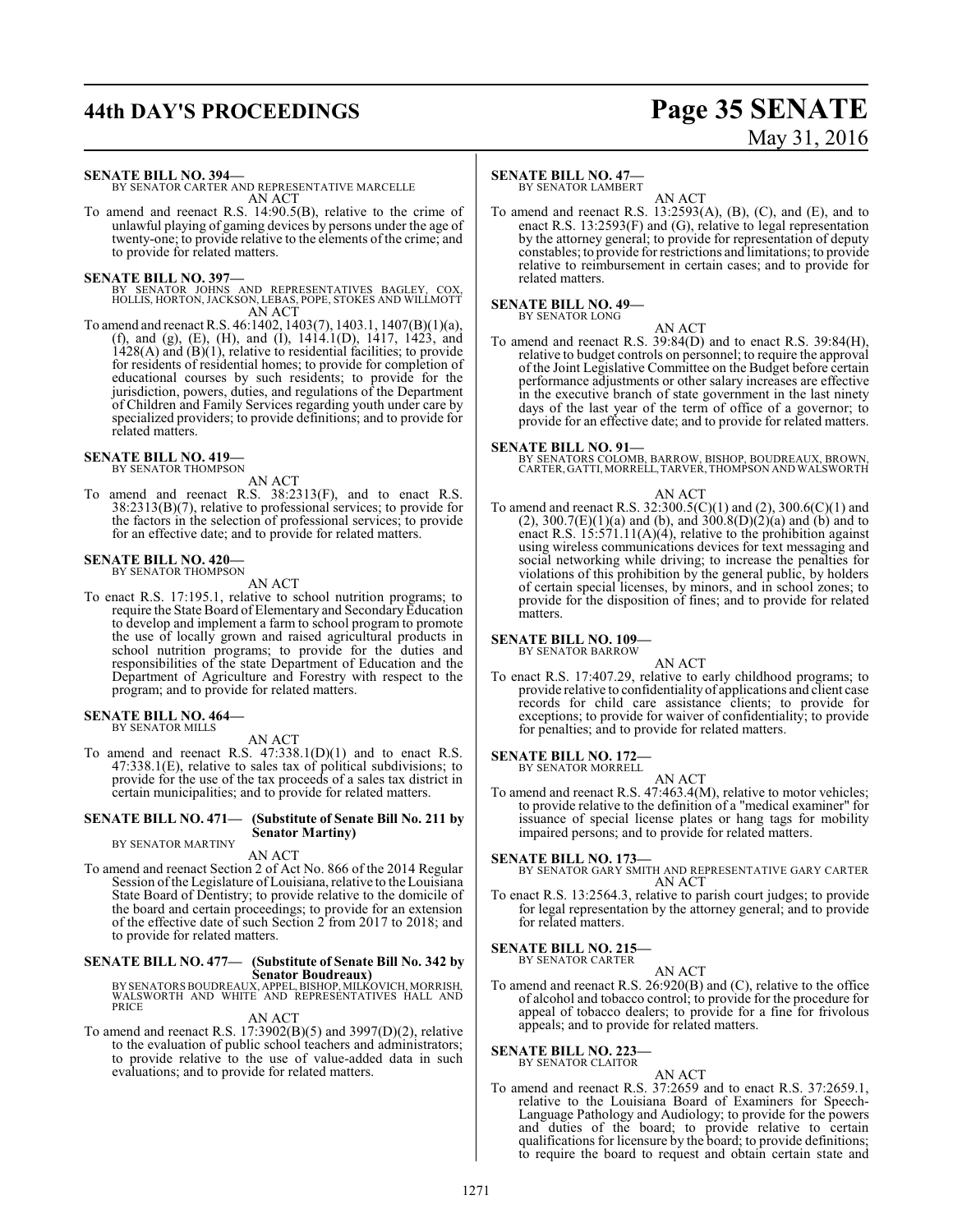**SENATE BILL NO. 394—**
BY SENATOR CARTER AND REPRESENTATIVE MARCELLE

AN ACT

To amend and reenact R.S. 14:90.5(B), relative to the crime of unlawful playing of gaming devices by persons under the age of twenty-one; to provide relative to the elements of the crime; and to provide for related matters.

**SENATE BILL NO. 397—**
BY SENATOR JOHNS AND REPRESENTATIVES BAGLEY, COX, HOLLIS, HORTON, JACKSON, LEBAS, POPE, STOKES AND WILLMOTT

AN ACT

To amend and reenact R.S. 46:1402, 1403(7), 1403.1, 1407(B)(1)(a), (f), and (g), (E), (H), and (I), 1414.1(D), 1417, 1423, and 1428(A) and (B)(1), relative to residential facilities; to provide for residents of residential homes; to provide for completion of educational courses by such residents; to provide for the jurisdiction, powers, duties, and regulations of the Department of Children and Family Services regarding youth under care by specialized providers; to provide definitions; and to provide for related matters.

**SENATE BILL NO. 419—**
BY SENATOR THOMPSON

AN ACT

To amend and reenact R.S. 38:2313(F), and to enact R.S. 38:2313(B)(7), relative to professional services; to provide for the factors in the selection of professional services; to provide for an effective date; and to provide for related matters.

**SENATE BILL NO. 420—**
BY SENATOR THOMPSON

AN ACT

To enact R.S. 17:195.1, relative to school nutrition programs; to require the State Board of Elementary and Secondary Education to develop and implement a farm to school program to promote the use of locally grown and raised agricultural products in school nutrition programs; to provide for the duties and responsibilities of the state Department of Education and the Department of Agriculture and Forestry with respect to the program; and to provide for related matters.

**SENATE BILL NO. 464—**
BY SENATOR MILLS

AN ACT

To amend and reenact R.S. 47:338.1(D)(1) and to enact R.S. 47:338.1(E), relative to sales tax of political subdivisions; to provide for the use of the tax proceeds of a sales tax district in certain municipalities; and to provide for related matters.

**SENATE BILL NO. 471— (Substitute of Senate Bill No. 211 by Senator Martiny)**
BY SENATOR MARTINY

AN ACT

To amend and reenact Section 2 of Act No. 866 of the 2014 Regular Session of the Legislature of Louisiana, relative to the Louisiana State Board of Dentistry; to provide relative to the domicile of the board and certain proceedings; to provide for an extension of the effective date of such Section 2 from 2017 to 2018; and to provide for related matters.

**SENATE BILL NO. 477— (Substitute of Senate Bill No. 342 by Senator Boudreaux)**
BY SENATORS BOUDREAUX, APPEL, BISHOP, MILKOVICH, MORRISH, WALSWORTH AND WHITE AND REPRESENTATIVES HALL AND PRICE

AN ACT

To amend and reenact R.S. 17:3902(B)(5) and 3997(D)(2), relative to the evaluation of public school teachers and administrators; to provide relative to the use of value-added data in such evaluations; and to provide for related matters.

**SENATE BILL NO. 47—**
BY SENATOR LAMBERT

AN ACT

To amend and reenact R.S. 13:2593(A), (B), (C), and (E), and to enact R.S. 13:2593(F) and (G), relative to legal representation by the attorney general; to provide for representation of deputy constables; to provide for restrictions and limitations; to provide relative to reimbursement in certain cases; and to provide for related matters.

**SENATE BILL NO. 49—**
BY SENATOR LONG

AN ACT

To amend and reenact R.S. 39:84(D) and to enact R.S. 39:84(H), relative to budget controls on personnel; to require the approval of the Joint Legislative Committee on the Budget before certain performance adjustments or other salary increases are effective in the executive branch of state government in the last ninety days of the last year of the term of office of a governor; to provide for an effective date; and to provide for related matters.

**SENATE BILL NO. 91—**
BY SENATORS COLOMB, BARROW, BISHOP, BOUDREAUX, BROWN, CARTER, GATTI, MORRELL, TARVER, THOMPSON AND WALSWORTH

AN ACT

To amend and reenact R.S. 32:300.5(C)(1) and (2), 300.6(C)(1) and (2), 300.7(E)(1)(a) and (b), and 300.8(D)(2)(a) and (b) and to enact R.S. 15:571.11(A)(4), relative to the prohibition against using wireless communications devices for text messaging and social networking while driving; to increase the penalties for violations of this prohibition by the general public, by holders of certain special licenses, by minors, and in school zones; to provide for the disposition of fines; and to provide for related matters.

**SENATE BILL NO. 109—**
BY SENATOR BARROW

AN ACT

To enact R.S. 17:407.29, relative to early childhood programs; to provide relative to confidentiality of applications and client case records for child care assistance clients; to provide for exceptions; to provide for waiver of confidentiality; to provide for penalties; and to provide for related matters.

**SENATE BILL NO. 172—**
BY SENATOR MORRELL

AN ACT

To amend and reenact R.S. 47:463.4(M), relative to motor vehicles; to provide relative to the definition of a "medical examiner" for issuance of special license plates or hang tags for mobility impaired persons; and to provide for related matters.

**SENATE BILL NO. 173—**
BY SENATOR GARY SMITH AND REPRESENTATIVE GARY CARTER

AN ACT

To enact R.S. 13:2564.3, relative to parish court judges; to provide for legal representation by the attorney general; and to provide for related matters.

**SENATE BILL NO. 215—**
BY SENATOR CARTER

AN ACT

To amend and reenact R.S. 26:920(B) and (C), relative to the office of alcohol and tobacco control; to provide for the procedure for appeal of tobacco dealers; to provide for a fine for frivolous appeals; and to provide for related matters.

**SENATE BILL NO. 223—**
BY SENATOR CLAITOR

AN ACT

To amend and reenact R.S. 37:2659 and to enact R.S. 37:2659.1, relative to the Louisiana Board of Examiners for Speech-Language Pathology and Audiology; to provide for the powers and duties of the board; to provide relative to certain qualifications for licensure by the board; to provide definitions; to require the board to request and obtain certain state and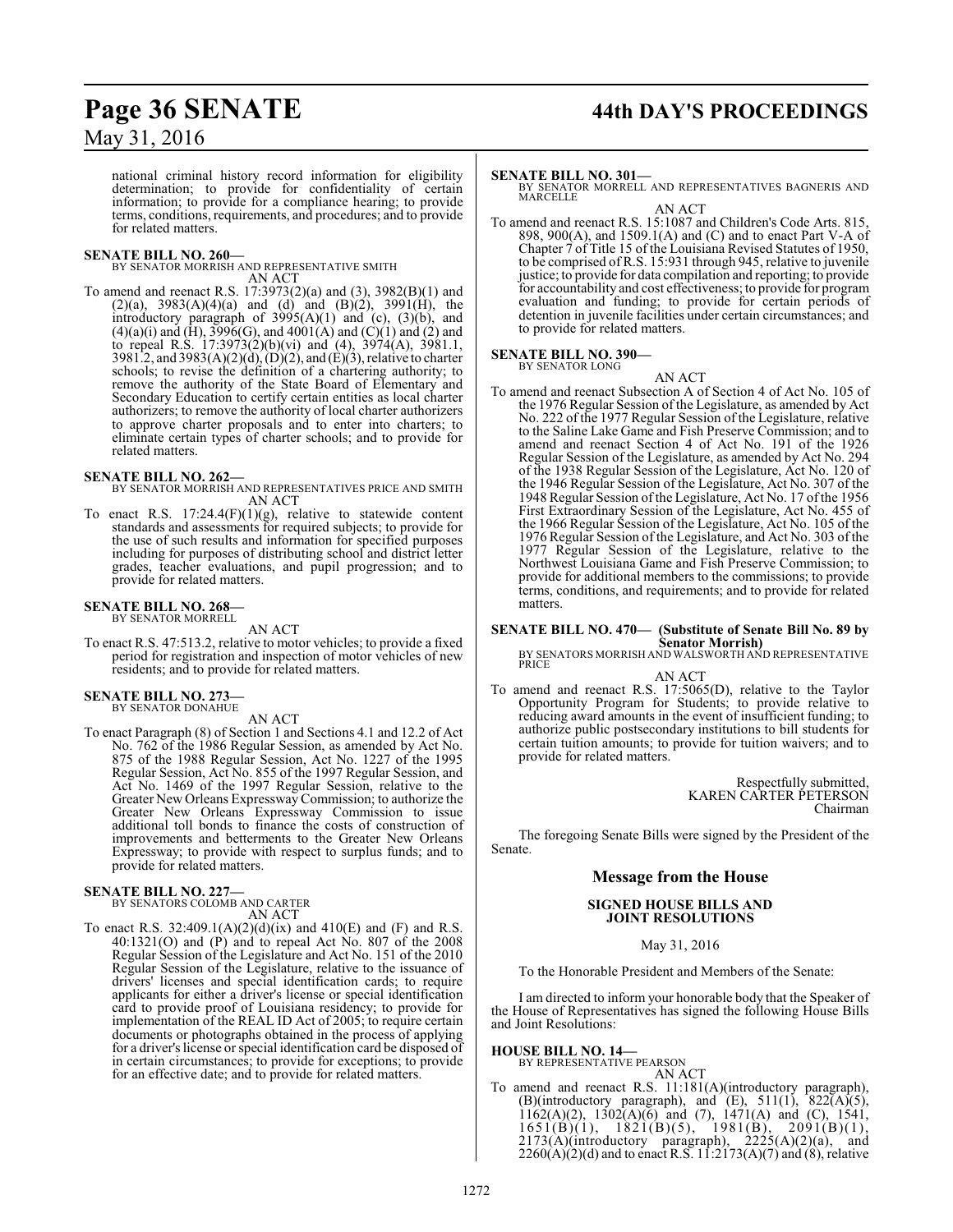national criminal history record information for eligibility determination; to provide for confidentiality of certain information; to provide for a compliance hearing; to provide terms, conditions, requirements, and procedures; and to provide for related matters.

**SENATE BILL NO. 260—**
BY SENATOR MORRISH AND REPRESENTATIVE SMITH

AN ACT

To amend and reenact R.S. 17:3973(2)(a) and (3), 3982(B)(1) and (2)(a), 3983(A)(4)(a) and (d) and (B)(2), 3991(H), the introductory paragraph of 3995(A)(1) and (c), (3)(b), and (4)(a)(i) and (H), 3996(G), and 4001(A) and (C)(1) and (2) and to repeal R.S. 17:3973(2)(b)(vi) and (4), 3974(A), 3981.1, 3981.2, and 3983(A)(2)(d), (D)(2), and (E)(3), relative to charter schools; to revise the definition of a chartering authority; to remove the authority of the State Board of Elementary and Secondary Education to certify certain entities as local charter authorizers; to remove the authority of local charter authorizers to approve charter proposals and to enter into charters; to eliminate certain types of charter schools; and to provide for related matters.

**SENATE BILL NO. 262—**
BY SENATOR MORRISH AND REPRESENTATIVES PRICE AND SMITH

AN ACT

To enact R.S. 17:24.4(F)(1)(g), relative to statewide content standards and assessments for required subjects; to provide for the use of such results and information for specified purposes including for purposes of distributing school and district letter grades, teacher evaluations, and pupil progression; and to provide for related matters.

**SENATE BILL NO. 268—**
BY SENATOR MORRELL

AN ACT

To enact R.S. 47:513.2, relative to motor vehicles; to provide a fixed period for registration and inspection of motor vehicles of new residents; and to provide for related matters.

**SENATE BILL NO. 273—**
BY SENATOR DONAHUE

AN ACT

To enact Paragraph (8) of Section 1 and Sections 4.1 and 12.2 of Act No. 762 of the 1986 Regular Session, as amended by Act No. 875 of the 1988 Regular Session, Act No. 1227 of the 1995 Regular Session, Act No. 855 of the 1997 Regular Session, and Act No. 1469 of the 1997 Regular Session, relative to the Greater New Orleans Expressway Commission; to authorize the Greater New Orleans Expressway Commission to issue additional toll bonds to finance the costs of construction of improvements and betterments to the Greater New Orleans Expressway; to provide with respect to surplus funds; and to provide for related matters.

**SENATE BILL NO. 227—**
BY SENATORS COLOMB AND CARTER

AN ACT

To enact R.S. 32:409.1(A)(2)(d)(ix) and 410(E) and (F) and R.S. 40:1321(O) and (P) and to repeal Act No. 807 of the 2008 Regular Session of the Legislature and Act No. 151 of the 2010 Regular Session of the Legislature, relative to the issuance of drivers' licenses and special identification cards; to require applicants for either a driver's license or special identification card to provide proof of Louisiana residency; to provide for implementation of the REAL ID Act of 2005; to require certain documents or photographs obtained in the process of applying for a driver's license or special identification card be disposed of in certain circumstances; to provide for exceptions; to provide for an effective date; and to provide for related matters.

**SENATE BILL NO. 301—**
BY SENATOR MORRELL AND REPRESENTATIVES BAGNERIS AND MARCELLE

AN ACT

To amend and reenact R.S. 15:1087 and Children's Code Arts. 815, 898, 900(A), and 1509.1(A) and (C) and to enact Part V-A of Chapter 7 of Title 15 of the Louisiana Revised Statutes of 1950, to be comprised of R.S. 15:931 through 945, relative to juvenile justice; to provide for data compilation and reporting; to provide for accountability and cost effectiveness; to provide for program evaluation and funding; to provide for certain periods of detention in juvenile facilities under certain circumstances; and to provide for related matters.

**SENATE BILL NO. 390—**
BY SENATOR LONG

AN ACT

To amend and reenact Subsection A of Section 4 of Act No. 105 of the 1976 Regular Session of the Legislature, as amended by Act No. 222 of the 1977 Regular Session of the Legislature, relative to the Saline Lake Game and Fish Preserve Commission; and to amend and reenact Section 4 of Act No. 191 of the 1926 Regular Session of the Legislature, as amended by Act No. 294 of the 1938 Regular Session of the Legislature, Act No. 120 of the 1946 Regular Session of the Legislature, Act No. 307 of the 1948 Regular Session of the Legislature, Act No. 17 of the 1956 First Extraordinary Session of the Legislature, Act No. 455 of the 1966 Regular Session of the Legislature, Act No. 105 of the 1976 Regular Session of the Legislature, and Act No. 303 of the 1977 Regular Session of the Legislature, relative to the Northwest Louisiana Game and Fish Preserve Commission; to provide for additional members to the commissions; to provide terms, conditions, and requirements; and to provide for related matters.

**SENATE BILL NO. 470— (Substitute of Senate Bill No. 89 by Senator Morrish)**
BY SENATORS MORRISH AND WALSWORTH AND REPRESENTATIVE PRICE

AN ACT

To amend and reenact R.S. 17:5065(D), relative to the Taylor Opportunity Program for Students; to provide relative to reducing award amounts in the event of insufficient funding; to authorize public postsecondary institutions to bill students for certain tuition amounts; to provide for tuition waivers; and to provide for related matters.

Respectfully submitted,
KAREN CARTER PETERSON
Chairman

The foregoing Senate Bills were signed by the President of the Senate.

## Message from the House

### SIGNED HOUSE BILLS AND JOINT RESOLUTIONS

May 31, 2016

To the Honorable President and Members of the Senate:

I am directed to inform your honorable body that the Speaker of the House of Representatives has signed the following House Bills and Joint Resolutions:

**HOUSE BILL NO. 14—**
BY REPRESENTATIVE PEARSON

AN ACT

To amend and reenact R.S. 11:181(A)(introductory paragraph), (B)(introductory paragraph), and (E), 511(1), 822(A)(5), 1162(A)(2), 1302(A)(6) and (7), 1471(A) and (C), 1541, 1651(B)(1), 1821(B)(5), 1981(B), 2091(B)(1), 2173(A)(introductory paragraph), 2225(A)(2)(a), and 2260(A)(2)(d) and to enact R.S. 11:2173(A)(7) and (8), relative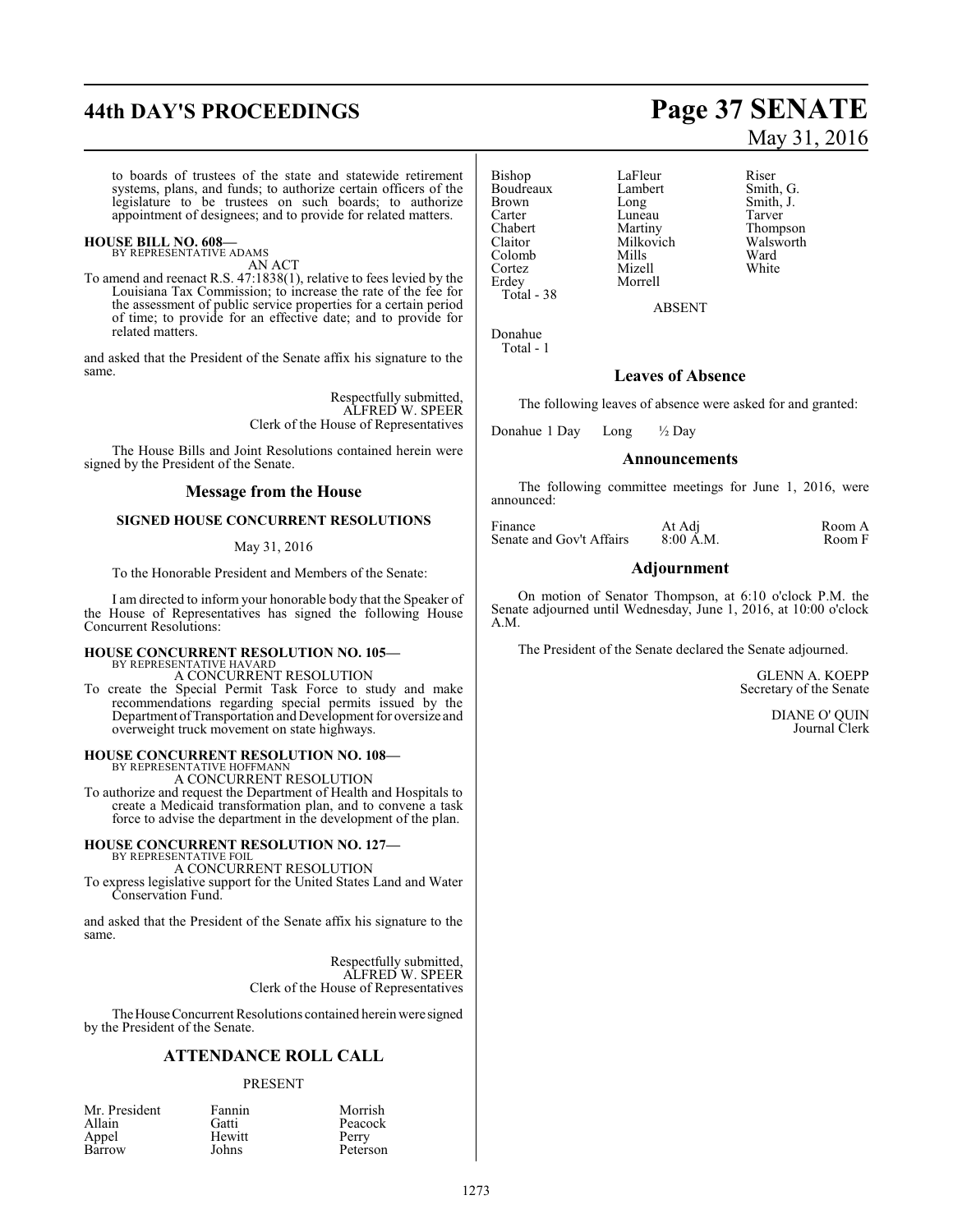to boards of trustees of the state and statewide retirement systems, plans, and funds; to authorize certain officers of the legislature to be trustees on such boards; to authorize appointment of designees; and to provide for related matters.

**HOUSE BILL NO. 608—**
BY REPRESENTATIVE ADAMS
AN ACT

To amend and reenact R.S. 47:1838(1), relative to fees levied by the Louisiana Tax Commission; to increase the rate of the fee for the assessment of public service properties for a certain period of time; to provide for an effective date; and to provide for related matters.

and asked that the President of the Senate affix his signature to the same.

Respectfully submitted,
ALFRED W. SPEER
Clerk of the House of Representatives

The House Bills and Joint Resolutions contained herein were signed by the President of the Senate.

## Message from the House

### SIGNED HOUSE CONCURRENT RESOLUTIONS

May 31, 2016

To the Honorable President and Members of the Senate:

I am directed to inform your honorable body that the Speaker of the House of Representatives has signed the following House Concurrent Resolutions:

**HOUSE CONCURRENT RESOLUTION NO. 105—**
BY REPRESENTATIVE HAVARD
A CONCURRENT RESOLUTION

To create the Special Permit Task Force to study and make recommendations regarding special permits issued by the Department of Transportation and Development for oversize and overweight truck movement on state highways.

**HOUSE CONCURRENT RESOLUTION NO. 108—**
BY REPRESENTATIVE HOFFMANN
A CONCURRENT RESOLUTION

To authorize and request the Department of Health and Hospitals to create a Medicaid transformation plan, and to convene a task force to advise the department in the development of the plan.

**HOUSE CONCURRENT RESOLUTION NO. 127—**
BY REPRESENTATIVE FOIL
A CONCURRENT RESOLUTION

To express legislative support for the United States Land and Water Conservation Fund.

and asked that the President of the Senate affix his signature to the same.

Respectfully submitted,
ALFRED W. SPEER
Clerk of the House of Representatives

The House Concurrent Resolutions contained herein were signed by the President of the Senate.

## ATTENDANCE ROLL CALL

PRESENT

| | | |
|---|---|---|
| Mr. President | Fannin | Morrish |
| Allain | Gatti | Peacock |
| Appel | Hewitt | Perry |
| Barrow | Johns | Peterson |
| Bishop | LaFleur | Riser |
| Boudreaux | Lambert | Smith, G. |
| Brown | Long | Smith, J. |
| Carter | Luneau | Tarver |
| Chabert | Martiny | Thompson |
| Claitor | Milkovich | Walsworth |
| Colomb | Mills | Ward |
| Cortez | Mizell | White |
| Erdey | Morrell | |

Total - 38

ABSENT

Donahue

Total - 1

## Leaves of Absence

The following leaves of absence were asked for and granted:

Donahue 1 Day Long ½ Day

## Announcements

The following committee meetings for June 1, 2016, were announced:

| | | |
|---|---|---|
| Finance | At Adj | Room A |
| Senate and Gov't Affairs | 8:00 A.M. | Room F |

## Adjournment

On motion of Senator Thompson, at 6:10 o'clock P.M. the Senate adjourned until Wednesday, June 1, 2016, at 10:00 o'clock A.M.

The President of the Senate declared the Senate adjourned.

GLENN A. KOEPP
Secretary of the Senate

DIANE O' QUIN
Journal Clerk